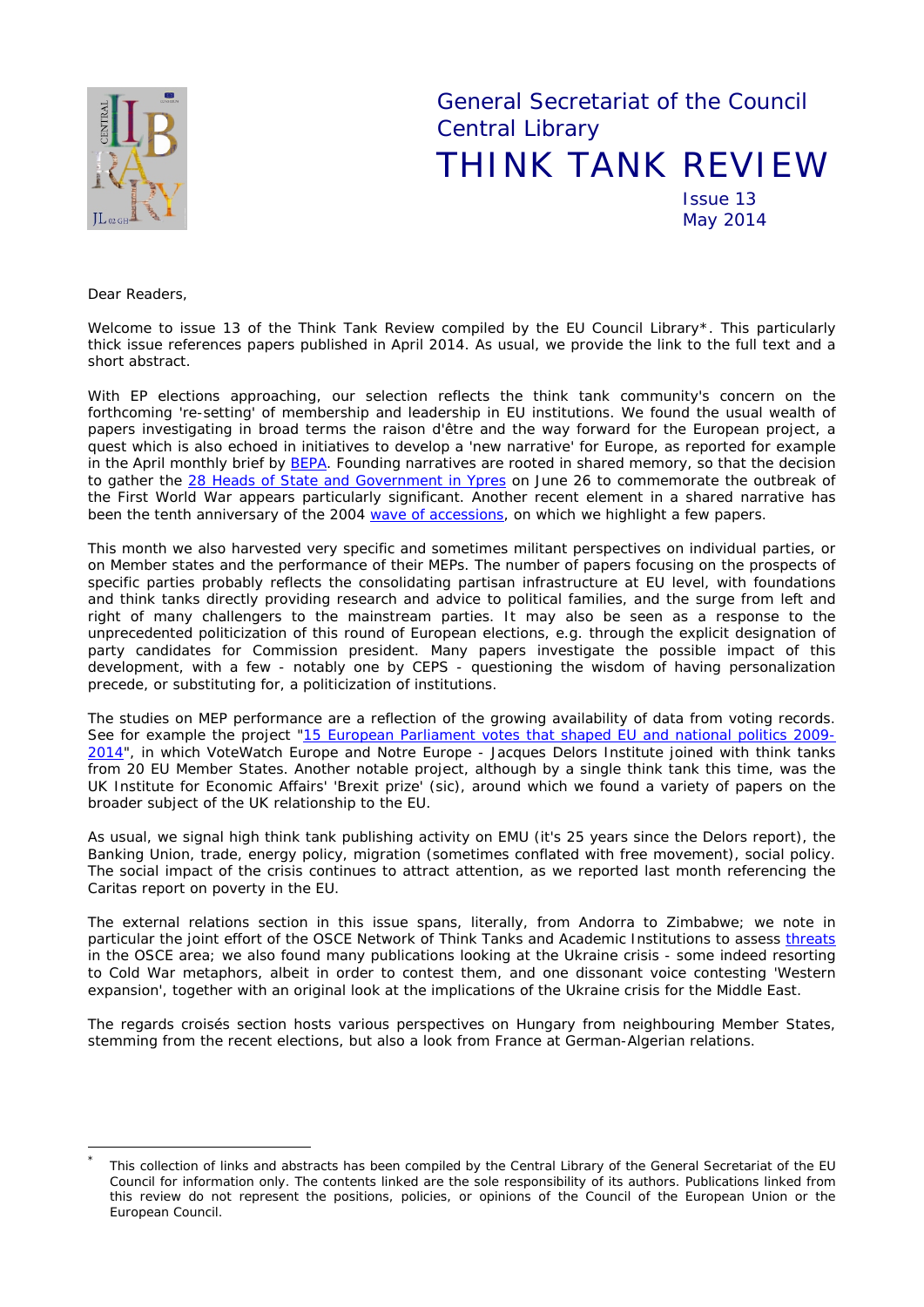# General Secretariat of the Council
# Central Library
# THINK TANK REVIEW

Issue 13
May 2014

Dear Readers,

Welcome to issue 13 of the Think Tank Review compiled by the EU Council Library*. This particularly thick issue references papers published in April 2014. As usual, we provide the link to the full text and a short abstract.

With EP elections approaching, our selection reflects the think tank community's concern on the forthcoming 're-setting' of membership and leadership in EU institutions. We found the usual wealth of papers investigating in broad terms the raison d'être and the way forward for the European project, a quest which is also echoed in initiatives to develop a 'new narrative' for Europe, as reported for example in the April monthly brief by [BEPA](). Founding narratives are rooted in shared memory, so that the decision to gather the [28 Heads of State and Government in Ypres]() on June 26 to commemorate the outbreak of the First World War appears particularly significant. Another recent element in a shared narrative has been the tenth anniversary of the 2004 [wave of accessions](), on which we highlight a few papers.

This month we also harvested very specific and sometimes militant perspectives on individual parties, or on Member states and the performance of their MEPs. The number of papers focusing on the prospects of specific parties probably reflects the consolidating partisan infrastructure at EU level, with foundations and think tanks directly providing research and advice to political families, and the surge from left and right of many challengers to the mainstream parties. It may also be seen as a response to the unprecedented politicization of this round of European elections, e.g. through the explicit designation of party candidates for Commission president. Many papers investigate the possible impact of this development, with a few - notably one by CEPS - questioning the wisdom of having personalization precede, or substituting for, a politicization of institutions.

The studies on MEP performance are a reflection of the growing availability of data from voting records. See for example the project "[15 European Parliament votes that shaped EU and national politics 2009-2014]()", in which VoteWatch Europe and Notre Europe - Jacques Delors Institute joined with think tanks from 20 EU Member States. Another notable project, although by a single think tank this time, was the UK Institute for Economic Affairs' 'Brexit prize' (sic), around which we found a variety of papers on the broader subject of the UK relationship to the EU.

As usual, we signal high think tank publishing activity on EMU (it's 25 years since the Delors report), the Banking Union, trade, energy policy, migration (sometimes conflated with free movement), social policy. The social impact of the crisis continues to attract attention, as we reported last month referencing the Caritas report on poverty in the EU.

The external relations section in this issue spans, literally, from Andorra to Zimbabwe; we note in particular the joint effort of the OSCE Network of Think Tanks and Academic Institutions to assess [threats]() in the OSCE area; we also found many publications looking at the Ukraine crisis - some indeed resorting to Cold War metaphors, albeit in order to contest them, and one dissonant voice contesting 'Western expansion', together with an original look at the implications of the Ukraine crisis for the Middle East.

The regards croisés section hosts various perspectives on Hungary from neighbouring Member States, stemming from the recent elections, but also a look from France at German-Algerian relations.

---

* This collection of links and abstracts has been compiled by the Central Library of the General Secretariat of the EU Council for information only. The contents linked are the sole responsibility of its authors. Publications linked from this review do not represent the positions, policies, or opinions of the Council of the European Union or the European Council.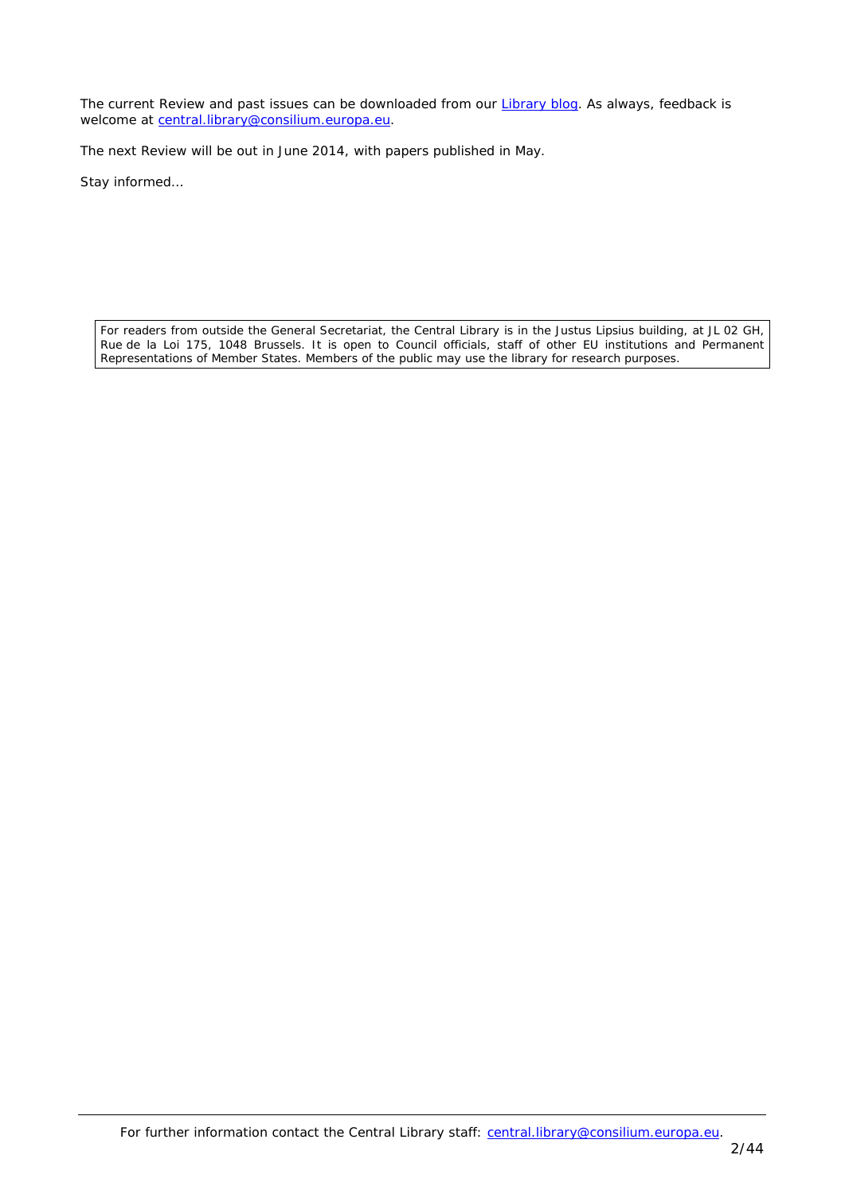The current Review and past issues can be downloaded from our [Library blog](). As always, feedback is welcome at [central.library@consilium.europa.eu](mailto:central.library@consilium.europa.eu).

The next Review will be out in June 2014, with papers published in May.

*Stay informed…*

> For readers from outside the General Secretariat, the Central Library is in the Justus Lipsius building, at JL 02 GH, Rue de la Loi 175, 1048 Brussels. It is open to Council officials, staff of other EU institutions and Permanent Representations of Member States. Members of the public may use the library for research purposes.

For further information contact the Central Library staff: [central.library@consilium.europa.eu](mailto:central.library@consilium.europa.eu).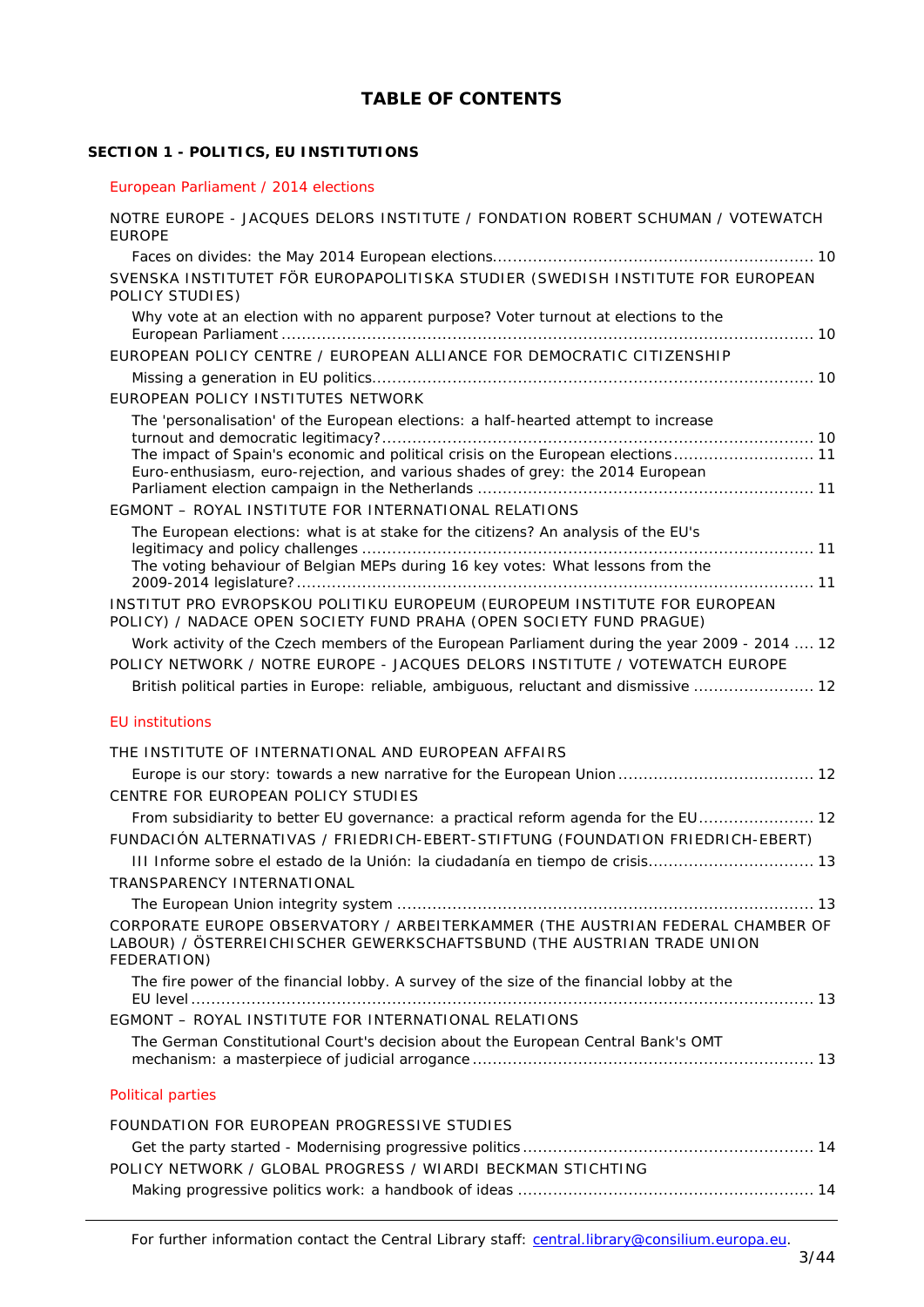# TABLE OF CONTENTS

## SECTION 1 - POLITICS, EU INSTITUTIONS

### European Parliament / 2014 elections

NOTRE EUROPE - JACQUES DELORS INSTITUTE / FONDATION ROBERT SCHUMAN / VOTEWATCH EUROPE

- Faces on divides: the May 2014 European elections ... 10

SVENSKA INSTITUTET FÖR EUROPAPOLITISKA STUDIER (SWEDISH INSTITUTE FOR EUROPEAN POLICY STUDIES)

- Why vote at an election with no apparent purpose? Voter turnout at elections to the European Parliament ... 10

EUROPEAN POLICY CENTRE / EUROPEAN ALLIANCE FOR DEMOCRATIC CITIZENSHIP

- Missing a generation in EU politics ... 10

EUROPEAN POLICY INSTITUTES NETWORK

- The 'personalisation' of the European elections: a half-hearted attempt to increase turnout and democratic legitimacy? ... 10
- The impact of Spain's economic and political crisis on the European elections ... 11
- Euro-enthusiasm, euro-rejection, and various shades of grey: the 2014 European Parliament election campaign in the Netherlands ... 11

EGMONT – ROYAL INSTITUTE FOR INTERNATIONAL RELATIONS

- The European elections: what is at stake for the citizens? An analysis of the EU's legitimacy and policy challenges ... 11
- The voting behaviour of Belgian MEPs during 16 key votes: What lessons from the 2009-2014 legislature? ... 11

INSTITUT PRO EVROPSKOU POLITIKU EUROPEUM (EUROPEUM INSTITUTE FOR EUROPEAN POLICY) / NADACE OPEN SOCIETY FUND PRAHA (OPEN SOCIETY FUND PRAGUE)

- Work activity of the Czech members of the European Parliament during the year 2009 - 2014 ... 12

POLICY NETWORK / NOTRE EUROPE - JACQUES DELORS INSTITUTE / VOTEWATCH EUROPE

- British political parties in Europe: reliable, ambiguous, reluctant and dismissive ... 12

### EU institutions

THE INSTITUTE OF INTERNATIONAL AND EUROPEAN AFFAIRS

- Europe is our story: towards a new narrative for the European Union ... 12

CENTRE FOR EUROPEAN POLICY STUDIES

- From subsidiarity to better EU governance: a practical reform agenda for the EU ... 12

FUNDACIÓN ALTERNATIVAS / FRIEDRICH-EBERT-STIFTUNG (FOUNDATION FRIEDRICH-EBERT)

- III Informe sobre el estado de la Unión: la ciudadanía en tiempo de crisis ... 13

TRANSPARENCY INTERNATIONAL

- The European Union integrity system ... 13

CORPORATE EUROPE OBSERVATORY / ARBEITERKAMMER (THE AUSTRIAN FEDERAL CHAMBER OF LABOUR) / ÖSTERREICHISCHER GEWERKSCHAFTSBUND (THE AUSTRIAN TRADE UNION FEDERATION)

- The fire power of the financial lobby. A survey of the size of the financial lobby at the EU level ... 13

EGMONT – ROYAL INSTITUTE FOR INTERNATIONAL RELATIONS

- The German Constitutional Court's decision about the European Central Bank's OMT mechanism: a masterpiece of judicial arrogance ... 13

### Political parties

FOUNDATION FOR EUROPEAN PROGRESSIVE STUDIES

- Get the party started - Modernising progressive politics ... 14

POLICY NETWORK / GLOBAL PROGRESS / WIARDI BECKMAN STICHTING

- Making progressive politics work: a handbook of ideas ... 14

For further information contact the Central Library staff: central.library@consilium.europa.eu.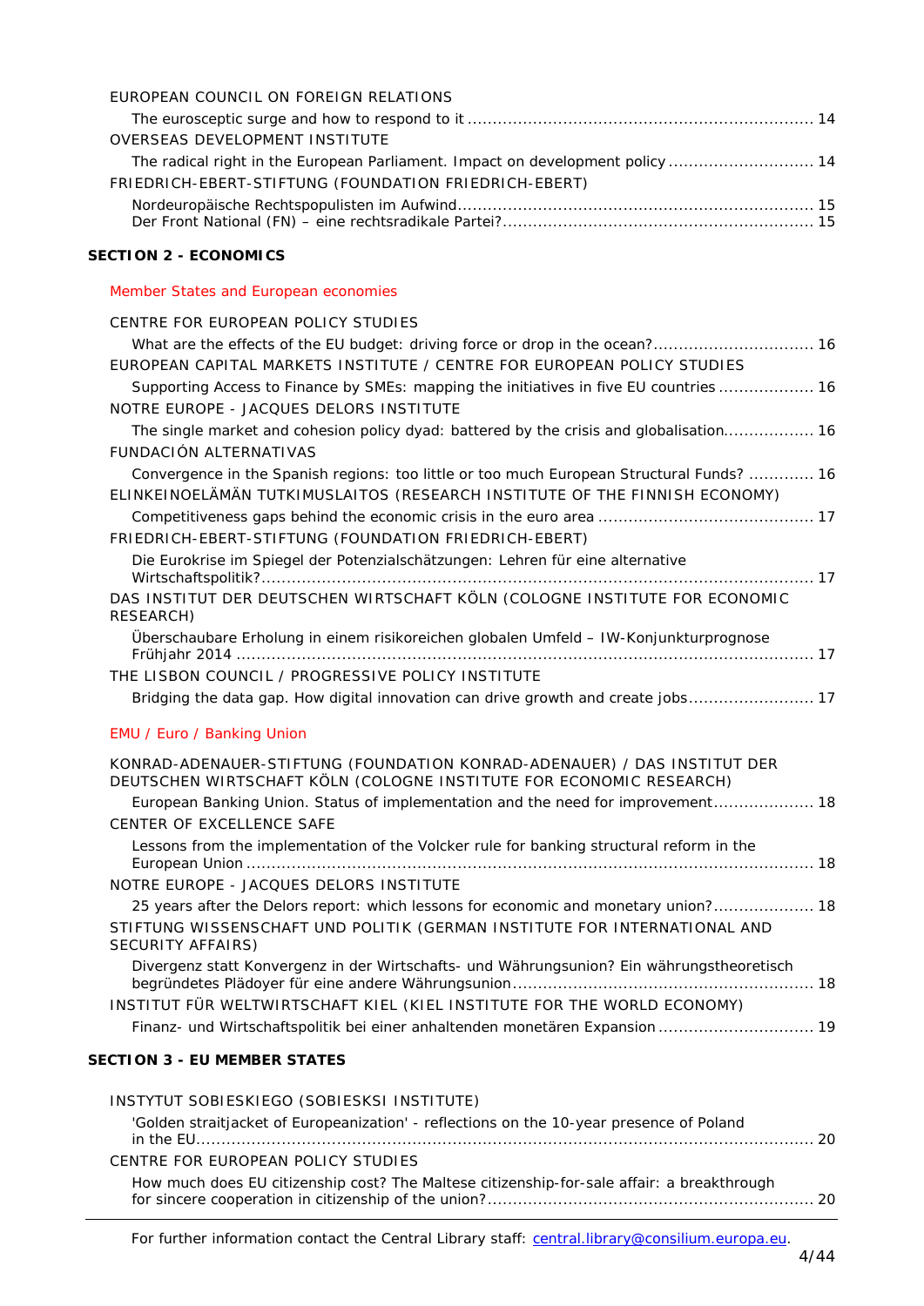EUROPEAN COUNCIL ON FOREIGN RELATIONS

The eurosceptic surge and how to respond to it ..................................................................... 14

OVERSEAS DEVELOPMENT INSTITUTE

The radical right in the European Parliament. Impact on development policy ............................. 14

FRIEDRICH-EBERT-STIFTUNG (FOUNDATION FRIEDRICH-EBERT)

Nordeuropäische Rechtspopulisten im Aufwind....................................................................... 15
Der Front National (FN) – eine rechtsradikale Partei?.............................................................. 15

**SECTION 2 - ECONOMICS**

Member States and European economies

CENTRE FOR EUROPEAN POLICY STUDIES

What are the effects of the EU budget: driving force or drop in the ocean?................................ 16

EUROPEAN CAPITAL MARKETS INSTITUTE / CENTRE FOR EUROPEAN POLICY STUDIES

Supporting Access to Finance by SMEs: mapping the initiatives in five EU countries ................... 16

NOTRE EUROPE - JACQUES DELORS INSTITUTE

The single market and cohesion policy dyad: battered by the crisis and globalisation.................. 16

FUNDACIÓN ALTERNATIVAS

Convergence in the Spanish regions: too little or too much European Structural Funds? ............. 16

ELINKEINOELÄMÄN TUTKIMUSLAITOS (RESEARCH INSTITUTE OF THE FINNISH ECONOMY)

Competitiveness gaps behind the economic crisis in the euro area ........................................... 17

FRIEDRICH-EBERT-STIFTUNG (FOUNDATION FRIEDRICH-EBERT)

Die Eurokrise im Spiegel der Potenzialschätzungen: Lehren für eine alternative Wirtschaftspolitik?............................................................................................................... 17

DAS INSTITUT DER DEUTSCHEN WIRTSCHAFT KÖLN (COLOGNE INSTITUTE FOR ECONOMIC RESEARCH)

Überschaubare Erholung in einem risikoreichen globalen Umfeld – IW-Konjunkturprognose Frühjahr 2014 ................................................................................................................... 17

THE LISBON COUNCIL / PROGRESSIVE POLICY INSTITUTE

Bridging the data gap. How digital innovation can drive growth and create jobs......................... 17

EMU / Euro / Banking Union

KONRAD-ADENAUER-STIFTUNG (FOUNDATION KONRAD-ADENAUER) / DAS INSTITUT DER DEUTSCHEN WIRTSCHAFT KÖLN (COLOGNE INSTITUTE FOR ECONOMIC RESEARCH)

European Banking Union. Status of implementation and the need for improvement.................... 18

CENTER OF EXCELLENCE SAFE

Lessons from the implementation of the Volcker rule for banking structural reform in the European Union ................................................................................................................. 18

NOTRE EUROPE - JACQUES DELORS INSTITUTE

25 years after the Delors report: which lessons for economic and monetary union?.................... 18

STIFTUNG WISSENSCHAFT UND POLITIK (GERMAN INSTITUTE FOR INTERNATIONAL AND SECURITY AFFAIRS)

Divergenz statt Konvergenz in der Wirtschafts- und Währungsunion? Ein währungstheoretisch begründetes Plädoyer für eine andere Währungsunion........................................................... 18

INSTITUT FÜR WELTWIRTSCHAFT KIEL (KIEL INSTITUTE FOR THE WORLD ECONOMY)

Finanz- und Wirtschaftspolitik bei einer anhaltenden monetären Expansion ............................... 19

**SECTION 3 - EU MEMBER STATES**

INSTYTUT SOBIESKIEGO (SOBIESKSI INSTITUTE)

'Golden straitjacket of Europeanization' - reflections on the 10-year presence of Poland in the EU.......................................................................................................................... 20

CENTRE FOR EUROPEAN POLICY STUDIES

How much does EU citizenship cost? The Maltese citizenship-for-sale affair: a breakthrough for sincere cooperation in citizenship of the union?................................................................. 20

For further information contact the Central Library staff: central.library@consilium.europa.eu.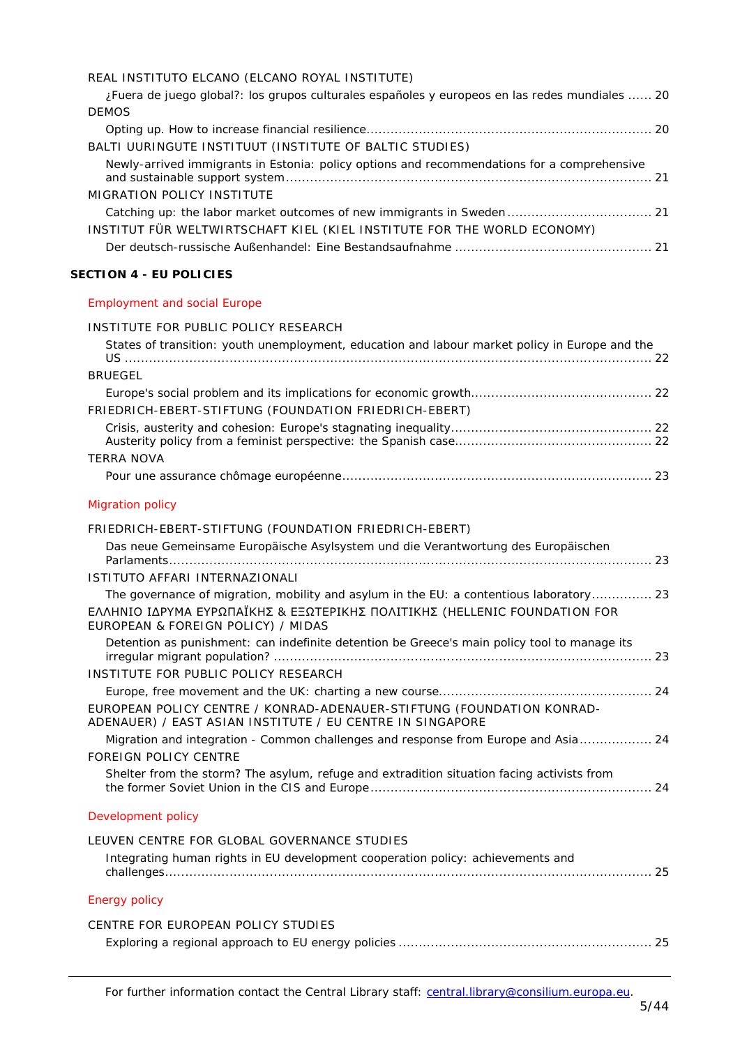REAL INSTITUTO ELCANO (ELCANO ROYAL INSTITUTE)

¿Fuera de juego global?: los grupos culturales españoles y europeos en las redes mundiales ...... 20

DEMOS

Opting up. How to increase financial resilience ....................................................................... 20

BALTI UURINGUTE INSTITUUT (INSTITUTE OF BALTIC STUDIES)

Newly-arrived immigrants in Estonia: policy options and recommendations for a comprehensive and sustainable support system ........................................................................................... 21

MIGRATION POLICY INSTITUTE

Catching up: the labor market outcomes of new immigrants in Sweden .................................... 21

INSTITUT FÜR WELTWIRTSCHAFT KIEL (KIEL INSTITUTE FOR THE WORLD ECONOMY)

Der deutsch-russische Außenhandel: Eine Bestandsaufnahme ................................................. 21

**SECTION 4 - EU POLICIES**

Employment and social Europe

INSTITUTE FOR PUBLIC POLICY RESEARCH

States of transition: youth unemployment, education and labour market policy in Europe and the US ................................................................................................................................... 22

BRUEGEL

Europe's social problem and its implications for economic growth ............................................ 22

FRIEDRICH-EBERT-STIFTUNG (FOUNDATION FRIEDRICH-EBERT)

Crisis, austerity and cohesion: Europe's stagnating inequality .................................................. 22

Austerity policy from a feminist perspective: the Spanish case ................................................. 22

TERRA NOVA

Pour une assurance chômage européenne ............................................................................. 23

Migration policy

FRIEDRICH-EBERT-STIFTUNG (FOUNDATION FRIEDRICH-EBERT)

Das neue Gemeinsame Europäische Asylsystem und die Verantwortung des Europäischen Parlaments ........................................................................................................................ 23

ISTITUTO AFFARI INTERNAZIONALI

The governance of migration, mobility and asylum in the EU: a contentious laboratory ............... 23

ΕΛΛΗΝΙΟ ΙΔΡΥΜΑ ΕΥΡΩΠΑΪΚΗΣ & ΕΞΩΤΕΡΙΚΗΣ ΠΟΛΙΤΙΚΗΣ (HELLENIC FOUNDATION FOR EUROPEAN & FOREIGN POLICY) / MIDAS

Detention as punishment: can indefinite detention be Greece's main policy tool to manage its irregular migrant population? .............................................................................................. 23

INSTITUTE FOR PUBLIC POLICY RESEARCH

Europe, free movement and the UK: charting a new course ..................................................... 24

EUROPEAN POLICY CENTRE / KONRAD-ADENAUER-STIFTUNG (FOUNDATION KONRAD-ADENAUER) / EAST ASIAN INSTITUTE / EU CENTRE IN SINGAPORE

Migration and integration - Common challenges and response from Europe and Asia .................. 24

FOREIGN POLICY CENTRE

Shelter from the storm? The asylum, refuge and extradition situation facing activists from the former Soviet Union in the CIS and Europe ...................................................................... 24

Development policy

LEUVEN CENTRE FOR GLOBAL GOVERNANCE STUDIES

Integrating human rights in EU development cooperation policy: achievements and challenges ......................................................................................................................... 25

Energy policy

CENTRE FOR EUROPEAN POLICY STUDIES

Exploring a regional approach to EU energy policies ............................................................... 25

For further information contact the Central Library staff: central.library@consilium.europa.eu.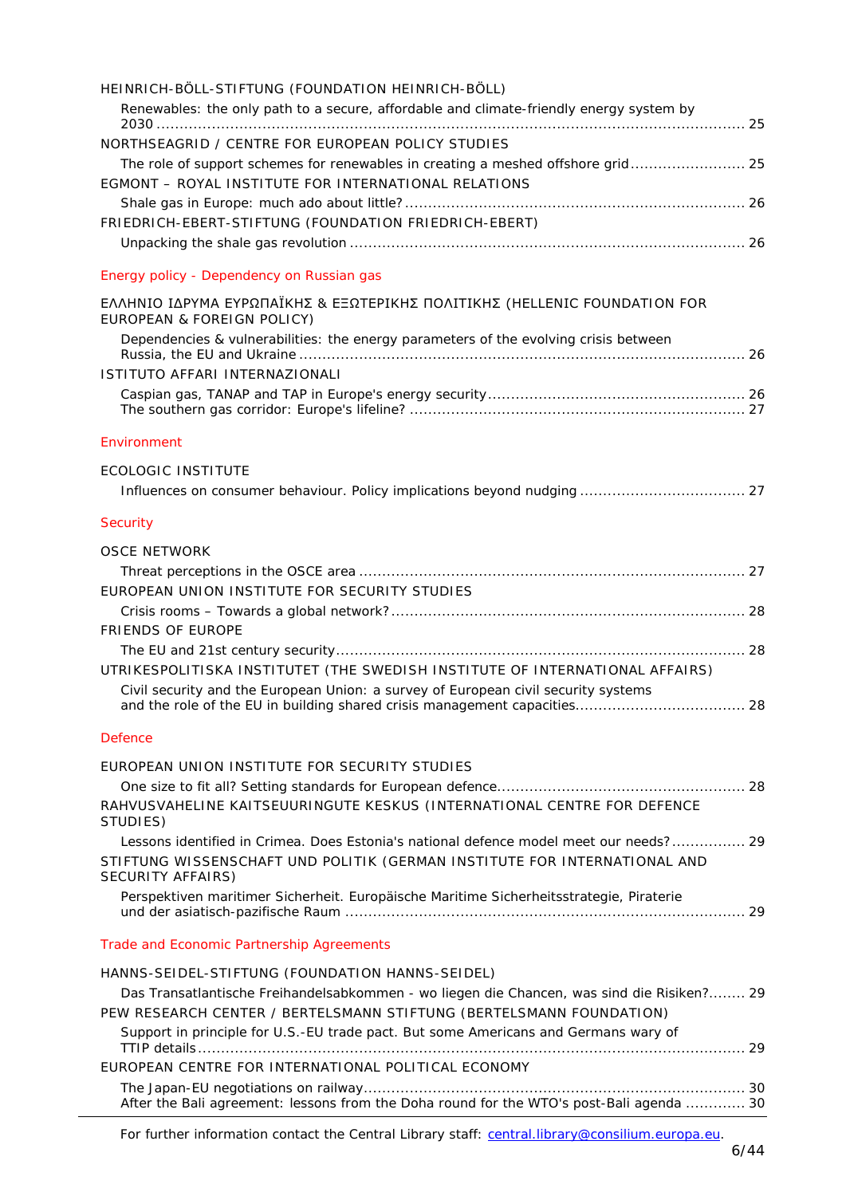HEINRICH-BÖLL-STIFTUNG (FOUNDATION HEINRICH-BÖLL)

Renewables: the only path to a secure, affordable and climate-friendly energy system by 2030 ............ 25

NORTHSEAGRID / CENTRE FOR EUROPEAN POLICY STUDIES

The role of support schemes for renewables in creating a meshed offshore grid ............ 25

EGMONT – ROYAL INSTITUTE FOR INTERNATIONAL RELATIONS

Shale gas in Europe: much ado about little? ............ 26

FRIEDRICH-EBERT-STIFTUNG (FOUNDATION FRIEDRICH-EBERT)

Unpacking the shale gas revolution ............ 26

## Energy policy - Dependency on Russian gas

ΕΛΛΗΝΙΟ ΙΔΡΥΜΑ ΕΥΡΩΠΑΪΚΗΣ & ΕΞΩΤΕΡΙΚΗΣ ΠΟΛΙΤΙΚΗΣ (HELLENIC FOUNDATION FOR EUROPEAN & FOREIGN POLICY)

Dependencies & vulnerabilities: the energy parameters of the evolving crisis between Russia, the EU and Ukraine ............ 26

ISTITUTO AFFARI INTERNAZIONALI

Caspian gas, TANAP and TAP in Europe's energy security ............ 26
The southern gas corridor: Europe's lifeline? ............ 27

## Environment

ECOLOGIC INSTITUTE

Influences on consumer behaviour. Policy implications beyond nudging ............ 27

## Security

OSCE NETWORK

Threat perceptions in the OSCE area ............ 27

EUROPEAN UNION INSTITUTE FOR SECURITY STUDIES

Crisis rooms – Towards a global network? ............ 28

FRIENDS OF EUROPE

The EU and 21st century security ............ 28

UTRIKESPOLITISKA INSTITUTET (THE SWEDISH INSTITUTE OF INTERNATIONAL AFFAIRS)

Civil security and the European Union: a survey of European civil security systems and the role of the EU in building shared crisis management capacities ............ 28

## Defence

EUROPEAN UNION INSTITUTE FOR SECURITY STUDIES

One size to fit all? Setting standards for European defence ............ 28

RAHVUSVAHELINE KAITSEUURINGUTE KESKUS (INTERNATIONAL CENTRE FOR DEFENCE STUDIES)

Lessons identified in Crimea. Does Estonia's national defence model meet our needs? ............ 29

STIFTUNG WISSENSCHAFT UND POLITIK (GERMAN INSTITUTE FOR INTERNATIONAL AND SECURITY AFFAIRS)

Perspektiven maritimer Sicherheit. Europäische Maritime Sicherheitsstrategie, Piraterie und der asiatisch-pazifische Raum ............ 29

## Trade and Economic Partnership Agreements

HANNS-SEIDEL-STIFTUNG (FOUNDATION HANNS-SEIDEL)

Das Transatlantische Freihandelsabkommen - wo liegen die Chancen, was sind die Risiken? ............ 29

PEW RESEARCH CENTER / BERTELSMANN STIFTUNG (BERTELSMANN FOUNDATION)

Support in principle for U.S.-EU trade pact. But some Americans and Germans wary of TTIP details ............ 29

EUROPEAN CENTRE FOR INTERNATIONAL POLITICAL ECONOMY

The Japan-EU negotiations on railway ............ 30
After the Bali agreement: lessons from the Doha round for the WTO's post-Bali agenda ............ 30

For further information contact the Central Library staff: central.library@consilium.europa.eu.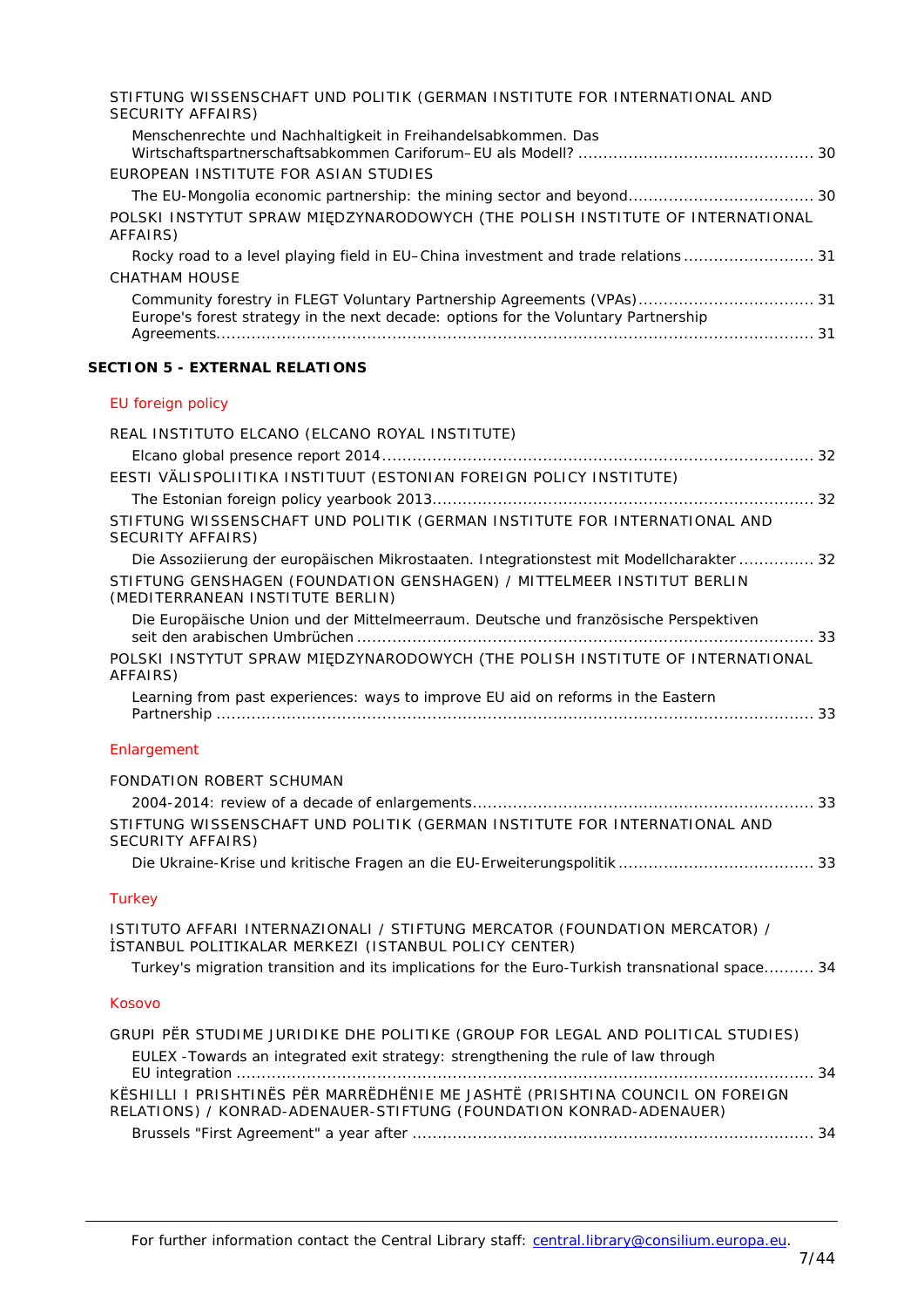STIFTUNG WISSENSCHAFT UND POLITIK (GERMAN INSTITUTE FOR INTERNATIONAL AND SECURITY AFFAIRS)

Menschenrechte und Nachhaltigkeit in Freihandelsabkommen. Das Wirtschaftspartnerschaftsabkommen Cariforum–EU als Modell? .............................................. 30

EUROPEAN INSTITUTE FOR ASIAN STUDIES

The EU-Mongolia economic partnership: the mining sector and beyond.................................... 30

POLSKI INSTYTUT SPRAW MIĘDZYNARODOWYCH (THE POLISH INSTITUTE OF INTERNATIONAL AFFAIRS)

Rocky road to a level playing field in EU–China investment and trade relations .......................... 31

CHATHAM HOUSE

Community forestry in FLEGT Voluntary Partnership Agreements (VPAs).................................. 31

Europe's forest strategy in the next decade: options for the Voluntary Partnership Agreements........................................................................................................................ 31

**SECTION 5 - EXTERNAL RELATIONS**

EU foreign policy

REAL INSTITUTO ELCANO (ELCANO ROYAL INSTITUTE)

Elcano global presence report 2014..................................................................................... 32

EESTI VÄLISPOLIITIKA INSTITUUT (ESTONIAN FOREIGN POLICY INSTITUTE)

The Estonian foreign policy yearbook 2013........................................................................... 32

STIFTUNG WISSENSCHAFT UND POLITIK (GERMAN INSTITUTE FOR INTERNATIONAL AND SECURITY AFFAIRS)

Die Assoziierung der europäischen Mikrostaaten. Integrationstest mit Modellcharakter ............... 32

STIFTUNG GENSHAGEN (FOUNDATION GENSHAGEN) / MITTELMEER INSTITUT BERLIN (MEDITERRANEAN INSTITUTE BERLIN)

Die Europäische Union und der Mittelmeerraum. Deutsche und französische Perspektiven seit den arabischen Umbrüchen ........................................................................................... 33

POLSKI INSTYTUT SPRAW MIĘDZYNARODOWYCH (THE POLISH INSTITUTE OF INTERNATIONAL AFFAIRS)

Learning from past experiences: ways to improve EU aid on reforms in the Eastern Partnership ....................................................................................................................... 33

Enlargement

FONDATION ROBERT SCHUMAN

2004-2014: review of a decade of enlargements.................................................................... 33

STIFTUNG WISSENSCHAFT UND POLITIK (GERMAN INSTITUTE FOR INTERNATIONAL AND SECURITY AFFAIRS)

Die Ukraine-Krise und kritische Fragen an die EU-Erweiterungspolitik ....................................... 33

Turkey

ISTITUTO AFFARI INTERNAZIONALI / STIFTUNG MERCATOR (FOUNDATION MERCATOR) / İSTANBUL POLITIKALAR MERKEZI (ISTANBUL POLICY CENTER)

Turkey's migration transition and its implications for the Euro-Turkish transnational space.......... 34

Kosovo

GRUPI PËR STUDIME JURIDIKE DHE POLITIKE (GROUP FOR LEGAL AND POLITICAL STUDIES)

EULEX -Towards an integrated exit strategy: strengthening the rule of law through EU integration ................................................................................................................... 34

KËSHILLI I PRISHTINËS PËR MARRËDHËNIE ME JASHTË (PRISHTINA COUNCIL ON FOREIGN RELATIONS) / KONRAD-ADENAUER-STIFTUNG (FOUNDATION KONRAD-ADENAUER)

Brussels "First Agreement" a year after ................................................................................. 34

For further information contact the Central Library staff: central.library@consilium.europa.eu.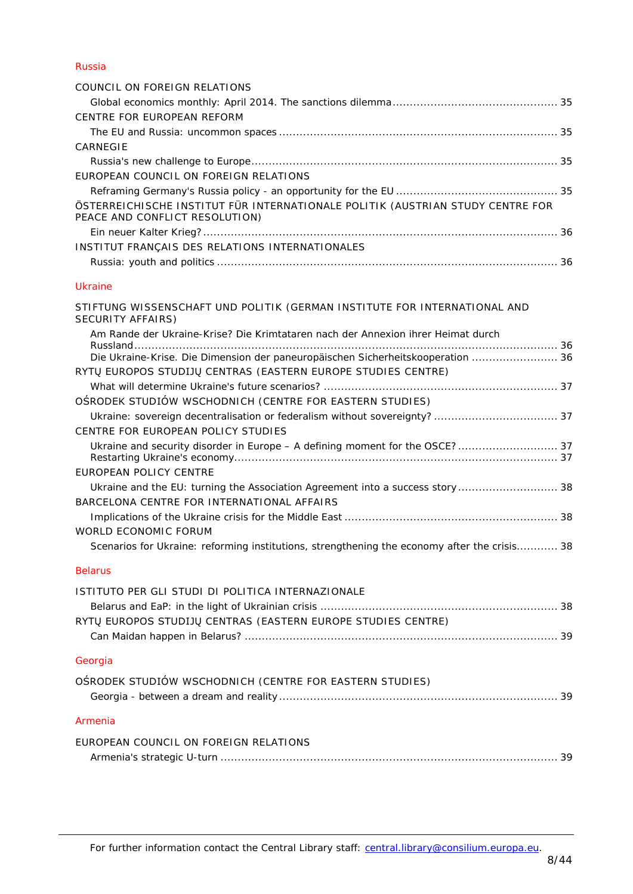### Russia

COUNCIL ON FOREIGN RELATIONS

Global economics monthly: April 2014. The sanctions dilemma ... 35

CENTRE FOR EUROPEAN REFORM

The EU and Russia: uncommon spaces ... 35

CARNEGIE

Russia's new challenge to Europe ... 35

EUROPEAN COUNCIL ON FOREIGN RELATIONS

Reframing Germany's Russia policy - an opportunity for the EU ... 35

ÖSTERREICHISCHE INSTITUT FÜR INTERNATIONALE POLITIK (AUSTRIAN STUDY CENTRE FOR PEACE AND CONFLICT RESOLUTION)

Ein neuer Kalter Krieg? ... 36

INSTITUT FRANÇAIS DES RELATIONS INTERNATIONALES

Russia: youth and politics ... 36

### Ukraine

STIFTUNG WISSENSCHAFT UND POLITIK (GERMAN INSTITUTE FOR INTERNATIONAL AND SECURITY AFFAIRS)

Am Rande der Ukraine-Krise? Die Krimtataren nach der Annexion ihrer Heimat durch Russland ... 36

Die Ukraine-Krise. Die Dimension der paneuropäischen Sicherheitskooperation ... 36

RYTŲ EUROPOS STUDIJŲ CENTRAS (EASTERN EUROPE STUDIES CENTRE)

What will determine Ukraine's future scenarios? ... 37

OŚRODEK STUDIÓW WSCHODNICH (CENTRE FOR EASTERN STUDIES)

Ukraine: sovereign decentralisation or federalism without sovereignty? ... 37

CENTRE FOR EUROPEAN POLICY STUDIES

Ukraine and security disorder in Europe – A defining moment for the OSCE? ... 37

Restarting Ukraine's economy ... 37

EUROPEAN POLICY CENTRE

Ukraine and the EU: turning the Association Agreement into a success story ... 38

BARCELONA CENTRE FOR INTERNATIONAL AFFAIRS

Implications of the Ukraine crisis for the Middle East ... 38

WORLD ECONOMIC FORUM

Scenarios for Ukraine: reforming institutions, strengthening the economy after the crisis ... 38

### Belarus

ISTITUTO PER GLI STUDI DI POLITICA INTERNAZIONALE

Belarus and EaP: in the light of Ukrainian crisis ... 38

RYTŲ EUROPOS STUDIJŲ CENTRAS (EASTERN EUROPE STUDIES CENTRE)

Can Maidan happen in Belarus? ... 39

### Georgia

OŚRODEK STUDIÓW WSCHODNICH (CENTRE FOR EASTERN STUDIES)

Georgia - between a dream and reality ... 39

### Armenia

EUROPEAN COUNCIL ON FOREIGN RELATIONS

Armenia's strategic U-turn ... 39

For further information contact the Central Library staff: central.library@consilium.europa.eu.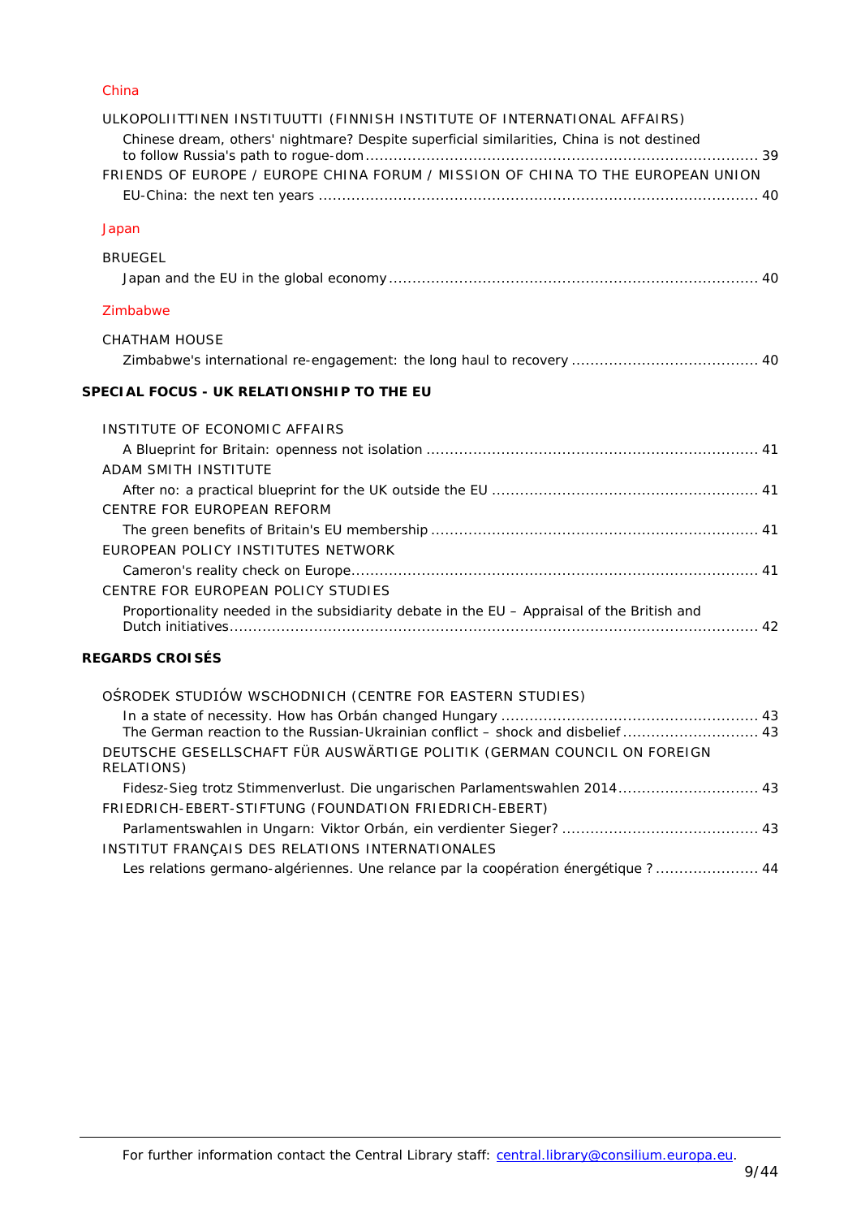### China

ULKOPOLIITTINEN INSTITUUTTI (FINNISH INSTITUTE OF INTERNATIONAL AFFAIRS)

Chinese dream, others' nightmare? Despite superficial similarities, China is not destined to follow Russia's path to rogue-dom ........ 39

FRIENDS OF EUROPE / EUROPE CHINA FORUM / MISSION OF CHINA TO THE EUROPEAN UNION

EU-China: the next ten years ........ 40

### Japan

BRUEGEL

Japan and the EU in the global economy ........ 40

### Zimbabwe

CHATHAM HOUSE

Zimbabwe's international re-engagement: the long haul to recovery ........ 40

## SPECIAL FOCUS - UK RELATIONSHIP TO THE EU

INSTITUTE OF ECONOMIC AFFAIRS

A Blueprint for Britain: openness not isolation ........ 41

ADAM SMITH INSTITUTE

After no: a practical blueprint for the UK outside the EU ........ 41

CENTRE FOR EUROPEAN REFORM

The green benefits of Britain's EU membership ........ 41

EUROPEAN POLICY INSTITUTES NETWORK

Cameron's reality check on Europe........ 41

CENTRE FOR EUROPEAN POLICY STUDIES

Proportionality needed in the subsidiarity debate in the EU – Appraisal of the British and Dutch initiatives........ 42

## REGARDS CROISÉS

OŚRODEK STUDIÓW WSCHODNICH (CENTRE FOR EASTERN STUDIES)

In a state of necessity. How has Orbán changed Hungary ........ 43

The German reaction to the Russian-Ukrainian conflict – shock and disbelief ........ 43

DEUTSCHE GESELLSCHAFT FÜR AUSWÄRTIGE POLITIK (GERMAN COUNCIL ON FOREIGN RELATIONS)

Fidesz-Sieg trotz Stimmenverlust. Die ungarischen Parlamentswahlen 2014........ 43

FRIEDRICH-EBERT-STIFTUNG (FOUNDATION FRIEDRICH-EBERT)

Parlamentswahlen in Ungarn: Viktor Orbán, ein verdienter Sieger? ........ 43

INSTITUT FRANÇAIS DES RELATIONS INTERNATIONALES

Les relations germano-algériennes. Une relance par la coopération énergétique ? ........ 44

For further information contact the Central Library staff: central.library@consilium.europa.eu.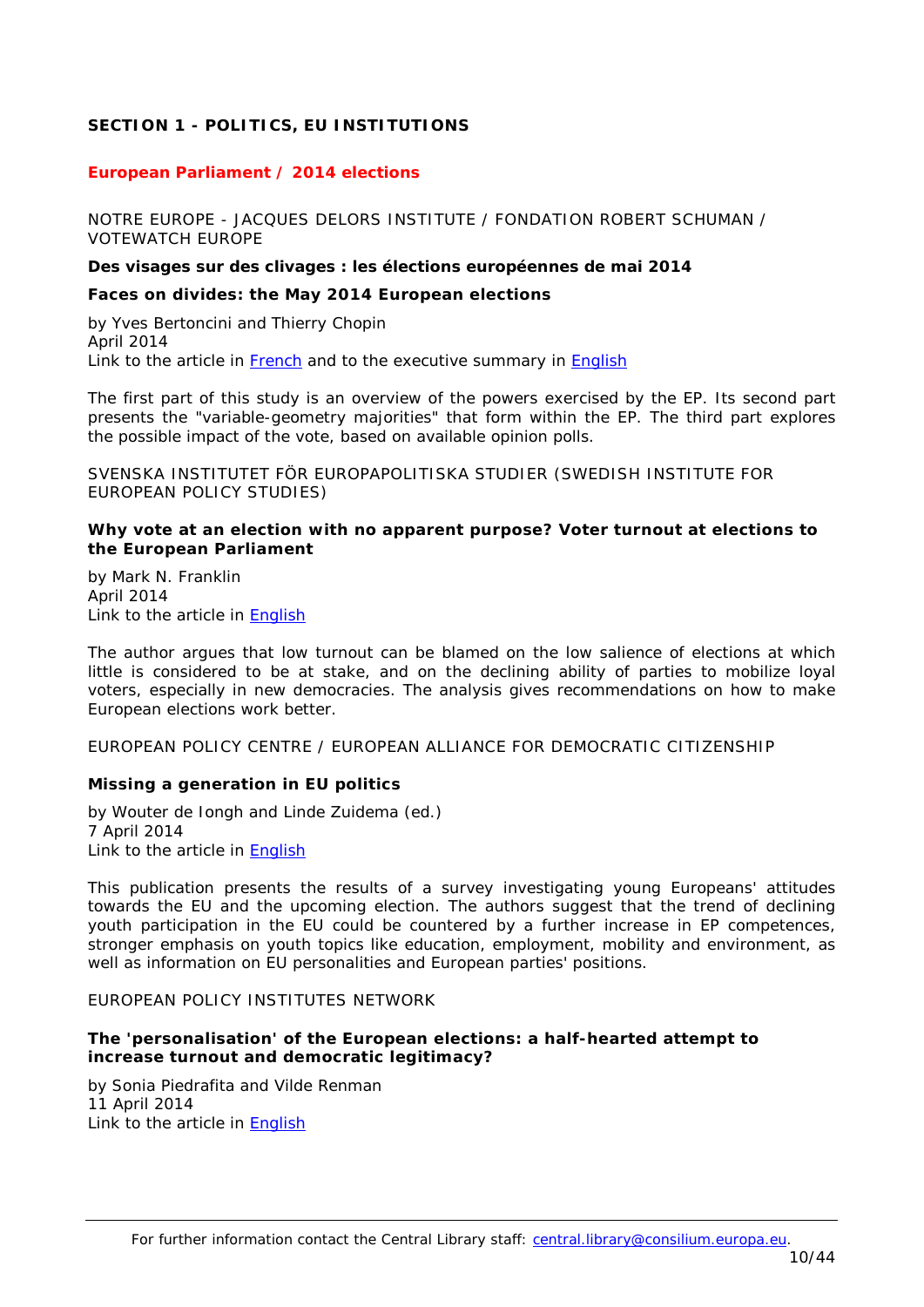## SECTION 1 - POLITICS, EU INSTITUTIONS

### European Parliament / 2014 elections

NOTRE EUROPE - JACQUES DELORS INSTITUTE / FONDATION ROBERT SCHUMAN / VOTEWATCH EUROPE

**Des visages sur des clivages : les élections européennes de mai 2014**

**Faces on divides: the May 2014 European elections**

by Yves Bertoncini and Thierry Chopin
April 2014
Link to the article in French and to the executive summary in English

The first part of this study is an overview of the powers exercised by the EP. Its second part presents the "variable-geometry majorities" that form within the EP. The third part explores the possible impact of the vote, based on available opinion polls.

SVENSKA INSTITUTET FÖR EUROPAPOLITISKA STUDIER (SWEDISH INSTITUTE FOR EUROPEAN POLICY STUDIES)

**Why vote at an election with no apparent purpose? Voter turnout at elections to the European Parliament**

by Mark N. Franklin
April 2014
Link to the article in English

The author argues that low turnout can be blamed on the low salience of elections at which little is considered to be at stake, and on the declining ability of parties to mobilize loyal voters, especially in new democracies. The analysis gives recommendations on how to make European elections work better.

EUROPEAN POLICY CENTRE / EUROPEAN ALLIANCE FOR DEMOCRATIC CITIZENSHIP

**Missing a generation in EU politics**

by Wouter de Iongh and Linde Zuidema (ed.)
7 April 2014
Link to the article in English

This publication presents the results of a survey investigating young Europeans' attitudes towards the EU and the upcoming election. The authors suggest that the trend of declining youth participation in the EU could be countered by a further increase in EP competences, stronger emphasis on youth topics like education, employment, mobility and environment, as well as information on EU personalities and European parties' positions.

EUROPEAN POLICY INSTITUTES NETWORK

**The 'personalisation' of the European elections: a half-hearted attempt to increase turnout and democratic legitimacy?**

by Sonia Piedrafita and Vilde Renman
11 April 2014
Link to the article in English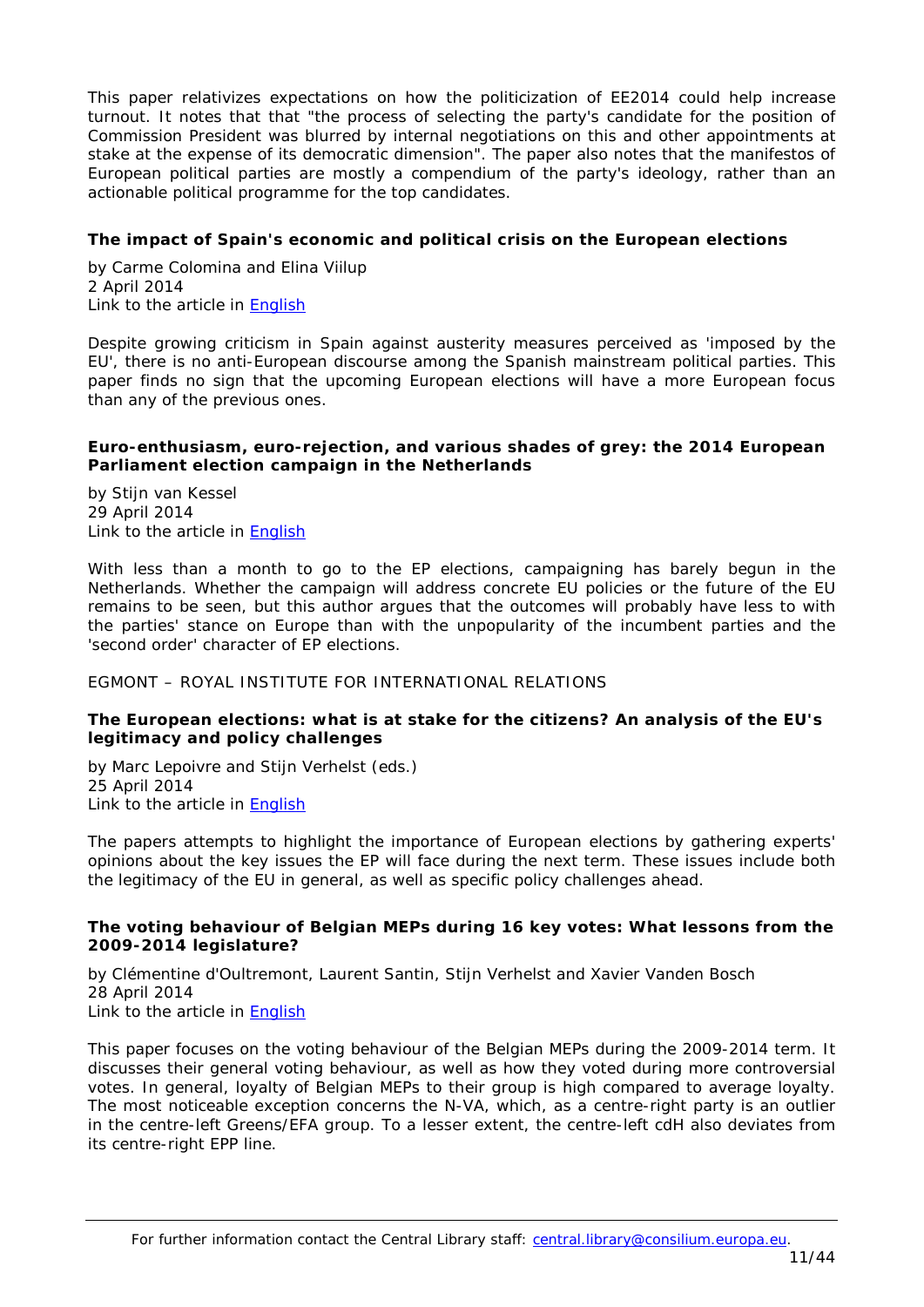This paper relativizes expectations on how the politicization of EE2014 could help increase turnout. It notes that that "the process of selecting the party's candidate for the position of Commission President was blurred by internal negotiations on this and other appointments at stake at the expense of its democratic dimension". The paper also notes that the manifestos of European political parties are mostly a compendium of the party's ideology, rather than an actionable political programme for the top candidates.

**The impact of Spain's economic and political crisis on the European elections**

by Carme Colomina and Elina Viilup
2 April 2014
Link to the article in English

Despite growing criticism in Spain against austerity measures perceived as 'imposed by the EU', there is no anti-European discourse among the Spanish mainstream political parties. This paper finds no sign that the upcoming European elections will have a more European focus than any of the previous ones.

**Euro-enthusiasm, euro-rejection, and various shades of grey: the 2014 European Parliament election campaign in the Netherlands**

by Stijn van Kessel
29 April 2014
Link to the article in English

With less than a month to go to the EP elections, campaigning has barely begun in the Netherlands. Whether the campaign will address concrete EU policies or the future of the EU remains to be seen, but this author argues that the outcomes will probably have less to with the parties' stance on Europe than with the unpopularity of the incumbent parties and the 'second order' character of EP elections.

EGMONT – ROYAL INSTITUTE FOR INTERNATIONAL RELATIONS

**The European elections: what is at stake for the citizens? An analysis of the EU's legitimacy and policy challenges**

by Marc Lepoivre and Stijn Verhelst (eds.)
25 April 2014
Link to the article in English

The papers attempts to highlight the importance of European elections by gathering experts' opinions about the key issues the EP will face during the next term. These issues include both the legitimacy of the EU in general, as well as specific policy challenges ahead.

**The voting behaviour of Belgian MEPs during 16 key votes: What lessons from the 2009-2014 legislature?**

by Clémentine d'Oultremont, Laurent Santin, Stijn Verhelst and Xavier Vanden Bosch
28 April 2014
Link to the article in English

This paper focuses on the voting behaviour of the Belgian MEPs during the 2009-2014 term. It discusses their general voting behaviour, as well as how they voted during more controversial votes. In general, loyalty of Belgian MEPs to their group is high compared to average loyalty. The most noticeable exception concerns the N-VA, which, as a centre-right party is an outlier in the centre-left Greens/EFA group. To a lesser extent, the centre-left cdH also deviates from its centre-right EPP line.

For further information contact the Central Library staff: central.library@consilium.europa.eu.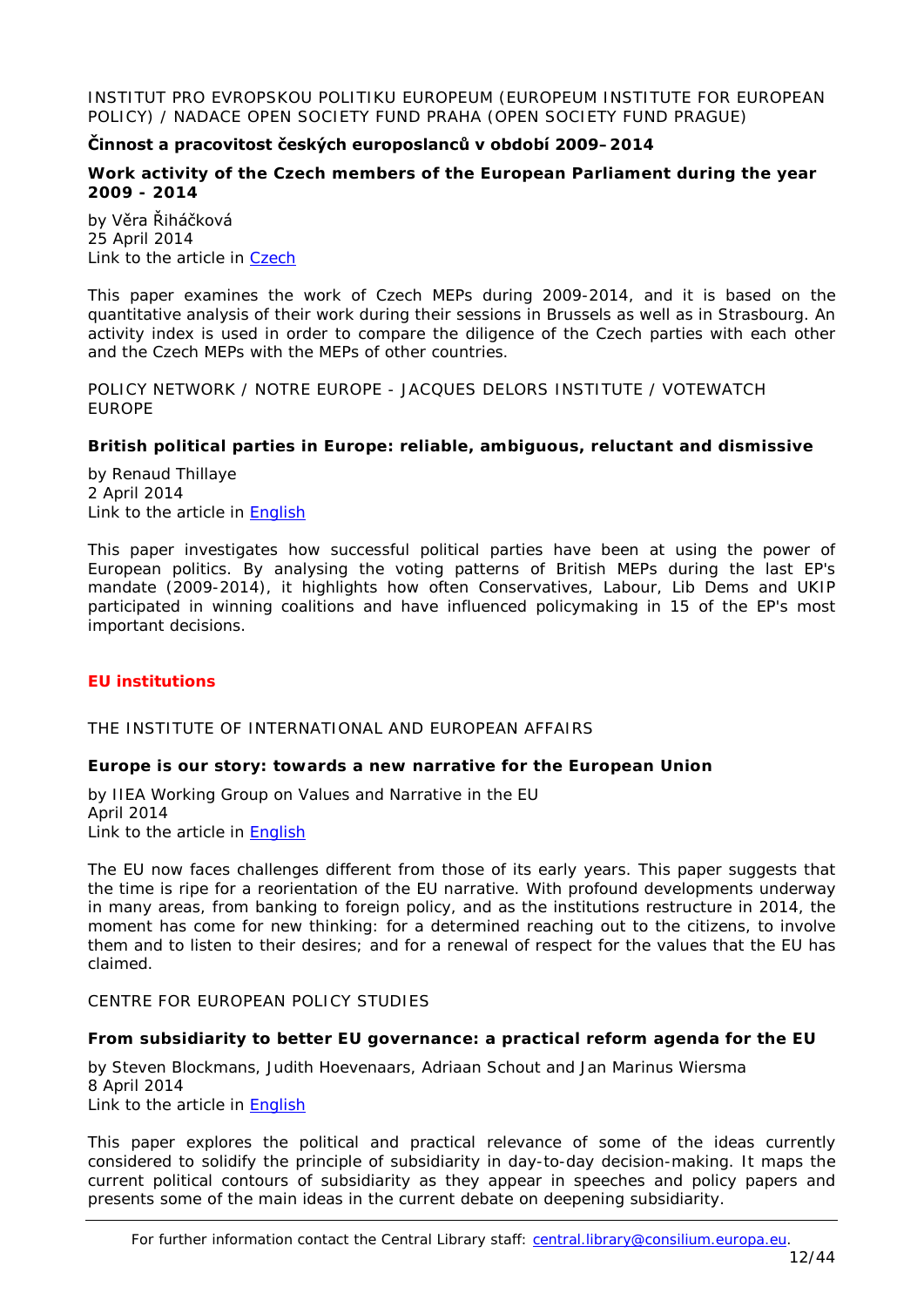INSTITUT PRO EVROPSKOU POLITIKU EUROPEUM (EUROPEUM INSTITUTE FOR EUROPEAN POLICY) / NADACE OPEN SOCIETY FUND PRAHA (OPEN SOCIETY FUND PRAGUE)

**Činnost a pracovitost českých europoslanců v období 2009–2014**

**Work activity of the Czech members of the European Parliament during the year 2009 - 2014**

by Věra Řiháčková
25 April 2014
Link to the article in Czech

This paper examines the work of Czech MEPs during 2009-2014, and it is based on the quantitative analysis of their work during their sessions in Brussels as well as in Strasbourg. An activity index is used in order to compare the diligence of the Czech parties with each other and the Czech MEPs with the MEPs of other countries.

POLICY NETWORK / NOTRE EUROPE - JACQUES DELORS INSTITUTE / VOTEWATCH EUROPE

**British political parties in Europe: reliable, ambiguous, reluctant and dismissive**

by Renaud Thillaye
2 April 2014
Link to the article in English

This paper investigates how successful political parties have been at using the power of European politics. By analysing the voting patterns of British MEPs during the last EP's mandate (2009-2014), it highlights how often Conservatives, Labour, Lib Dems and UKIP participated in winning coalitions and have influenced policymaking in 15 of the EP's most important decisions.

## EU institutions

THE INSTITUTE OF INTERNATIONAL AND EUROPEAN AFFAIRS

**Europe is our story: towards a new narrative for the European Union**

by IIEA Working Group on Values and Narrative in the EU
April 2014
Link to the article in English

The EU now faces challenges different from those of its early years. This paper suggests that the time is ripe for a reorientation of the EU narrative. With profound developments underway in many areas, from banking to foreign policy, and as the institutions restructure in 2014, the moment has come for new thinking: for a determined reaching out to the citizens, to involve them and to listen to their desires; and for a renewal of respect for the values that the EU has claimed.

CENTRE FOR EUROPEAN POLICY STUDIES

**From subsidiarity to better EU governance: a practical reform agenda for the EU**

by Steven Blockmans, Judith Hoevenaars, Adriaan Schout and Jan Marinus Wiersma
8 April 2014
Link to the article in English

This paper explores the political and practical relevance of some of the ideas currently considered to solidify the principle of subsidiarity in day-to-day decision-making. It maps the current political contours of subsidiarity as they appear in speeches and policy papers and presents some of the main ideas in the current debate on deepening subsidiarity.

For further information contact the Central Library staff: central.library@consilium.europa.eu.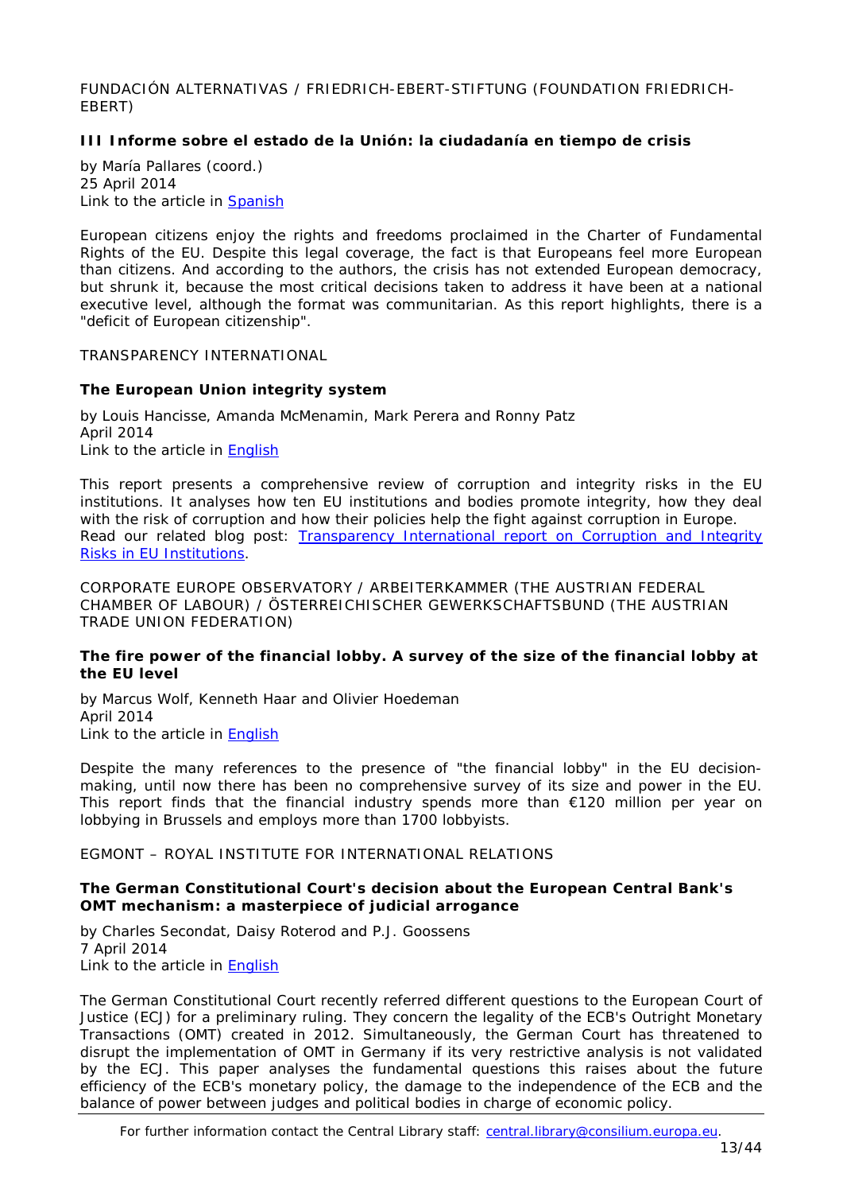FUNDACIÓN ALTERNATIVAS / FRIEDRICH-EBERT-STIFTUNG (FOUNDATION FRIEDRICH-EBERT)

**III Informe sobre el estado de la Unión: la ciudadanía en tiempo de crisis**

by María Pallares (coord.)
25 April 2014
Link to the article in Spanish

European citizens enjoy the rights and freedoms proclaimed in the Charter of Fundamental Rights of the EU. Despite this legal coverage, the fact is that Europeans feel more European than citizens. And according to the authors, the crisis has not extended European democracy, but shrunk it, because the most critical decisions taken to address it have been at a national executive level, although the format was communitarian. As this report highlights, there is a "deficit of European citizenship".

TRANSPARENCY INTERNATIONAL

**The European Union integrity system**

by Louis Hancisse, Amanda McMenamin, Mark Perera and Ronny Patz
April 2014
Link to the article in English

This report presents a comprehensive review of corruption and integrity risks in the EU institutions. It analyses how ten EU institutions and bodies promote integrity, how they deal with the risk of corruption and how their policies help the fight against corruption in Europe. Read our related blog post: Transparency International report on Corruption and Integrity Risks in EU Institutions.

CORPORATE EUROPE OBSERVATORY / ARBEITERKAMMER (THE AUSTRIAN FEDERAL CHAMBER OF LABOUR) / ÖSTERREICHISCHER GEWERKSCHAFTSBUND (THE AUSTRIAN TRADE UNION FEDERATION)

**The fire power of the financial lobby. A survey of the size of the financial lobby at the EU level**

by Marcus Wolf, Kenneth Haar and Olivier Hoedeman
April 2014
Link to the article in English

Despite the many references to the presence of "the financial lobby" in the EU decision-making, until now there has been no comprehensive survey of its size and power in the EU. This report finds that the financial industry spends more than €120 million per year on lobbying in Brussels and employs more than 1700 lobbyists.

EGMONT – ROYAL INSTITUTE FOR INTERNATIONAL RELATIONS

**The German Constitutional Court's decision about the European Central Bank's OMT mechanism: a masterpiece of judicial arrogance**

by Charles Secondat, Daisy Roterod and P.J. Goossens
7 April 2014
Link to the article in English

The German Constitutional Court recently referred different questions to the European Court of Justice (ECJ) for a preliminary ruling. They concern the legality of the ECB's Outright Monetary Transactions (OMT) created in 2012. Simultaneously, the German Court has threatened to disrupt the implementation of OMT in Germany if its very restrictive analysis is not validated by the ECJ. This paper analyses the fundamental questions this raises about the future efficiency of the ECB's monetary policy, the damage to the independence of the ECB and the balance of power between judges and political bodies in charge of economic policy.

For further information contact the Central Library staff: central.library@consilium.europa.eu.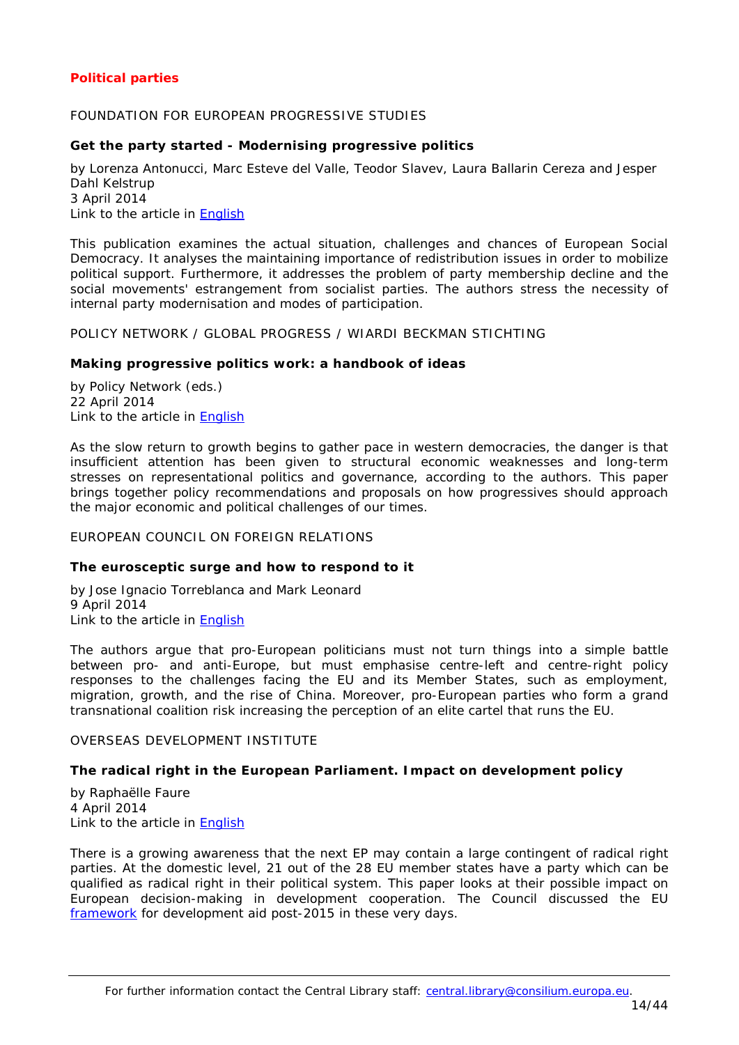## Political parties

FOUNDATION FOR EUROPEAN PROGRESSIVE STUDIES

**Get the party started - Modernising progressive politics**

by Lorenza Antonucci, Marc Esteve del Valle, Teodor Slavev, Laura Ballarin Cereza and Jesper Dahl Kelstrup
3 April 2014
Link to the article in English

This publication examines the actual situation, challenges and chances of European Social Democracy. It analyses the maintaining importance of redistribution issues in order to mobilize political support. Furthermore, it addresses the problem of party membership decline and the social movements' estrangement from socialist parties. The authors stress the necessity of internal party modernisation and modes of participation.

POLICY NETWORK / GLOBAL PROGRESS / WIARDI BECKMAN STICHTING

**Making progressive politics work: a handbook of ideas**

by Policy Network (eds.)
22 April 2014
Link to the article in English

As the slow return to growth begins to gather pace in western democracies, the danger is that insufficient attention has been given to structural economic weaknesses and long-term stresses on representational politics and governance, according to the authors. This paper brings together policy recommendations and proposals on how progressives should approach the major economic and political challenges of our times.

EUROPEAN COUNCIL ON FOREIGN RELATIONS

**The eurosceptic surge and how to respond to it**

by Jose Ignacio Torreblanca and Mark Leonard
9 April 2014
Link to the article in English

The authors argue that pro-European politicians must not turn things into a simple battle between pro- and anti-Europe, but must emphasise centre-left and centre-right policy responses to the challenges facing the EU and its Member States, such as employment, migration, growth, and the rise of China. Moreover, pro-European parties who form a grand transnational coalition risk increasing the perception of an elite cartel that runs the EU.

OVERSEAS DEVELOPMENT INSTITUTE

**The radical right in the European Parliament. Impact on development policy**

by Raphaëlle Faure
4 April 2014
Link to the article in English

There is a growing awareness that the next EP may contain a large contingent of radical right parties. At the domestic level, 21 out of the 28 EU member states have a party which can be qualified as radical right in their political system. This paper looks at their possible impact on European decision-making in development cooperation. The Council discussed the EU framework for development aid post-2015 in these very days.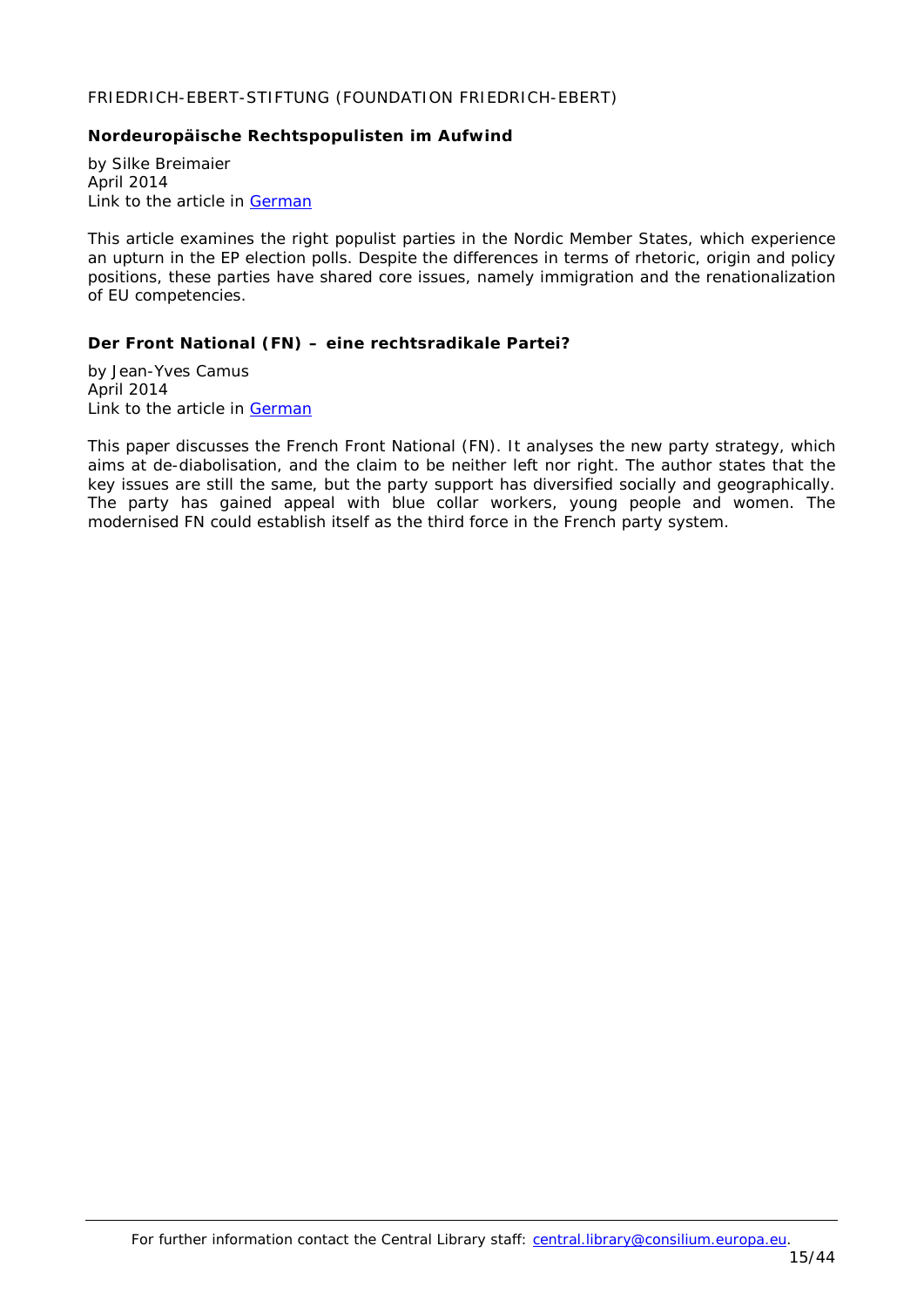FRIEDRICH-EBERT-STIFTUNG (FOUNDATION FRIEDRICH-EBERT)

**Nordeuropäische Rechtspopulisten im Aufwind**

by Silke Breimaier
April 2014
Link to the article in German

This article examines the right populist parties in the Nordic Member States, which experience an upturn in the EP election polls. Despite the differences in terms of rhetoric, origin and policy positions, these parties have shared core issues, namely immigration and the renationalization of EU competencies.

**Der Front National (FN) – eine rechtsradikale Partei?**

by Jean-Yves Camus
April 2014
Link to the article in German

This paper discusses the French Front National (FN). It analyses the new party strategy, which aims at de-diabolisation, and the claim to be neither left nor right. The author states that the key issues are still the same, but the party support has diversified socially and geographically. The party has gained appeal with blue collar workers, young people and women. The modernised FN could establish itself as the third force in the French party system.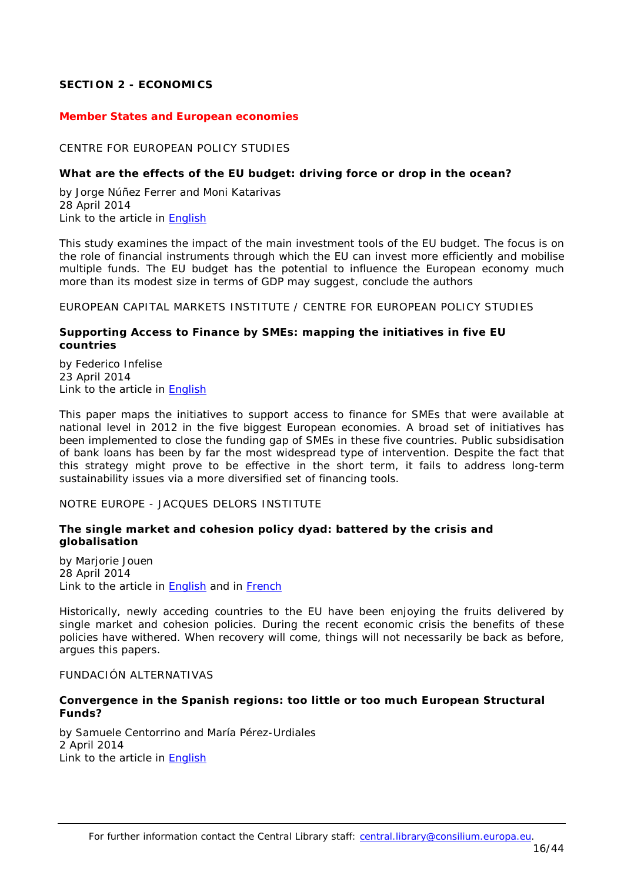## SECTION 2 - ECONOMICS

### Member States and European economies

CENTRE FOR EUROPEAN POLICY STUDIES

**What are the effects of the EU budget: driving force or drop in the ocean?**

by Jorge Núñez Ferrer and Moni Katarivas
28 April 2014
Link to the article in English

This study examines the impact of the main investment tools of the EU budget. The focus is on the role of financial instruments through which the EU can invest more efficiently and mobilise multiple funds. The EU budget has the potential to influence the European economy much more than its modest size in terms of GDP may suggest, conclude the authors

EUROPEAN CAPITAL MARKETS INSTITUTE / CENTRE FOR EUROPEAN POLICY STUDIES

**Supporting Access to Finance by SMEs: mapping the initiatives in five EU countries**

by Federico Infelise
23 April 2014
Link to the article in English

This paper maps the initiatives to support access to finance for SMEs that were available at national level in 2012 in the five biggest European economies. A broad set of initiatives has been implemented to close the funding gap of SMEs in these five countries. Public subsidisation of bank loans has been by far the most widespread type of intervention. Despite the fact that this strategy might prove to be effective in the short term, it fails to address long-term sustainability issues via a more diversified set of financing tools.

NOTRE EUROPE - JACQUES DELORS INSTITUTE

**The single market and cohesion policy dyad: battered by the crisis and globalisation**

by Marjorie Jouen
28 April 2014
Link to the article in English and in French

Historically, newly acceding countries to the EU have been enjoying the fruits delivered by single market and cohesion policies. During the recent economic crisis the benefits of these policies have withered. When recovery will come, things will not necessarily be back as before, argues this papers.

FUNDACIÓN ALTERNATIVAS

**Convergence in the Spanish regions: too little or too much European Structural Funds?**

by Samuele Centorrino and María Pérez-Urdiales
2 April 2014
Link to the article in English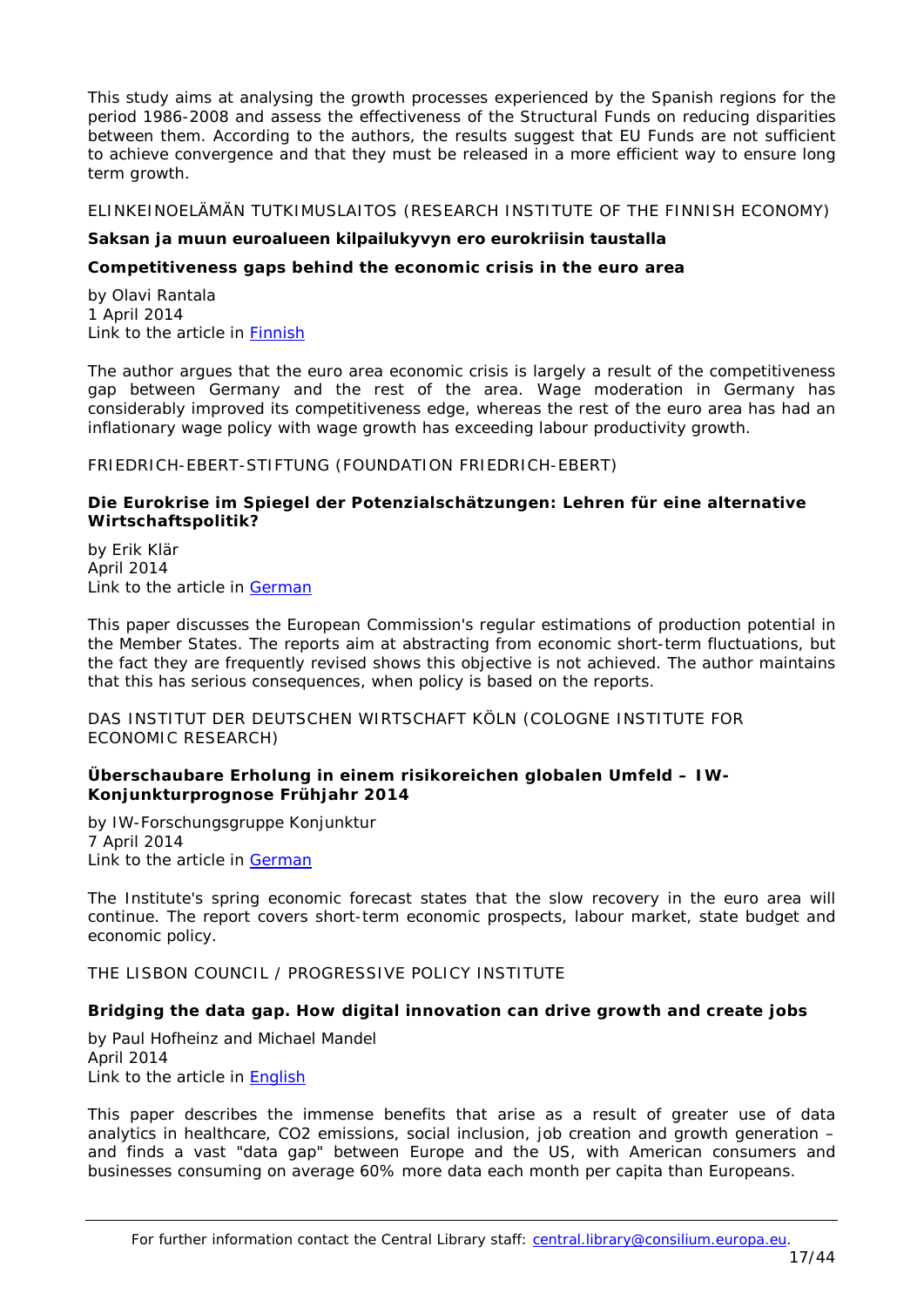This study aims at analysing the growth processes experienced by the Spanish regions for the period 1986-2008 and assess the effectiveness of the Structural Funds on reducing disparities between them. According to the authors, the results suggest that EU Funds are not sufficient to achieve convergence and that they must be released in a more efficient way to ensure long term growth.

ELINKEINOELÄMÄN TUTKIMUSLAITOS (RESEARCH INSTITUTE OF THE FINNISH ECONOMY)

**Saksan ja muun euroalueen kilpailukyvyn ero eurokriisin taustalla**

**Competitiveness gaps behind the economic crisis in the euro area**

by Olavi Rantala
1 April 2014
Link to the article in Finnish

The author argues that the euro area economic crisis is largely a result of the competitiveness gap between Germany and the rest of the area. Wage moderation in Germany has considerably improved its competitiveness edge, whereas the rest of the euro area has had an inflationary wage policy with wage growth has exceeding labour productivity growth.

FRIEDRICH-EBERT-STIFTUNG (FOUNDATION FRIEDRICH-EBERT)

**Die Eurokrise im Spiegel der Potenzialschätzungen: Lehren für eine alternative Wirtschaftspolitik?**

by Erik Klär
April 2014
Link to the article in German

This paper discusses the European Commission's regular estimations of production potential in the Member States. The reports aim at abstracting from economic short-term fluctuations, but the fact they are frequently revised shows this objective is not achieved. The author maintains that this has serious consequences, when policy is based on the reports.

DAS INSTITUT DER DEUTSCHEN WIRTSCHAFT KÖLN (COLOGNE INSTITUTE FOR ECONOMIC RESEARCH)

**Überschaubare Erholung in einem risikoreichen globalen Umfeld – IW-Konjunkturprognose Frühjahr 2014**

by IW-Forschungsgruppe Konjunktur
7 April 2014
Link to the article in German

The Institute's spring economic forecast states that the slow recovery in the euro area will continue. The report covers short-term economic prospects, labour market, state budget and economic policy.

THE LISBON COUNCIL / PROGRESSIVE POLICY INSTITUTE

**Bridging the data gap. How digital innovation can drive growth and create jobs**

by Paul Hofheinz and Michael Mandel
April 2014
Link to the article in English

This paper describes the immense benefits that arise as a result of greater use of data analytics in healthcare, $CO_2$ emissions, social inclusion, job creation and growth generation – and finds a vast "data gap" between Europe and the US, with American consumers and businesses consuming on average 60% more data each month per capita than Europeans.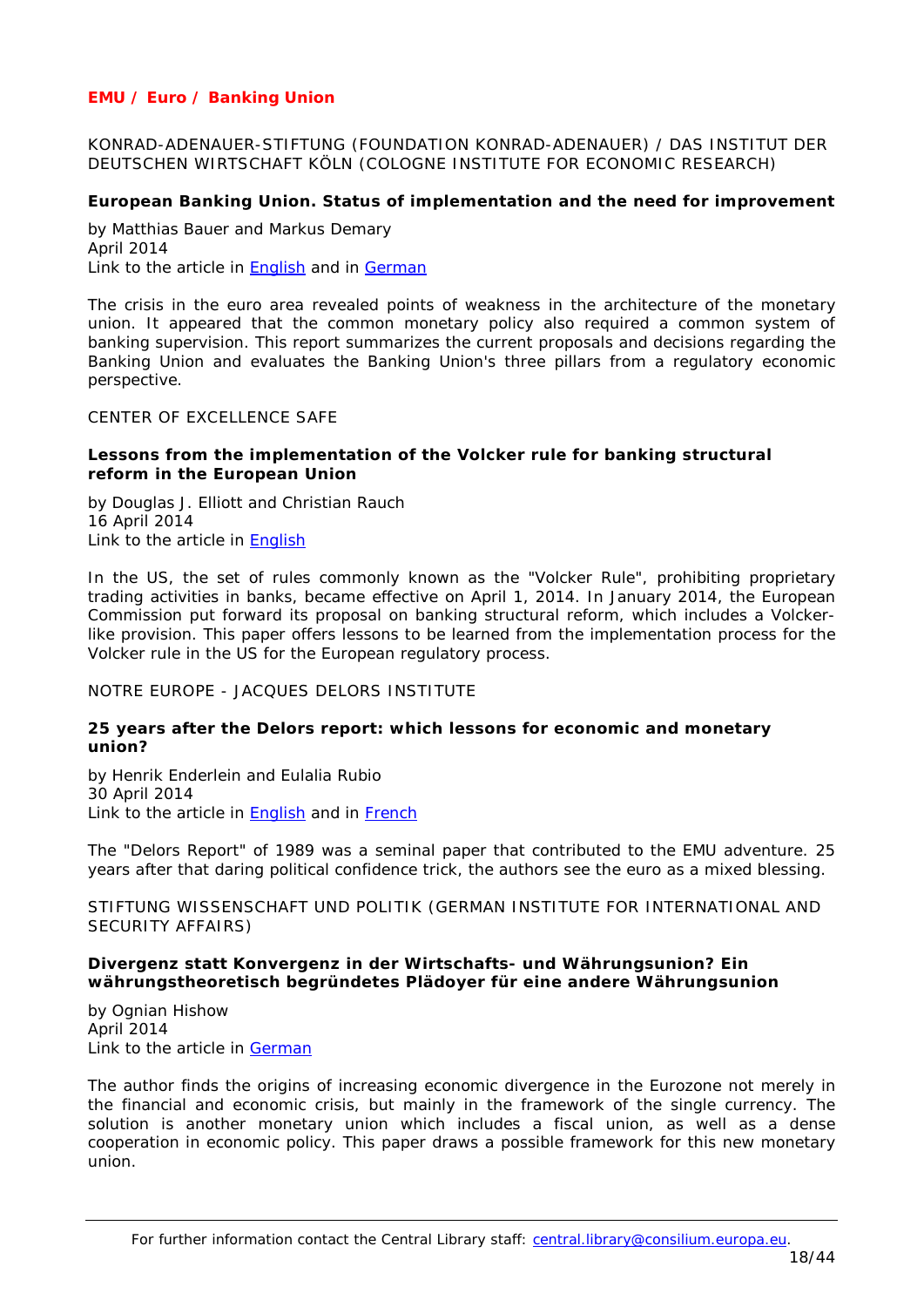## EMU / Euro / Banking Union

KONRAD-ADENAUER-STIFTUNG (FOUNDATION KONRAD-ADENAUER) / DAS INSTITUT DER DEUTSCHEN WIRTSCHAFT KÖLN (COLOGNE INSTITUTE FOR ECONOMIC RESEARCH)

**European Banking Union. Status of implementation and the need for improvement**

by Matthias Bauer and Markus Demary
April 2014
Link to the article in English and in German

The crisis in the euro area revealed points of weakness in the architecture of the monetary union. It appeared that the common monetary policy also required a common system of banking supervision. This report summarizes the current proposals and decisions regarding the Banking Union and evaluates the Banking Union's three pillars from a regulatory economic perspective.

CENTER OF EXCELLENCE SAFE

**Lessons from the implementation of the Volcker rule for banking structural reform in the European Union**

by Douglas J. Elliott and Christian Rauch
16 April 2014
Link to the article in English

In the US, the set of rules commonly known as the "Volcker Rule", prohibiting proprietary trading activities in banks, became effective on April 1, 2014. In January 2014, the European Commission put forward its proposal on banking structural reform, which includes a Volcker-like provision. This paper offers lessons to be learned from the implementation process for the Volcker rule in the US for the European regulatory process.

NOTRE EUROPE - JACQUES DELORS INSTITUTE

**25 years after the Delors report: which lessons for economic and monetary union?**

by Henrik Enderlein and Eulalia Rubio
30 April 2014
Link to the article in English and in French

The "Delors Report" of 1989 was a seminal paper that contributed to the EMU adventure. 25 years after that daring political confidence trick, the authors see the euro as a mixed blessing.

STIFTUNG WISSENSCHAFT UND POLITIK (GERMAN INSTITUTE FOR INTERNATIONAL AND SECURITY AFFAIRS)

**Divergenz statt Konvergenz in der Wirtschafts- und Währungsunion? Ein währungstheoretisch begründetes Plädoyer für eine andere Währungsunion**

by Ognian Hishow
April 2014
Link to the article in German

The author finds the origins of increasing economic divergence in the Eurozone not merely in the financial and economic crisis, but mainly in the framework of the single currency. The solution is another monetary union which includes a fiscal union, as well as a dense cooperation in economic policy. This paper draws a possible framework for this new monetary union.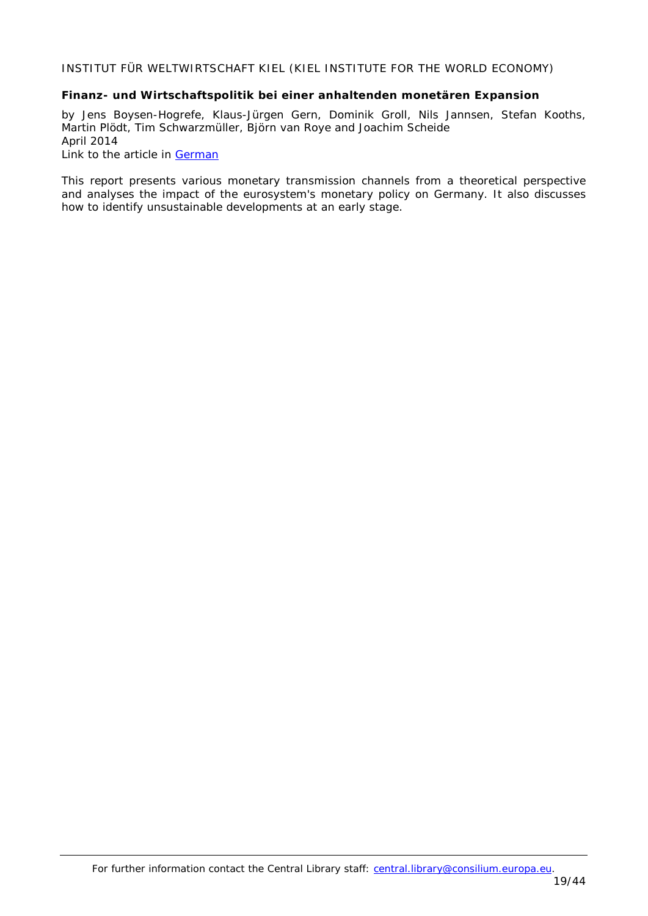INSTITUT FÜR WELTWIRTSCHAFT KIEL (KIEL INSTITUTE FOR THE WORLD ECONOMY)

**Finanz- und Wirtschaftspolitik bei einer anhaltenden monetären Expansion**

by Jens Boysen-Hogrefe, Klaus-Jürgen Gern, Dominik Groll, Nils Jannsen, Stefan Kooths, Martin Plödt, Tim Schwarzmüller, Björn van Roye and Joachim Scheide
April 2014
Link to the article in German

This report presents various monetary transmission channels from a theoretical perspective and analyses the impact of the eurosystem's monetary policy on Germany. It also discusses how to identify unsustainable developments at an early stage.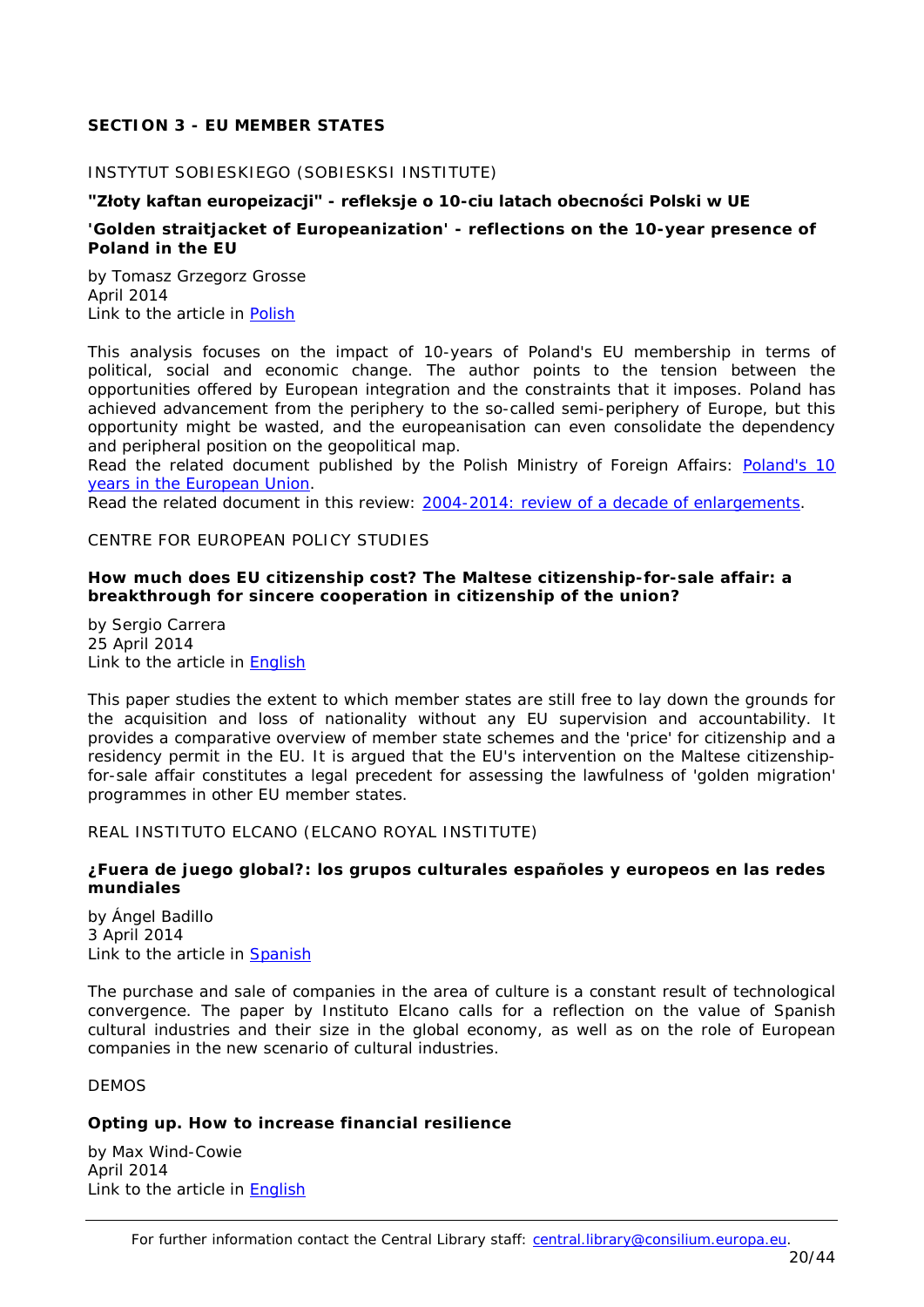## SECTION 3 - EU MEMBER STATES

INSTYTUT SOBIESKIEGO (SOBIESKSI INSTITUTE)

**"Złoty kaftan europeizacji" - refleksje o 10-ciu latach obecności Polski w UE**

**'Golden straitjacket of Europeanization' - reflections on the 10-year presence of Poland in the EU**

by Tomasz Grzegorz Grosse
April 2014
Link to the article in Polish

This analysis focuses on the impact of 10-years of Poland's EU membership in terms of political, social and economic change. The author points to the tension between the opportunities offered by European integration and the constraints that it imposes. Poland has achieved advancement from the periphery to the so-called semi-periphery of Europe, but this opportunity might be wasted, and the europeanisation can even consolidate the dependency and peripheral position on the geopolitical map.
Read the related document published by the Polish Ministry of Foreign Affairs: Poland's 10 years in the European Union.
Read the related document in this review: 2004-2014: review of a decade of enlargements.

CENTRE FOR EUROPEAN POLICY STUDIES

**How much does EU citizenship cost? The Maltese citizenship-for-sale affair: a breakthrough for sincere cooperation in citizenship of the union?**

by Sergio Carrera
25 April 2014
Link to the article in English

This paper studies the extent to which member states are still free to lay down the grounds for the acquisition and loss of nationality without any EU supervision and accountability. It provides a comparative overview of member state schemes and the 'price' for citizenship and a residency permit in the EU. It is argued that the EU's intervention on the Maltese citizenship-for-sale affair constitutes a legal precedent for assessing the lawfulness of 'golden migration' programmes in other EU member states.

REAL INSTITUTO ELCANO (ELCANO ROYAL INSTITUTE)

**¿Fuera de juego global?: los grupos culturales españoles y europeos en las redes mundiales**

by Ángel Badillo
3 April 2014
Link to the article in Spanish

The purchase and sale of companies in the area of culture is a constant result of technological convergence. The paper by Instituto Elcano calls for a reflection on the value of Spanish cultural industries and their size in the global economy, as well as on the role of European companies in the new scenario of cultural industries.

DEMOS

**Opting up. How to increase financial resilience**

by Max Wind-Cowie
April 2014
Link to the article in English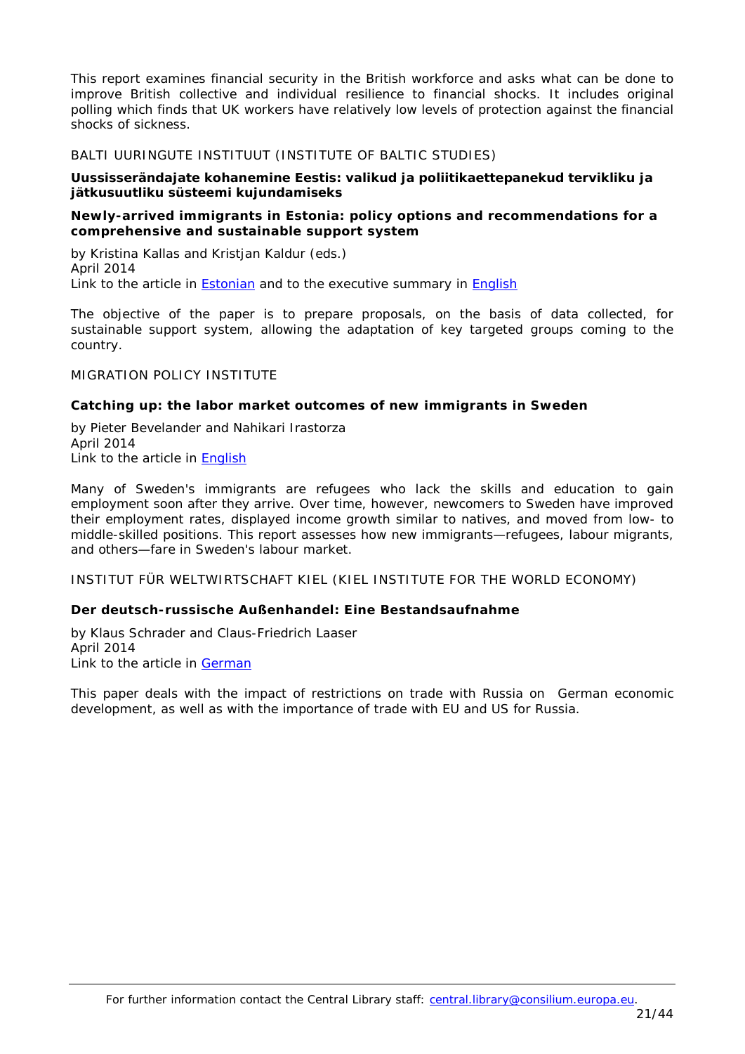This report examines financial security in the British workforce and asks what can be done to improve British collective and individual resilience to financial shocks. It includes original polling which finds that UK workers have relatively low levels of protection against the financial shocks of sickness.

BALTI UURINGUTE INSTITUUT (INSTITUTE OF BALTIC STUDIES)

**Uussisserändajate kohanemine Eestis: valikud ja poliitikaettepanekud tervikliku ja jätkusuutliku süsteemi kujundamiseks**

**Newly-arrived immigrants in Estonia: policy options and recommendations for a comprehensive and sustainable support system**

by Kristina Kallas and Kristjan Kaldur (eds.)
April 2014
Link to the article in Estonian and to the executive summary in English

The objective of the paper is to prepare proposals, on the basis of data collected, for sustainable support system, allowing the adaptation of key targeted groups coming to the country.

MIGRATION POLICY INSTITUTE

**Catching up: the labor market outcomes of new immigrants in Sweden**

by Pieter Bevelander and Nahikari Irastorza
April 2014
Link to the article in English

Many of Sweden's immigrants are refugees who lack the skills and education to gain employment soon after they arrive. Over time, however, newcomers to Sweden have improved their employment rates, displayed income growth similar to natives, and moved from low- to middle-skilled positions. This report assesses how new immigrants—refugees, labour migrants, and others—fare in Sweden's labour market.

INSTITUT FÜR WELTWIRTSCHAFT KIEL (KIEL INSTITUTE FOR THE WORLD ECONOMY)

**Der deutsch-russische Außenhandel: Eine Bestandsaufnahme**

by Klaus Schrader and Claus-Friedrich Laaser
April 2014
Link to the article in German

This paper deals with the impact of restrictions on trade with Russia on German economic development, as well as with the importance of trade with EU and US for Russia.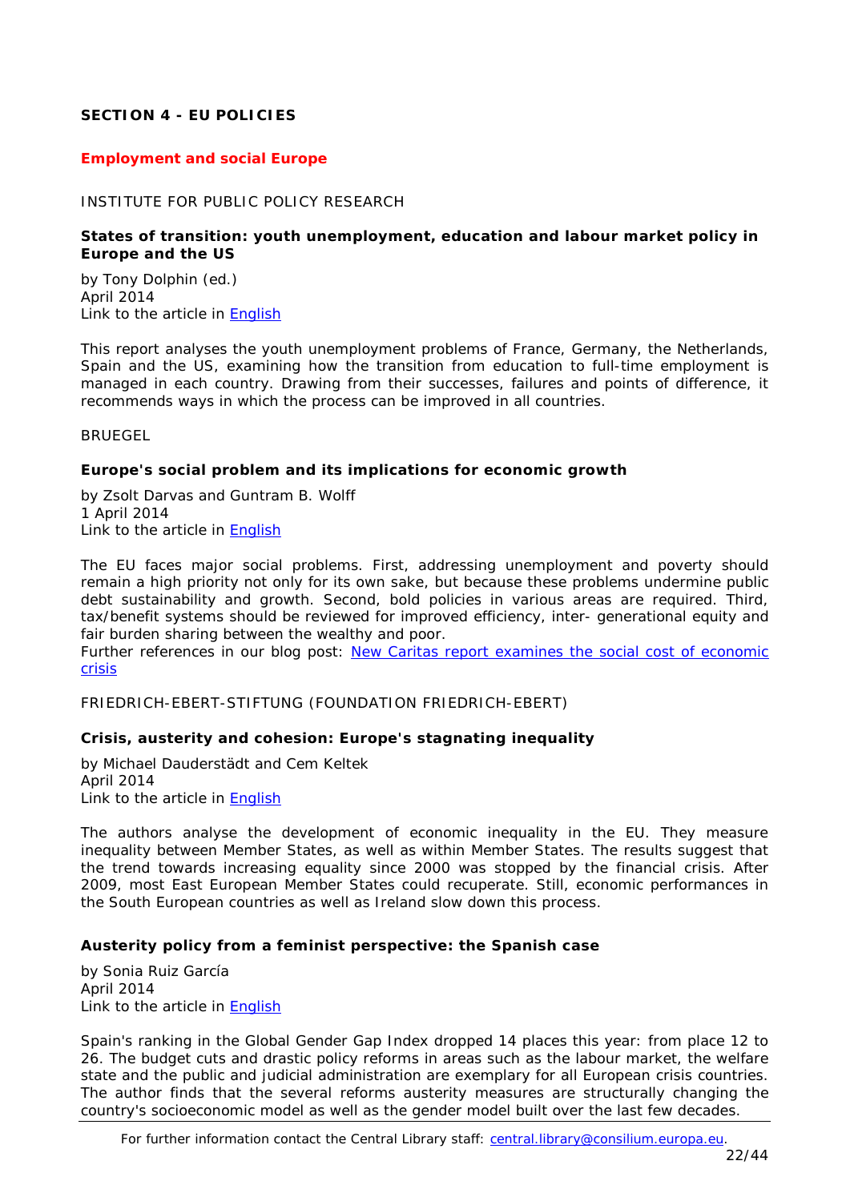## SECTION 4 - EU POLICIES

### Employment and social Europe

INSTITUTE FOR PUBLIC POLICY RESEARCH

**States of transition: youth unemployment, education and labour market policy in Europe and the US**

by Tony Dolphin (ed.)
April 2014
Link to the article in English

This report analyses the youth unemployment problems of France, Germany, the Netherlands, Spain and the US, examining how the transition from education to full-time employment is managed in each country. Drawing from their successes, failures and points of difference, it recommends ways in which the process can be improved in all countries.

BRUEGEL

**Europe's social problem and its implications for economic growth**

by Zsolt Darvas and Guntram B. Wolff
1 April 2014
Link to the article in English

The EU faces major social problems. First, addressing unemployment and poverty should remain a high priority not only for its own sake, but because these problems undermine public debt sustainability and growth. Second, bold policies in various areas are required. Third, tax/benefit systems should be reviewed for improved efficiency, inter- generational equity and fair burden sharing between the wealthy and poor.
Further references in our blog post: New Caritas report examines the social cost of economic crisis

FRIEDRICH-EBERT-STIFTUNG (FOUNDATION FRIEDRICH-EBERT)

**Crisis, austerity and cohesion: Europe's stagnating inequality**

by Michael Dauderstädt and Cem Keltek
April 2014
Link to the article in English

The authors analyse the development of economic inequality in the EU. They measure inequality between Member States, as well as within Member States. The results suggest that the trend towards increasing equality since 2000 was stopped by the financial crisis. After 2009, most East European Member States could recuperate. Still, economic performances in the South European countries as well as Ireland slow down this process.

**Austerity policy from a feminist perspective: the Spanish case**

by Sonia Ruiz García
April 2014
Link to the article in English

Spain's ranking in the Global Gender Gap Index dropped 14 places this year: from place 12 to 26. The budget cuts and drastic policy reforms in areas such as the labour market, the welfare state and the public and judicial administration are exemplary for all European crisis countries. The author finds that the several reforms austerity measures are structurally changing the country's socioeconomic model as well as the gender model built over the last few decades.

For further information contact the Central Library staff: central.library@consilium.europa.eu.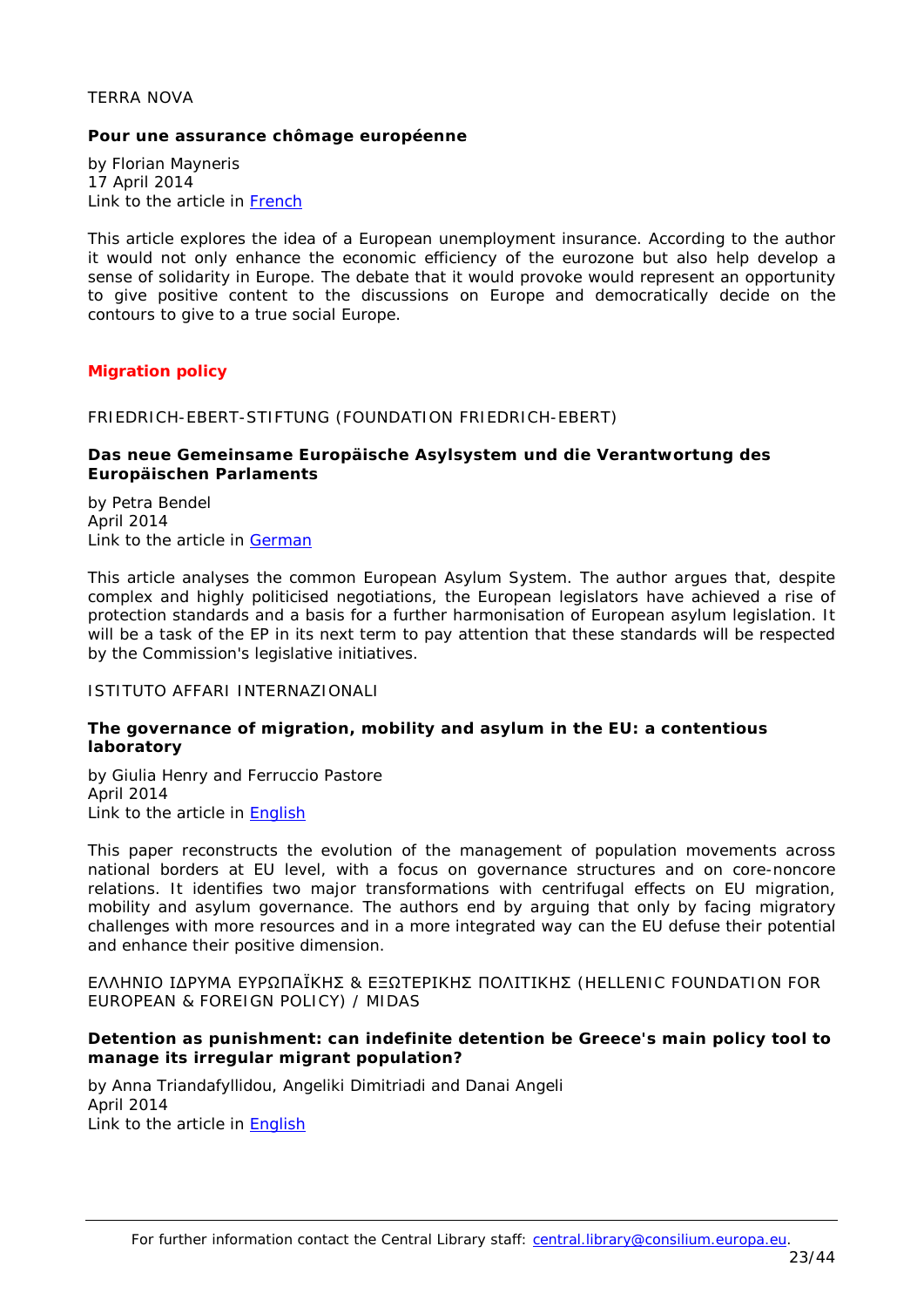TERRA NOVA

**Pour une assurance chômage européenne**

by Florian Mayneris
17 April 2014
Link to the article in French

This article explores the idea of a European unemployment insurance. According to the author it would not only enhance the economic efficiency of the eurozone but also help develop a sense of solidarity in Europe. The debate that it would provoke would represent an opportunity to give positive content to the discussions on Europe and democratically decide on the contours to give to a true social Europe.

## Migration policy

FRIEDRICH-EBERT-STIFTUNG (FOUNDATION FRIEDRICH-EBERT)

**Das neue Gemeinsame Europäische Asylsystem und die Verantwortung des Europäischen Parlaments**

by Petra Bendel
April 2014
Link to the article in German

This article analyses the common European Asylum System. The author argues that, despite complex and highly politicised negotiations, the European legislators have achieved a rise of protection standards and a basis for a further harmonisation of European asylum legislation. It will be a task of the EP in its next term to pay attention that these standards will be respected by the Commission's legislative initiatives.

ISTITUTO AFFARI INTERNAZIONALI

**The governance of migration, mobility and asylum in the EU: a contentious laboratory**

by Giulia Henry and Ferruccio Pastore
April 2014
Link to the article in English

This paper reconstructs the evolution of the management of population movements across national borders at EU level, with a focus on governance structures and on core-noncore relations. It identifies two major transformations with centrifugal effects on EU migration, mobility and asylum governance. The authors end by arguing that only by facing migratory challenges with more resources and in a more integrated way can the EU defuse their potential and enhance their positive dimension.

ΕΛΛΗΝΙΟ ΙΔΡΥΜΑ ΕΥΡΩΠΑΪΚΗΣ & ΕΞΩΤΕΡΙΚΗΣ ΠΟΛΙΤΙΚΗΣ (HELLENIC FOUNDATION FOR EUROPEAN & FOREIGN POLICY) / MIDAS

**Detention as punishment: can indefinite detention be Greece's main policy tool to manage its irregular migrant population?**

by Anna Triandafyllidou, Angeliki Dimitriadi and Danai Angeli
April 2014
Link to the article in English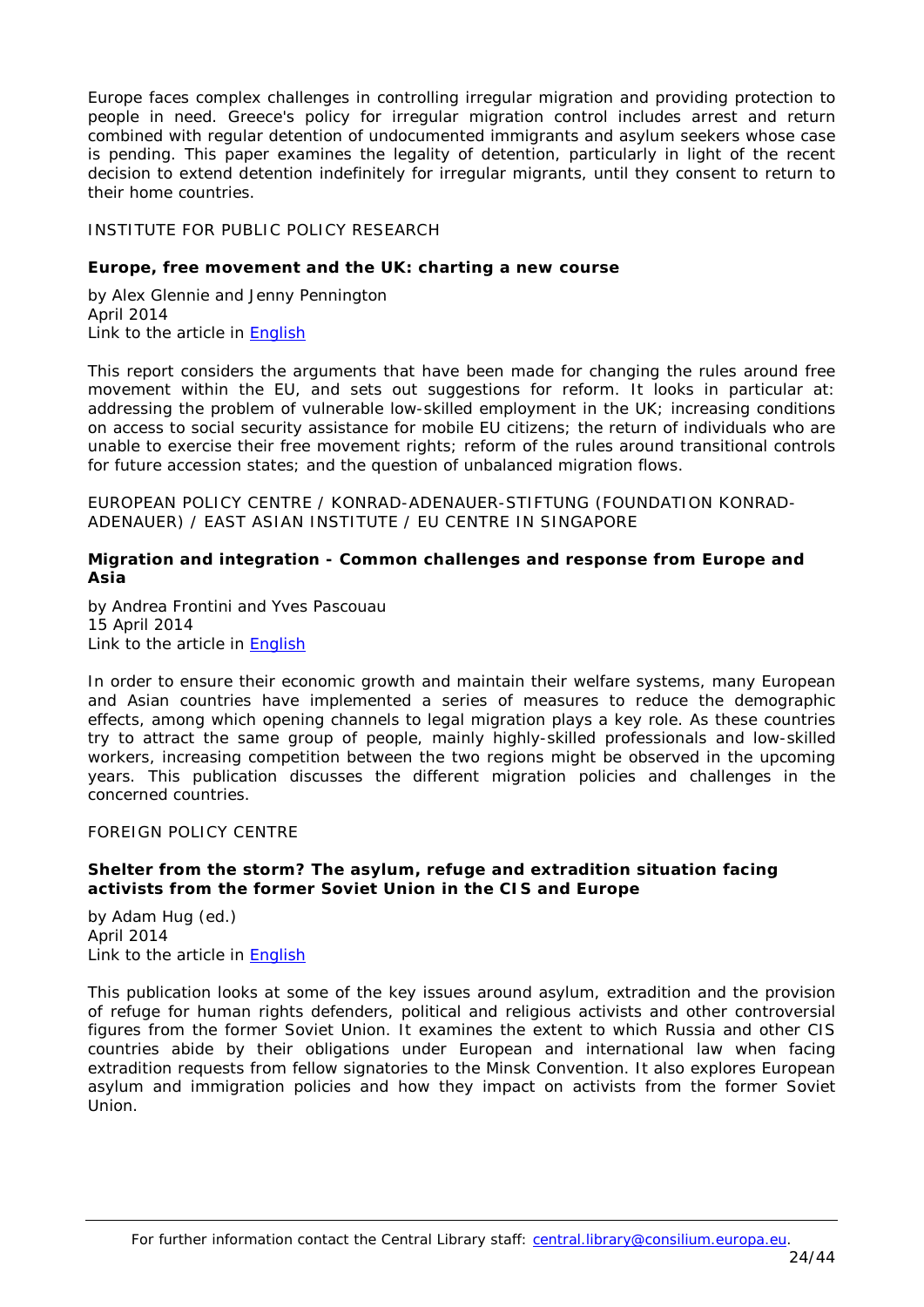Europe faces complex challenges in controlling irregular migration and providing protection to people in need. Greece's policy for irregular migration control includes arrest and return combined with regular detention of undocumented immigrants and asylum seekers whose case is pending. This paper examines the legality of detention, particularly in light of the recent decision to extend detention indefinitely for irregular migrants, until they consent to return to their home countries.

INSTITUTE FOR PUBLIC POLICY RESEARCH

**Europe, free movement and the UK: charting a new course**

by Alex Glennie and Jenny Pennington
April 2014
Link to the article in English

This report considers the arguments that have been made for changing the rules around free movement within the EU, and sets out suggestions for reform. It looks in particular at: addressing the problem of vulnerable low-skilled employment in the UK; increasing conditions on access to social security assistance for mobile EU citizens; the return of individuals who are unable to exercise their free movement rights; reform of the rules around transitional controls for future accession states; and the question of unbalanced migration flows.

EUROPEAN POLICY CENTRE / KONRAD-ADENAUER-STIFTUNG (FOUNDATION KONRAD-ADENAUER) / EAST ASIAN INSTITUTE / EU CENTRE IN SINGAPORE

**Migration and integration - Common challenges and response from Europe and Asia**

by Andrea Frontini and Yves Pascouau
15 April 2014
Link to the article in English

In order to ensure their economic growth and maintain their welfare systems, many European and Asian countries have implemented a series of measures to reduce the demographic effects, among which opening channels to legal migration plays a key role. As these countries try to attract the same group of people, mainly highly-skilled professionals and low-skilled workers, increasing competition between the two regions might be observed in the upcoming years. This publication discusses the different migration policies and challenges in the concerned countries.

FOREIGN POLICY CENTRE

**Shelter from the storm? The asylum, refuge and extradition situation facing activists from the former Soviet Union in the CIS and Europe**

by Adam Hug (ed.)
April 2014
Link to the article in English

This publication looks at some of the key issues around asylum, extradition and the provision of refuge for human rights defenders, political and religious activists and other controversial figures from the former Soviet Union. It examines the extent to which Russia and other CIS countries abide by their obligations under European and international law when facing extradition requests from fellow signatories to the Minsk Convention. It also explores European asylum and immigration policies and how they impact on activists from the former Soviet Union.

For further information contact the Central Library staff: central.library@consilium.europa.eu.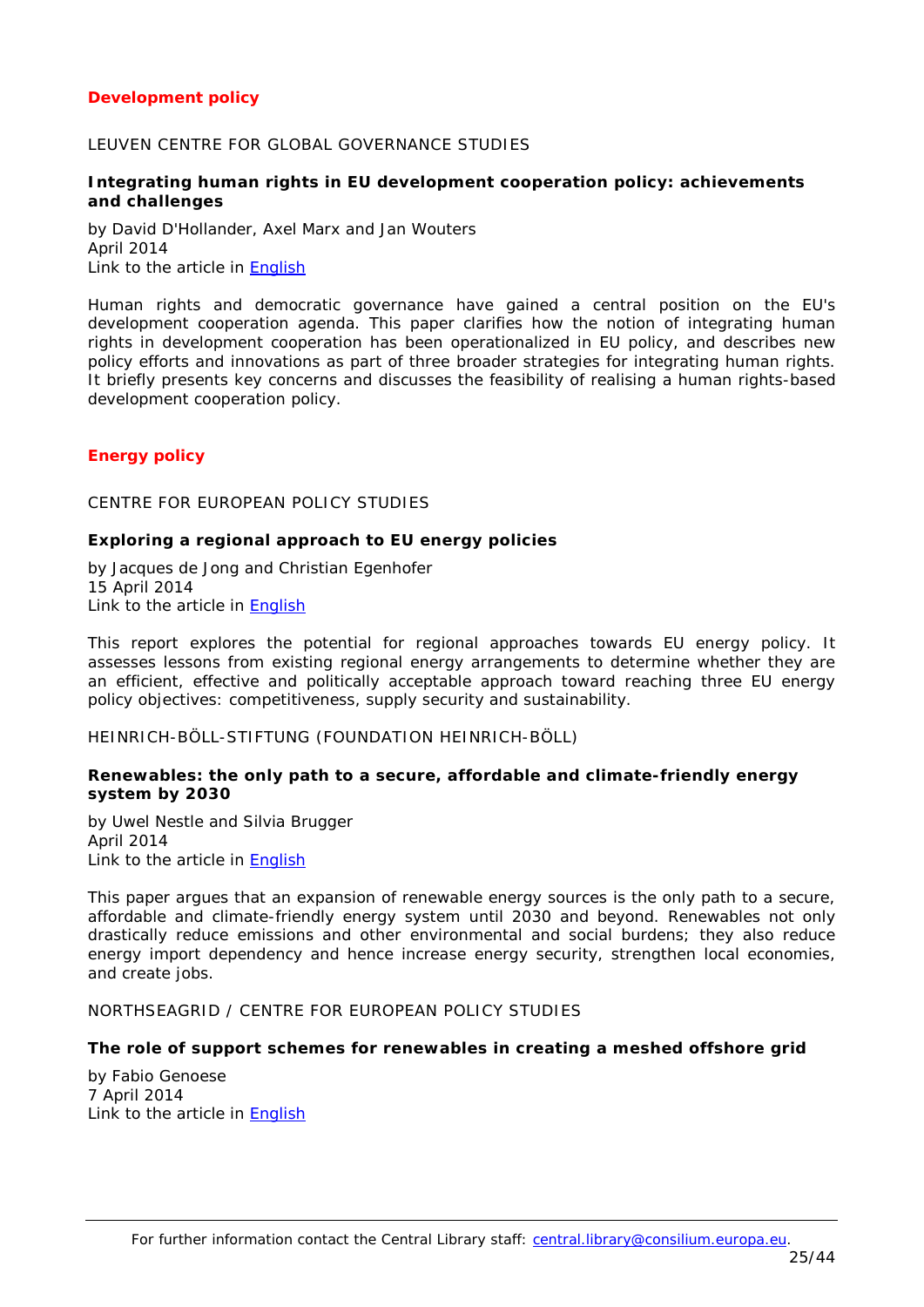## Development policy

LEUVEN CENTRE FOR GLOBAL GOVERNANCE STUDIES

**Integrating human rights in EU development cooperation policy: achievements and challenges**

by David D'Hollander, Axel Marx and Jan Wouters
April 2014
Link to the article in English

Human rights and democratic governance have gained a central position on the EU's development cooperation agenda. This paper clarifies how the notion of integrating human rights in development cooperation has been operationalized in EU policy, and describes new policy efforts and innovations as part of three broader strategies for integrating human rights. It briefly presents key concerns and discusses the feasibility of realising a human rights-based development cooperation policy.

## Energy policy

CENTRE FOR EUROPEAN POLICY STUDIES

**Exploring a regional approach to EU energy policies**

by Jacques de Jong and Christian Egenhofer
15 April 2014
Link to the article in English

This report explores the potential for regional approaches towards EU energy policy. It assesses lessons from existing regional energy arrangements to determine whether they are an efficient, effective and politically acceptable approach toward reaching three EU energy policy objectives: competitiveness, supply security and sustainability.

HEINRICH-BÖLL-STIFTUNG (FOUNDATION HEINRICH-BÖLL)

**Renewables: the only path to a secure, affordable and climate-friendly energy system by 2030**

by Uwel Nestle and Silvia Brugger
April 2014
Link to the article in English

This paper argues that an expansion of renewable energy sources is the only path to a secure, affordable and climate-friendly energy system until 2030 and beyond. Renewables not only drastically reduce emissions and other environmental and social burdens; they also reduce energy import dependency and hence increase energy security, strengthen local economies, and create jobs.

NORTHSEAGRID / CENTRE FOR EUROPEAN POLICY STUDIES

**The role of support schemes for renewables in creating a meshed offshore grid**

by Fabio Genoese
7 April 2014
Link to the article in English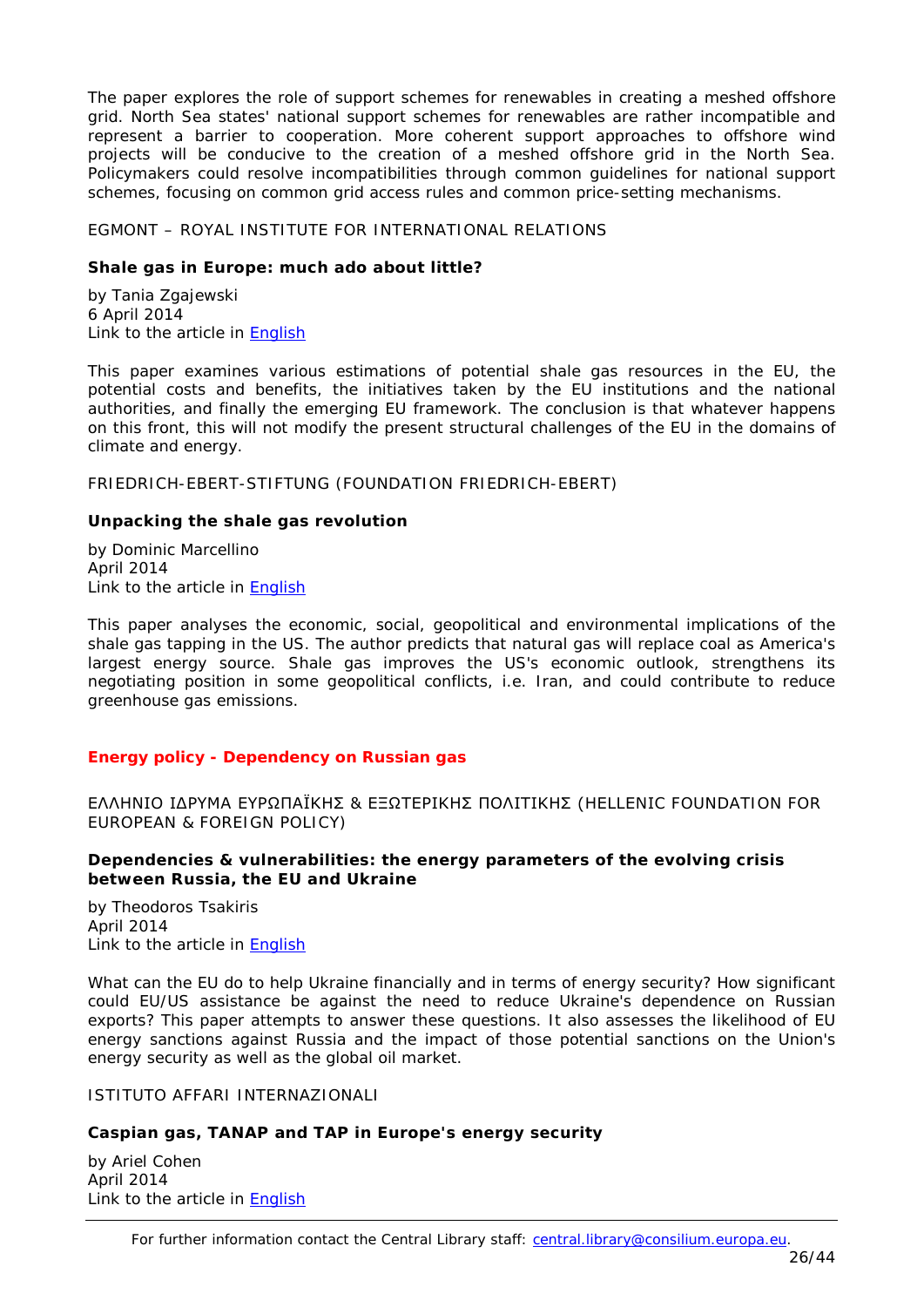The paper explores the role of support schemes for renewables in creating a meshed offshore grid. North Sea states' national support schemes for renewables are rather incompatible and represent a barrier to cooperation. More coherent support approaches to offshore wind projects will be conducive to the creation of a meshed offshore grid in the North Sea. Policymakers could resolve incompatibilities through common guidelines for national support schemes, focusing on common grid access rules and common price-setting mechanisms.

EGMONT – ROYAL INSTITUTE FOR INTERNATIONAL RELATIONS

**Shale gas in Europe: much ado about little?**

by Tania Zgajewski
6 April 2014
Link to the article in English

This paper examines various estimations of potential shale gas resources in the EU, the potential costs and benefits, the initiatives taken by the EU institutions and the national authorities, and finally the emerging EU framework. The conclusion is that whatever happens on this front, this will not modify the present structural challenges of the EU in the domains of climate and energy.

FRIEDRICH-EBERT-STIFTUNG (FOUNDATION FRIEDRICH-EBERT)

**Unpacking the shale gas revolution**

by Dominic Marcellino
April 2014
Link to the article in English

This paper analyses the economic, social, geopolitical and environmental implications of the shale gas tapping in the US. The author predicts that natural gas will replace coal as America's largest energy source. Shale gas improves the US's economic outlook, strengthens its negotiating position in some geopolitical conflicts, i.e. Iran, and could contribute to reduce greenhouse gas emissions.

## Energy policy - Dependency on Russian gas

ΕΛΛΗΝΙΟ ΙΔΡΥΜΑ ΕΥΡΩΠΑΪΚΗΣ & ΕΞΩΤΕΡΙΚΗΣ ΠΟΛΙΤΙΚΗΣ (HELLENIC FOUNDATION FOR EUROPEAN & FOREIGN POLICY)

**Dependencies & vulnerabilities: the energy parameters of the evolving crisis between Russia, the EU and Ukraine**

by Theodoros Tsakiris
April 2014
Link to the article in English

What can the EU do to help Ukraine financially and in terms of energy security? How significant could EU/US assistance be against the need to reduce Ukraine's dependence on Russian exports? This paper attempts to answer these questions. It also assesses the likelihood of EU energy sanctions against Russia and the impact of those potential sanctions on the Union's energy security as well as the global oil market.

ISTITUTO AFFARI INTERNAZIONALI

**Caspian gas, TANAP and TAP in Europe's energy security**

by Ariel Cohen
April 2014
Link to the article in English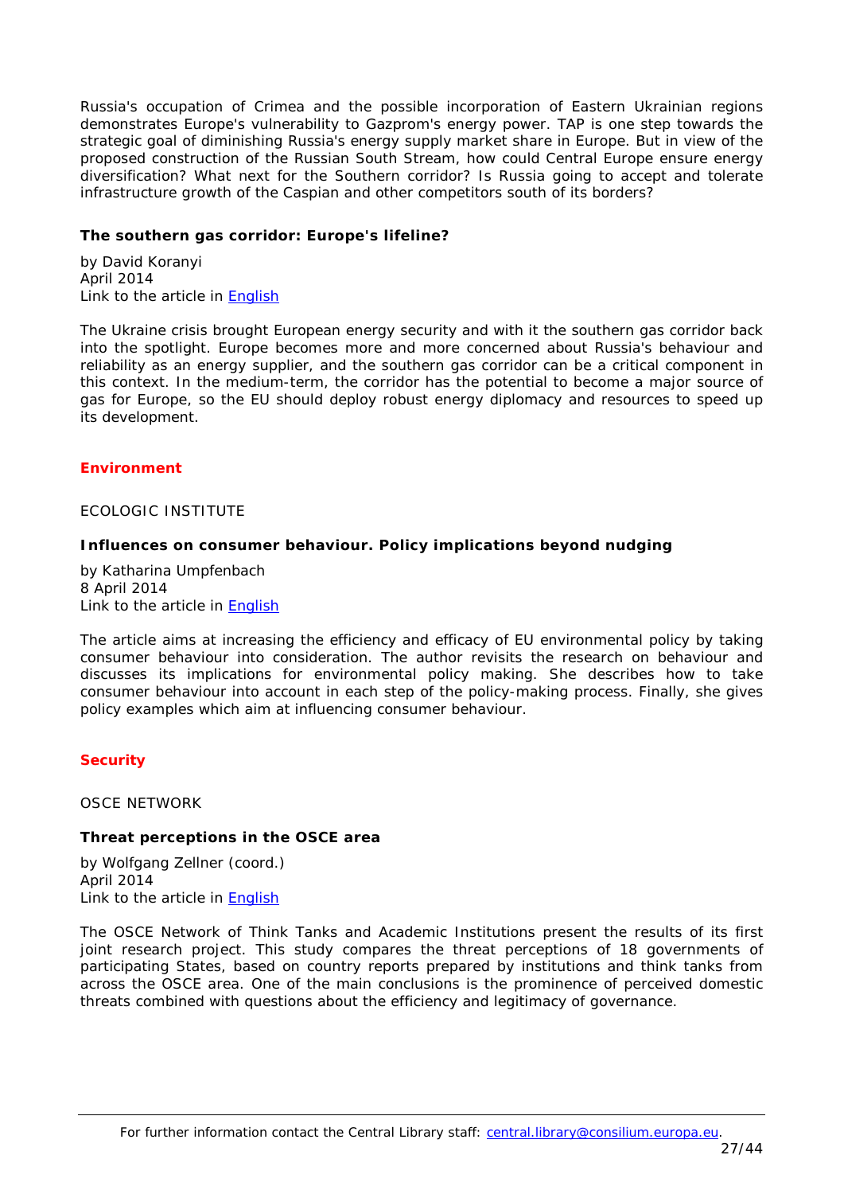Russia's occupation of Crimea and the possible incorporation of Eastern Ukrainian regions demonstrates Europe's vulnerability to Gazprom's energy power. TAP is one step towards the strategic goal of diminishing Russia's energy supply market share in Europe. But in view of the proposed construction of the Russian South Stream, how could Central Europe ensure energy diversification? What next for the Southern corridor? Is Russia going to accept and tolerate infrastructure growth of the Caspian and other competitors south of its borders?

**The southern gas corridor: Europe's lifeline?**

by David Koranyi
April 2014
Link to the article in English

The Ukraine crisis brought European energy security and with it the southern gas corridor back into the spotlight. Europe becomes more and more concerned about Russia's behaviour and reliability as an energy supplier, and the southern gas corridor can be a critical component in this context. In the medium-term, the corridor has the potential to become a major source of gas for Europe, so the EU should deploy robust energy diplomacy and resources to speed up its development.

## Environment

ECOLOGIC INSTITUTE

**Influences on consumer behaviour. Policy implications beyond nudging**

by Katharina Umpfenbach
8 April 2014
Link to the article in English

The article aims at increasing the efficiency and efficacy of EU environmental policy by taking consumer behaviour into consideration. The author revisits the research on behaviour and discusses its implications for environmental policy making. She describes how to take consumer behaviour into account in each step of the policy-making process. Finally, she gives policy examples which aim at influencing consumer behaviour.

## Security

OSCE NETWORK

**Threat perceptions in the OSCE area**

by Wolfgang Zellner (coord.)
April 2014
Link to the article in English

The OSCE Network of Think Tanks and Academic Institutions present the results of its first joint research project. This study compares the threat perceptions of 18 governments of participating States, based on country reports prepared by institutions and think tanks from across the OSCE area. One of the main conclusions is the prominence of perceived domestic threats combined with questions about the efficiency and legitimacy of governance.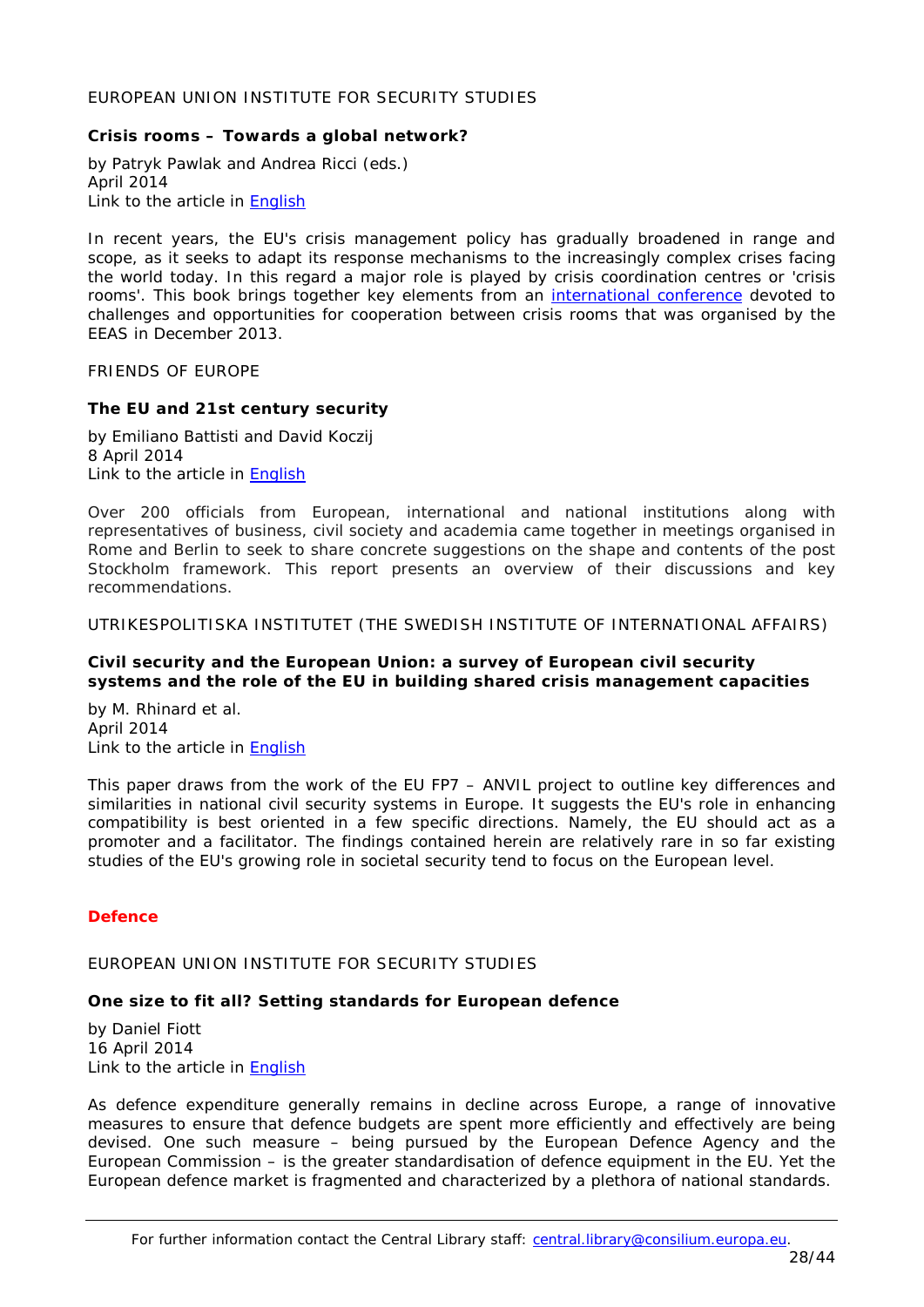EUROPEAN UNION INSTITUTE FOR SECURITY STUDIES

**Crisis rooms – Towards a global network?**

by Patryk Pawlak and Andrea Ricci (eds.)
April 2014
Link to the article in English

In recent years, the EU's crisis management policy has gradually broadened in range and scope, as it seeks to adapt its response mechanisms to the increasingly complex crises facing the world today. In this regard a major role is played by crisis coordination centres or 'crisis rooms'. This book brings together key elements from an international conference devoted to challenges and opportunities for cooperation between crisis rooms that was organised by the EEAS in December 2013.

FRIENDS OF EUROPE

**The EU and 21st century security**

by Emiliano Battisti and David Koczij
8 April 2014
Link to the article in English

Over 200 officials from European, international and national institutions along with representatives of business, civil society and academia came together in meetings organised in Rome and Berlin to seek to share concrete suggestions on the shape and contents of the post Stockholm framework. This report presents an overview of their discussions and key recommendations.

UTRIKESPOLITISKA INSTITUTET (THE SWEDISH INSTITUTE OF INTERNATIONAL AFFAIRS)

**Civil security and the European Union: a survey of European civil security systems and the role of the EU in building shared crisis management capacities**

by M. Rhinard et al.
April 2014
Link to the article in English

This paper draws from the work of the EU FP7 – ANVIL project to outline key differences and similarities in national civil security systems in Europe. It suggests the EU's role in enhancing compatibility is best oriented in a few specific directions. Namely, the EU should act as a promoter and a facilitator. The findings contained herein are relatively rare in so far existing studies of the EU's growing role in societal security tend to focus on the European level.

## Defence

EUROPEAN UNION INSTITUTE FOR SECURITY STUDIES

**One size to fit all? Setting standards for European defence**

by Daniel Fiott
16 April 2014
Link to the article in English

As defence expenditure generally remains in decline across Europe, a range of innovative measures to ensure that defence budgets are spent more efficiently and effectively are being devised. One such measure – being pursued by the European Defence Agency and the European Commission – is the greater standardisation of defence equipment in the EU. Yet the European defence market is fragmented and characterized by a plethora of national standards.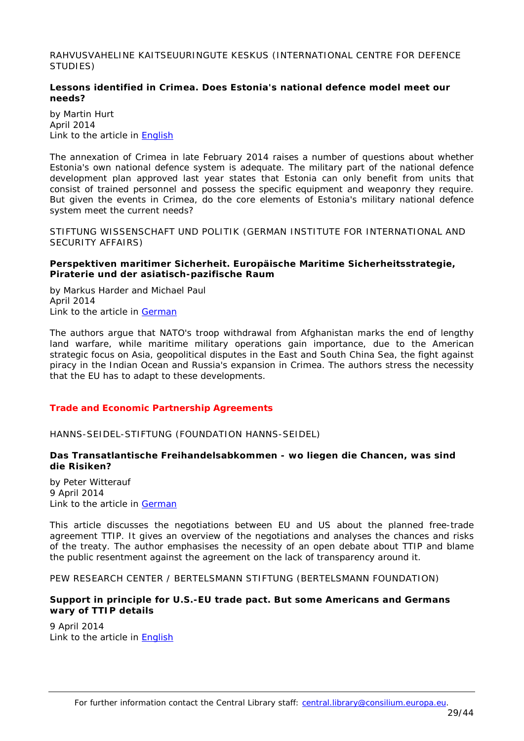RAHVUSVAHELINE KAITSEUURINGUTE KESKUS (INTERNATIONAL CENTRE FOR DEFENCE STUDIES)

**Lessons identified in Crimea. Does Estonia's national defence model meet our needs?**

by Martin Hurt
April 2014
Link to the article in English

The annexation of Crimea in late February 2014 raises a number of questions about whether Estonia's own national defence system is adequate. The military part of the national defence development plan approved last year states that Estonia can only benefit from units that consist of trained personnel and possess the specific equipment and weaponry they require. But given the events in Crimea, do the core elements of Estonia's military national defence system meet the current needs?

STIFTUNG WISSENSCHAFT UND POLITIK (GERMAN INSTITUTE FOR INTERNATIONAL AND SECURITY AFFAIRS)

**Perspektiven maritimer Sicherheit. Europäische Maritime Sicherheitsstrategie, Piraterie und der asiatisch-pazifische Raum**

by Markus Harder and Michael Paul
April 2014
Link to the article in German

The authors argue that NATO's troop withdrawal from Afghanistan marks the end of lengthy land warfare, while maritime military operations gain importance, due to the American strategic focus on Asia, geopolitical disputes in the East and South China Sea, the fight against piracy in the Indian Ocean and Russia's expansion in Crimea. The authors stress the necessity that the EU has to adapt to these developments.

## Trade and Economic Partnership Agreements

HANNS-SEIDEL-STIFTUNG (FOUNDATION HANNS-SEIDEL)

**Das Transatlantische Freihandelsabkommen - wo liegen die Chancen, was sind die Risiken?**

by Peter Witterauf
9 April 2014
Link to the article in German

This article discusses the negotiations between EU and US about the planned free-trade agreement TTIP. It gives an overview of the negotiations and analyses the chances and risks of the treaty. The author emphasises the necessity of an open debate about TTIP and blame the public resentment against the agreement on the lack of transparency around it.

PEW RESEARCH CENTER / BERTELSMANN STIFTUNG (BERTELSMANN FOUNDATION)

**Support in principle for U.S.-EU trade pact. But some Americans and Germans wary of TTIP details**

9 April 2014
Link to the article in English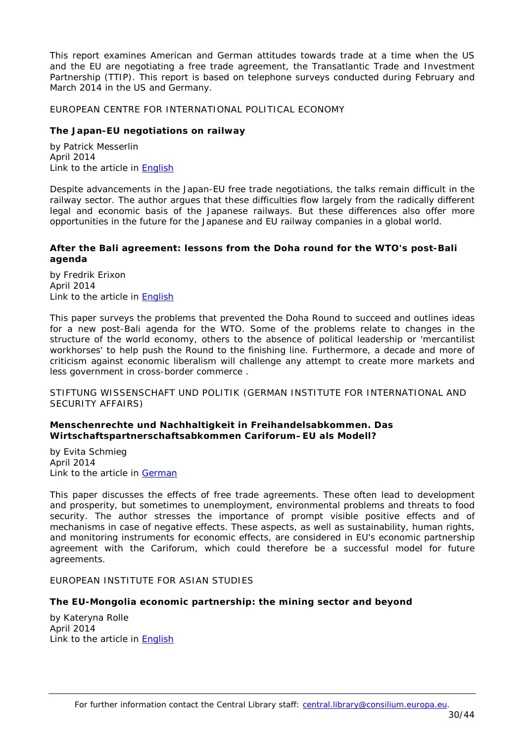This report examines American and German attitudes towards trade at a time when the US and the EU are negotiating a free trade agreement, the Transatlantic Trade and Investment Partnership (TTIP). This report is based on telephone surveys conducted during February and March 2014 in the US and Germany.

EUROPEAN CENTRE FOR INTERNATIONAL POLITICAL ECONOMY

**The Japan-EU negotiations on railway**

by Patrick Messerlin
April 2014
Link to the article in English

Despite advancements in the Japan-EU free trade negotiations, the talks remain difficult in the railway sector. The author argues that these difficulties flow largely from the radically different legal and economic basis of the Japanese railways. But these differences also offer more opportunities in the future for the Japanese and EU railway companies in a global world.

**After the Bali agreement: lessons from the Doha round for the WTO's post-Bali agenda**

by Fredrik Erixon
April 2014
Link to the article in English

This paper surveys the problems that prevented the Doha Round to succeed and outlines ideas for a new post-Bali agenda for the WTO. Some of the problems relate to changes in the structure of the world economy, others to the absence of political leadership or 'mercantilist workhorses' to help push the Round to the finishing line. Furthermore, a decade and more of criticism against economic liberalism will challenge any attempt to create more markets and less government in cross-border commerce .

STIFTUNG WISSENSCHAFT UND POLITIK (GERMAN INSTITUTE FOR INTERNATIONAL AND SECURITY AFFAIRS)

**Menschenrechte und Nachhaltigkeit in Freihandelsabkommen. Das Wirtschaftspartnerschaftsabkommen Cariforum–EU als Modell?**

by Evita Schmieg
April 2014
Link to the article in German

This paper discusses the effects of free trade agreements. These often lead to development and prosperity, but sometimes to unemployment, environmental problems and threats to food security. The author stresses the importance of prompt visible positive effects and of mechanisms in case of negative effects. These aspects, as well as sustainability, human rights, and monitoring instruments for economic effects, are considered in EU's economic partnership agreement with the Cariforum, which could therefore be a successful model for future agreements.

EUROPEAN INSTITUTE FOR ASIAN STUDIES

**The EU-Mongolia economic partnership: the mining sector and beyond**

by Kateryna Rolle
April 2014
Link to the article in English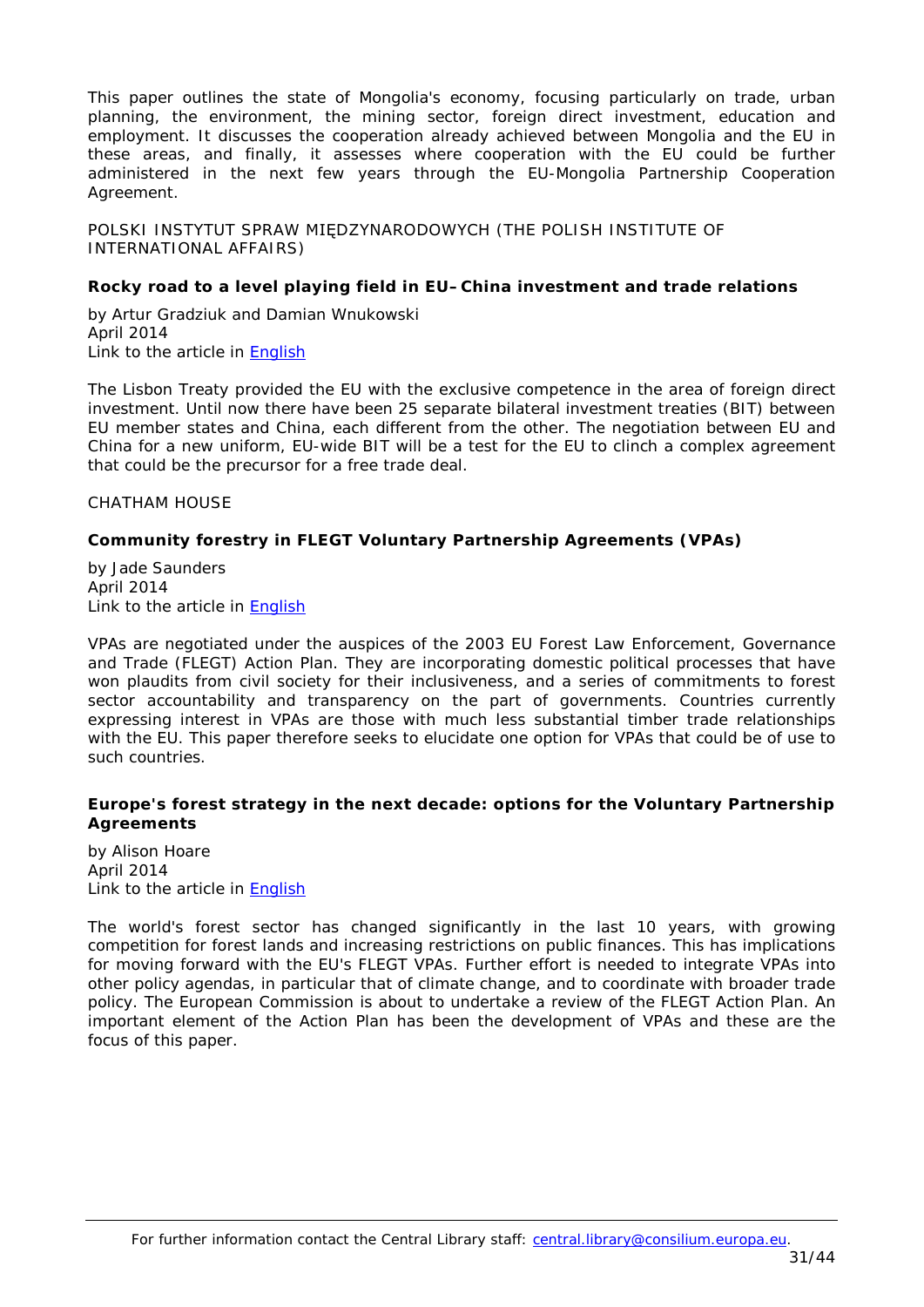This paper outlines the state of Mongolia's economy, focusing particularly on trade, urban planning, the environment, the mining sector, foreign direct investment, education and employment. It discusses the cooperation already achieved between Mongolia and the EU in these areas, and finally, it assesses where cooperation with the EU could be further administered in the next few years through the EU-Mongolia Partnership Cooperation Agreement.

POLSKI INSTYTUT SPRAW MIĘDZYNARODOWYCH (THE POLISH INSTITUTE OF INTERNATIONAL AFFAIRS)

**Rocky road to a level playing field in EU–China investment and trade relations**

by Artur Gradziuk and Damian Wnukowski
April 2014
Link to the article in English

The Lisbon Treaty provided the EU with the exclusive competence in the area of foreign direct investment. Until now there have been 25 separate bilateral investment treaties (BIT) between EU member states and China, each different from the other. The negotiation between EU and China for a new uniform, EU-wide BIT will be a test for the EU to clinch a complex agreement that could be the precursor for a free trade deal.

CHATHAM HOUSE

**Community forestry in FLEGT Voluntary Partnership Agreements (VPAs)**

by Jade Saunders
April 2014
Link to the article in English

VPAs are negotiated under the auspices of the 2003 EU Forest Law Enforcement, Governance and Trade (FLEGT) Action Plan. They are incorporating domestic political processes that have won plaudits from civil society for their inclusiveness, and a series of commitments to forest sector accountability and transparency on the part of governments. Countries currently expressing interest in VPAs are those with much less substantial timber trade relationships with the EU. This paper therefore seeks to elucidate one option for VPAs that could be of use to such countries.

**Europe's forest strategy in the next decade: options for the Voluntary Partnership Agreements**

by Alison Hoare
April 2014
Link to the article in English

The world's forest sector has changed significantly in the last 10 years, with growing competition for forest lands and increasing restrictions on public finances. This has implications for moving forward with the EU's FLEGT VPAs. Further effort is needed to integrate VPAs into other policy agendas, in particular that of climate change, and to coordinate with broader trade policy. The European Commission is about to undertake a review of the FLEGT Action Plan. An important element of the Action Plan has been the development of VPAs and these are the focus of this paper.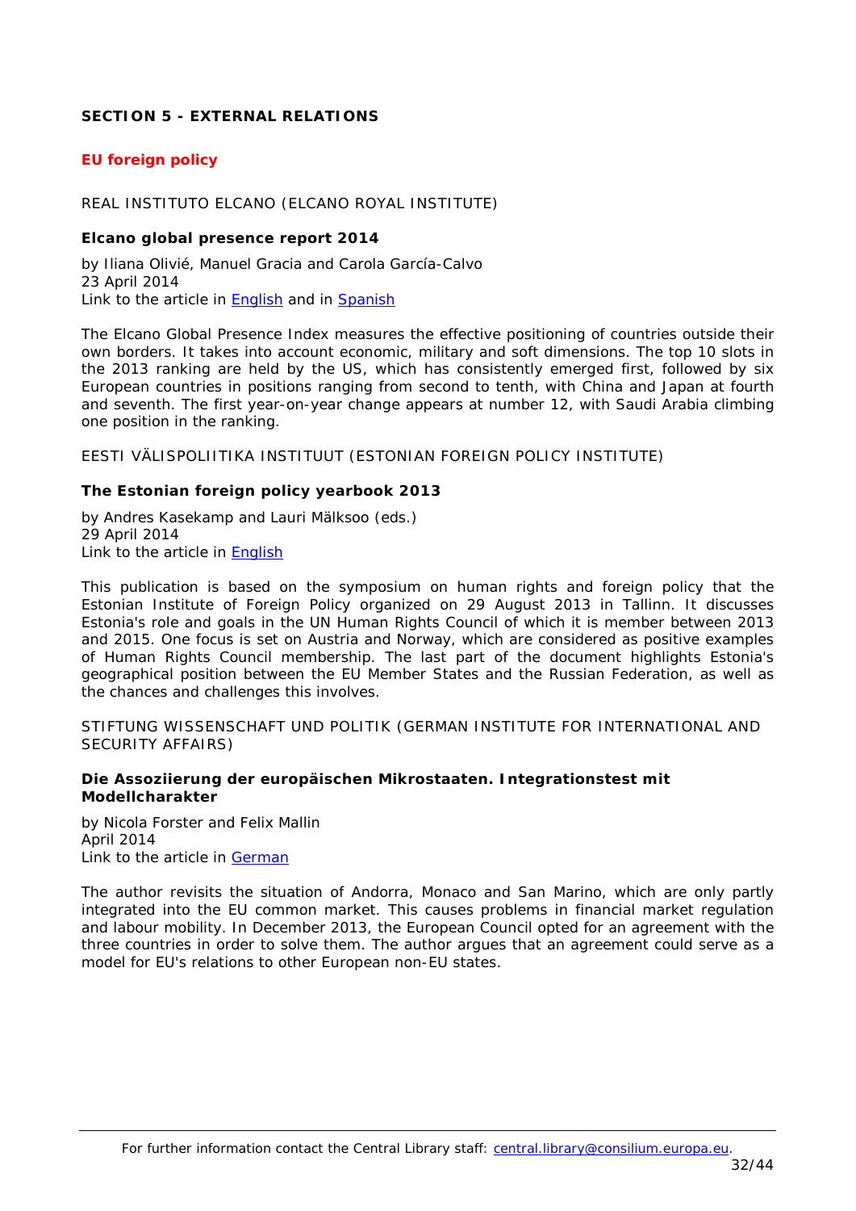## SECTION 5 - EXTERNAL RELATIONS

### EU foreign policy

REAL INSTITUTO ELCANO (ELCANO ROYAL INSTITUTE)

**Elcano global presence report 2014**

by Iliana Olivié, Manuel Gracia and Carola García-Calvo
23 April 2014
Link to the article in English and in Spanish

The Elcano Global Presence Index measures the effective positioning of countries outside their own borders. It takes into account economic, military and soft dimensions. The top 10 slots in the 2013 ranking are held by the US, which has consistently emerged first, followed by six European countries in positions ranging from second to tenth, with China and Japan at fourth and seventh. The first year-on-year change appears at number 12, with Saudi Arabia climbing one position in the ranking.

EESTI VÄLISPOLIITIKA INSTITUUT (ESTONIAN FOREIGN POLICY INSTITUTE)

**The Estonian foreign policy yearbook 2013**

by Andres Kasekamp and Lauri Mälksoo (eds.)
29 April 2014
Link to the article in English

This publication is based on the symposium on human rights and foreign policy that the Estonian Institute of Foreign Policy organized on 29 August 2013 in Tallinn. It discusses Estonia's role and goals in the UN Human Rights Council of which it is member between 2013 and 2015. One focus is set on Austria and Norway, which are considered as positive examples of Human Rights Council membership. The last part of the document highlights Estonia's geographical position between the EU Member States and the Russian Federation, as well as the chances and challenges this involves.

STIFTUNG WISSENSCHAFT UND POLITIK (GERMAN INSTITUTE FOR INTERNATIONAL AND SECURITY AFFAIRS)

**Die Assoziierung der europäischen Mikrostaaten. Integrationstest mit Modellcharakter**

by Nicola Forster and Felix Mallin
April 2014
Link to the article in German

The author revisits the situation of Andorra, Monaco and San Marino, which are only partly integrated into the EU common market. This causes problems in financial market regulation and labour mobility. In December 2013, the European Council opted for an agreement with the three countries in order to solve them. The author argues that an agreement could serve as a model for EU's relations to other European non-EU states.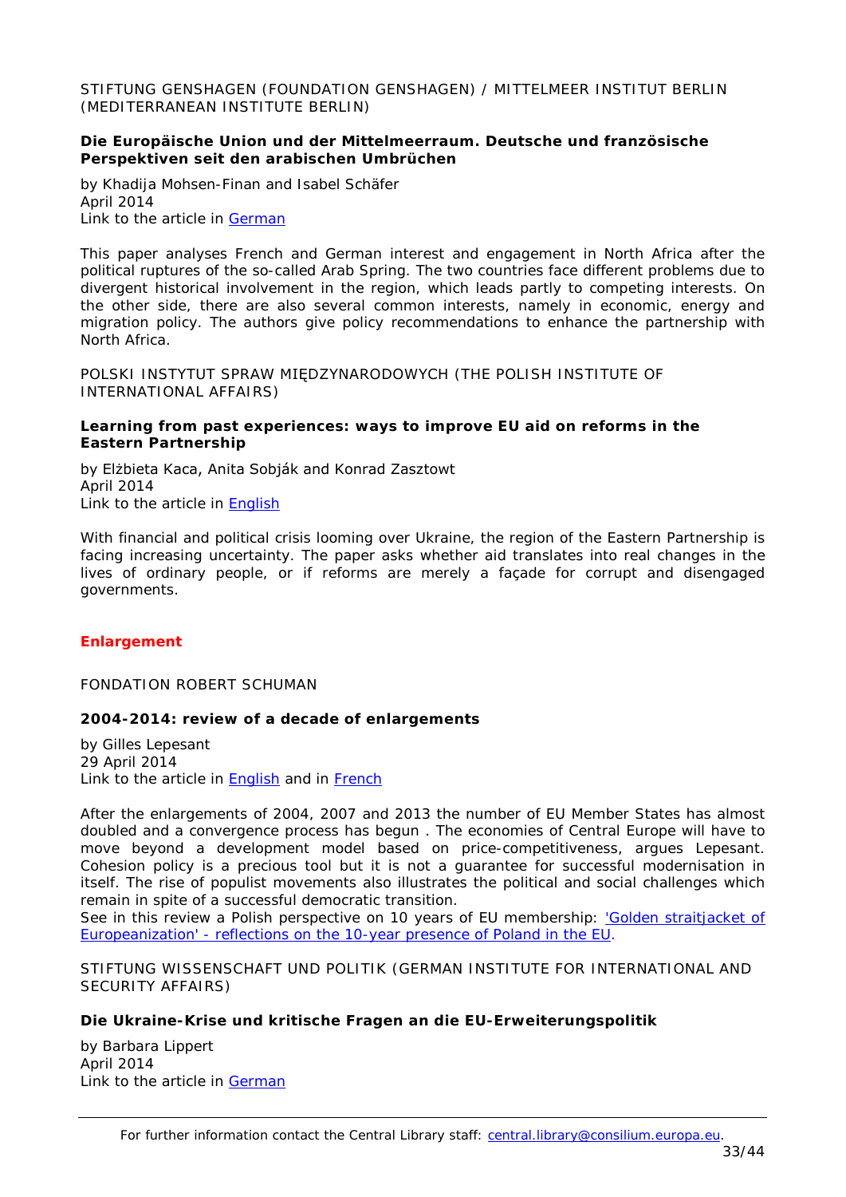STIFTUNG GENSHAGEN (FOUNDATION GENSHAGEN) / MITTELMEER INSTITUT BERLIN (MEDITERRANEAN INSTITUTE BERLIN)

**Die Europäische Union und der Mittelmeerraum. Deutsche und französische Perspektiven seit den arabischen Umbrüchen**

by Khadija Mohsen-Finan and Isabel Schäfer
April 2014
Link to the article in German

This paper analyses French and German interest and engagement in North Africa after the political ruptures of the so-called Arab Spring. The two countries face different problems due to divergent historical involvement in the region, which leads partly to competing interests. On the other side, there are also several common interests, namely in economic, energy and migration policy. The authors give policy recommendations to enhance the partnership with North Africa.

POLSKI INSTYTUT SPRAW MIĘDZYNARODOWYCH (THE POLISH INSTITUTE OF INTERNATIONAL AFFAIRS)

**Learning from past experiences: ways to improve EU aid on reforms in the Eastern Partnership**

by Elżbieta Kaca, Anita Sobják and Konrad Zasztowt
April 2014
Link to the article in English

With financial and political crisis looming over Ukraine, the region of the Eastern Partnership is facing increasing uncertainty. The paper asks whether aid translates into real changes in the lives of ordinary people, or if reforms are merely a façade for corrupt and disengaged governments.

## Enlargement

FONDATION ROBERT SCHUMAN

**2004-2014: review of a decade of enlargements**

by Gilles Lepesant
29 April 2014
Link to the article in English and in French

After the enlargements of 2004, 2007 and 2013 the number of EU Member States has almost doubled and a convergence process has begun . The economies of Central Europe will have to move beyond a development model based on price-competitiveness, argues Lepesant. Cohesion policy is a precious tool but it is not a guarantee for successful modernisation in itself. The rise of populist movements also illustrates the political and social challenges which remain in spite of a successful democratic transition.
See in this review a Polish perspective on 10 years of EU membership: 'Golden straitjacket of Europeanization' - reflections on the 10-year presence of Poland in the EU.

STIFTUNG WISSENSCHAFT UND POLITIK (GERMAN INSTITUTE FOR INTERNATIONAL AND SECURITY AFFAIRS)

**Die Ukraine-Krise und kritische Fragen an die EU-Erweiterungspolitik**

by Barbara Lippert
April 2014
Link to the article in German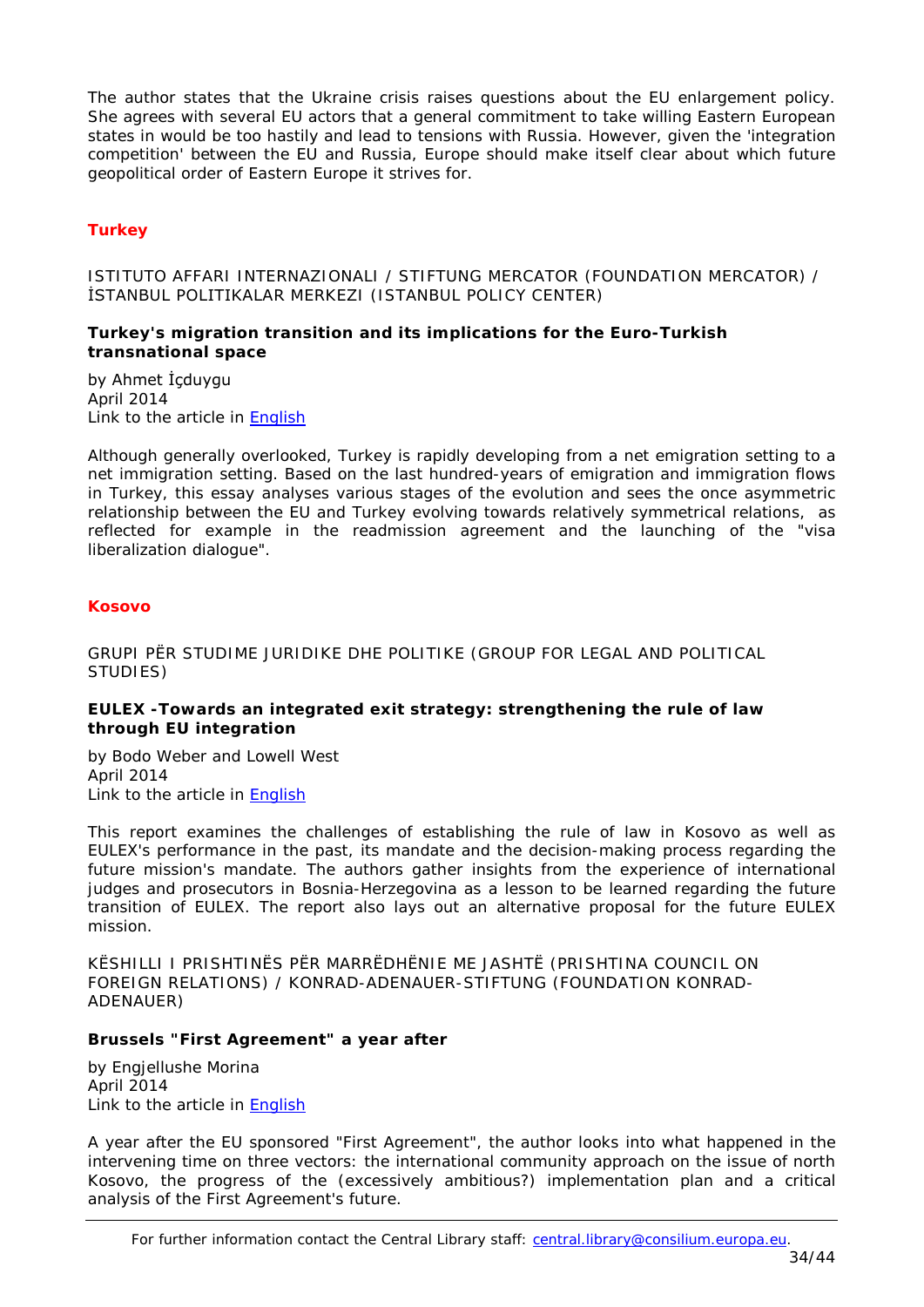The author states that the Ukraine crisis raises questions about the EU enlargement policy. She agrees with several EU actors that a general commitment to take willing Eastern European states in would be too hastily and lead to tensions with Russia. However, given the 'integration competition' between the EU and Russia, Europe should make itself clear about which future geopolitical order of Eastern Europe it strives for.

## Turkey

ISTITUTO AFFARI INTERNAZIONALI / STIFTUNG MERCATOR (FOUNDATION MERCATOR) / İSTANBUL POLITIKALAR MERKEZI (ISTANBUL POLICY CENTER)

**Turkey's migration transition and its implications for the Euro-Turkish transnational space**

by Ahmet İçduygu
April 2014
Link to the article in English

Although generally overlooked, Turkey is rapidly developing from a net emigration setting to a net immigration setting. Based on the last hundred-years of emigration and immigration flows in Turkey, this essay analyses various stages of the evolution and sees the once asymmetric relationship between the EU and Turkey evolving towards relatively symmetrical relations, as reflected for example in the readmission agreement and the launching of the "visa liberalization dialogue".

## Kosovo

GRUPI PËR STUDIME JURIDIKE DHE POLITIKE (GROUP FOR LEGAL AND POLITICAL STUDIES)

**EULEX -Towards an integrated exit strategy: strengthening the rule of law through EU integration**

by Bodo Weber and Lowell West
April 2014
Link to the article in English

This report examines the challenges of establishing the rule of law in Kosovo as well as EULEX's performance in the past, its mandate and the decision-making process regarding the future mission's mandate. The authors gather insights from the experience of international judges and prosecutors in Bosnia-Herzegovina as a lesson to be learned regarding the future transition of EULEX. The report also lays out an alternative proposal for the future EULEX mission.

KËSHILLI I PRISHTINËS PËR MARRËDHËNIE ME JASHTË (PRISHTINA COUNCIL ON FOREIGN RELATIONS) / KONRAD-ADENAUER-STIFTUNG (FOUNDATION KONRAD-ADENAUER)

**Brussels "First Agreement" a year after**

by Engjellushe Morina
April 2014
Link to the article in English

A year after the EU sponsored "First Agreement", the author looks into what happened in the intervening time on three vectors: the international community approach on the issue of north Kosovo, the progress of the (excessively ambitious?) implementation plan and a critical analysis of the First Agreement's future.

For further information contact the Central Library staff: central.library@consilium.europa.eu.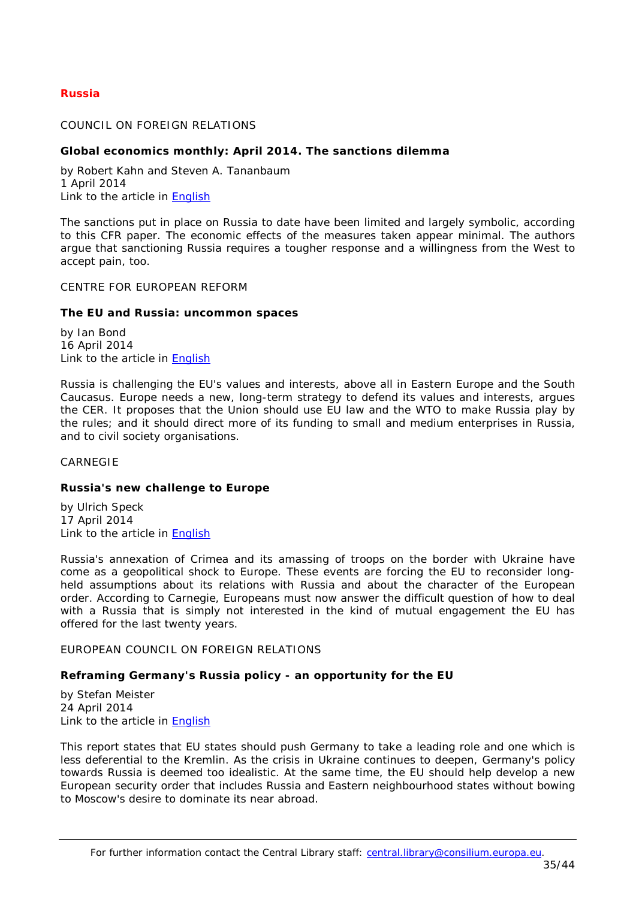## Russia

COUNCIL ON FOREIGN RELATIONS

**Global economics monthly: April 2014. The sanctions dilemma**

by Robert Kahn and Steven A. Tananbaum
1 April 2014
Link to the article in English

The sanctions put in place on Russia to date have been limited and largely symbolic, according to this CFR paper. The economic effects of the measures taken appear minimal. The authors argue that sanctioning Russia requires a tougher response and a willingness from the West to accept pain, too.

CENTRE FOR EUROPEAN REFORM

**The EU and Russia: uncommon spaces**

by Ian Bond
16 April 2014
Link to the article in English

Russia is challenging the EU's values and interests, above all in Eastern Europe and the South Caucasus. Europe needs a new, long-term strategy to defend its values and interests, argues the CER. It proposes that the Union should use EU law and the WTO to make Russia play by the rules; and it should direct more of its funding to small and medium enterprises in Russia, and to civil society organisations.

CARNEGIE

**Russia's new challenge to Europe**

by Ulrich Speck
17 April 2014
Link to the article in English

Russia's annexation of Crimea and its amassing of troops on the border with Ukraine have come as a geopolitical shock to Europe. These events are forcing the EU to reconsider long-held assumptions about its relations with Russia and about the character of the European order. According to Carnegie, Europeans must now answer the difficult question of how to deal with a Russia that is simply not interested in the kind of mutual engagement the EU has offered for the last twenty years.

EUROPEAN COUNCIL ON FOREIGN RELATIONS

**Reframing Germany's Russia policy - an opportunity for the EU**

by Stefan Meister
24 April 2014
Link to the article in English

This report states that EU states should push Germany to take a leading role and one which is less deferential to the Kremlin. As the crisis in Ukraine continues to deepen, Germany's policy towards Russia is deemed too idealistic. At the same time, the EU should help develop a new European security order that includes Russia and Eastern neighbourhood states without bowing to Moscow's desire to dominate its near abroad.

For further information contact the Central Library staff: central.library@consilium.europa.eu.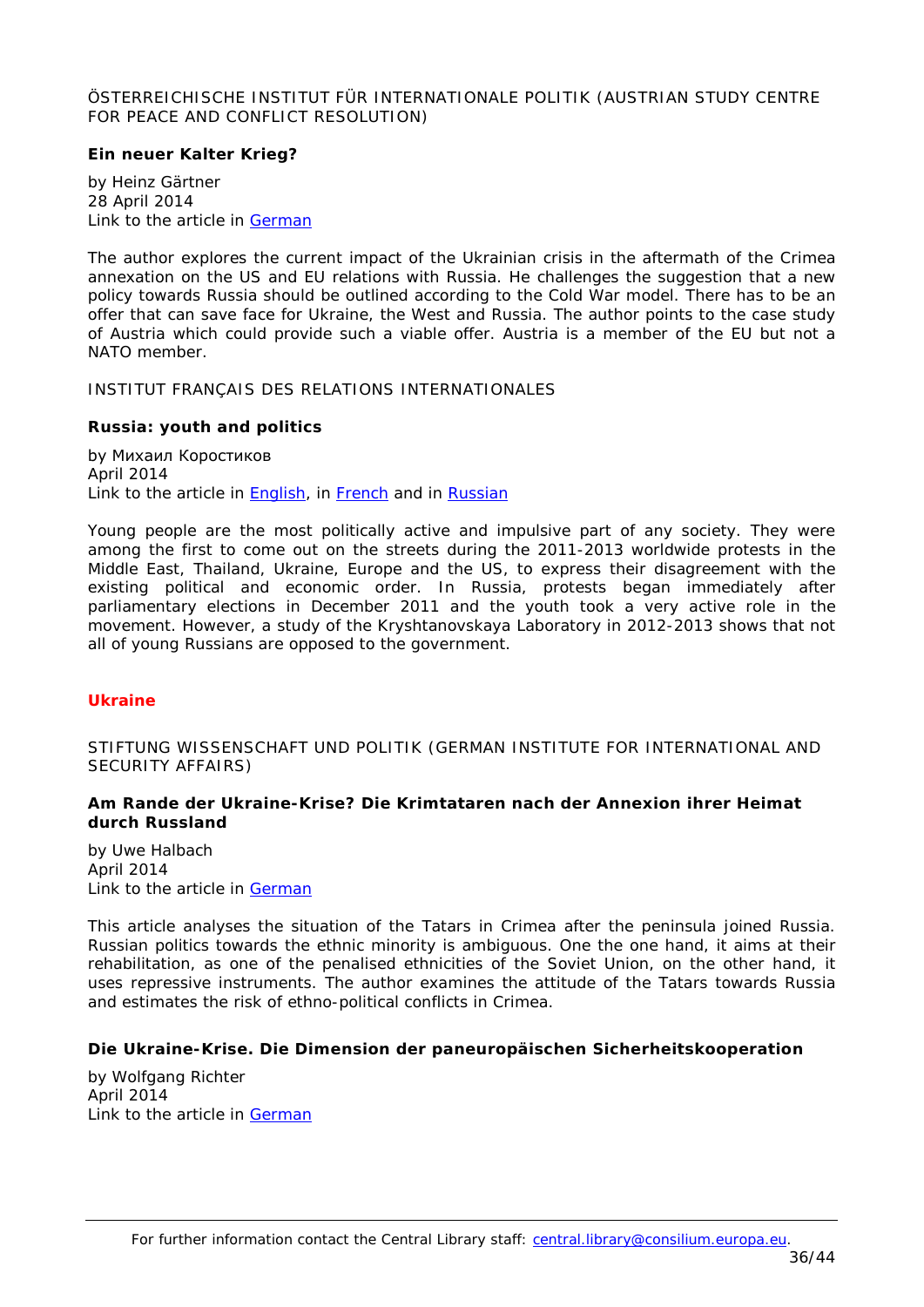ÖSTERREICHISCHE INSTITUT FÜR INTERNATIONALE POLITIK (AUSTRIAN STUDY CENTRE FOR PEACE AND CONFLICT RESOLUTION)

**Ein neuer Kalter Krieg?**

by Heinz Gärtner
28 April 2014
Link to the article in German

The author explores the current impact of the Ukrainian crisis in the aftermath of the Crimea annexation on the US and EU relations with Russia. He challenges the suggestion that a new policy towards Russia should be outlined according to the Cold War model. There has to be an offer that can save face for Ukraine, the West and Russia. The author points to the case study of Austria which could provide such a viable offer. Austria is a member of the EU but not a NATO member.

INSTITUT FRANÇAIS DES RELATIONS INTERNATIONALES

**Russia: youth and politics**

by Михаил Коростиков
April 2014
Link to the article in English, in French and in Russian

Young people are the most politically active and impulsive part of any society. They were among the first to come out on the streets during the 2011-2013 worldwide protests in the Middle East, Thailand, Ukraine, Europe and the US, to express their disagreement with the existing political and economic order. In Russia, protests began immediately after parliamentary elections in December 2011 and the youth took a very active role in the movement. However, a study of the Kryshtanovskaya Laboratory in 2012-2013 shows that not all of young Russians are opposed to the government.

## Ukraine

STIFTUNG WISSENSCHAFT UND POLITIK (GERMAN INSTITUTE FOR INTERNATIONAL AND SECURITY AFFAIRS)

**Am Rande der Ukraine-Krise? Die Krimtataren nach der Annexion ihrer Heimat durch Russland**

by Uwe Halbach
April 2014
Link to the article in German

This article analyses the situation of the Tatars in Crimea after the peninsula joined Russia. Russian politics towards the ethnic minority is ambiguous. One the one hand, it aims at their rehabilitation, as one of the penalised ethnicities of the Soviet Union, on the other hand, it uses repressive instruments. The author examines the attitude of the Tatars towards Russia and estimates the risk of ethno-political conflicts in Crimea.

**Die Ukraine-Krise. Die Dimension der paneuropäischen Sicherheitskooperation**

by Wolfgang Richter
April 2014
Link to the article in German

For further information contact the Central Library staff: central.library@consilium.europa.eu.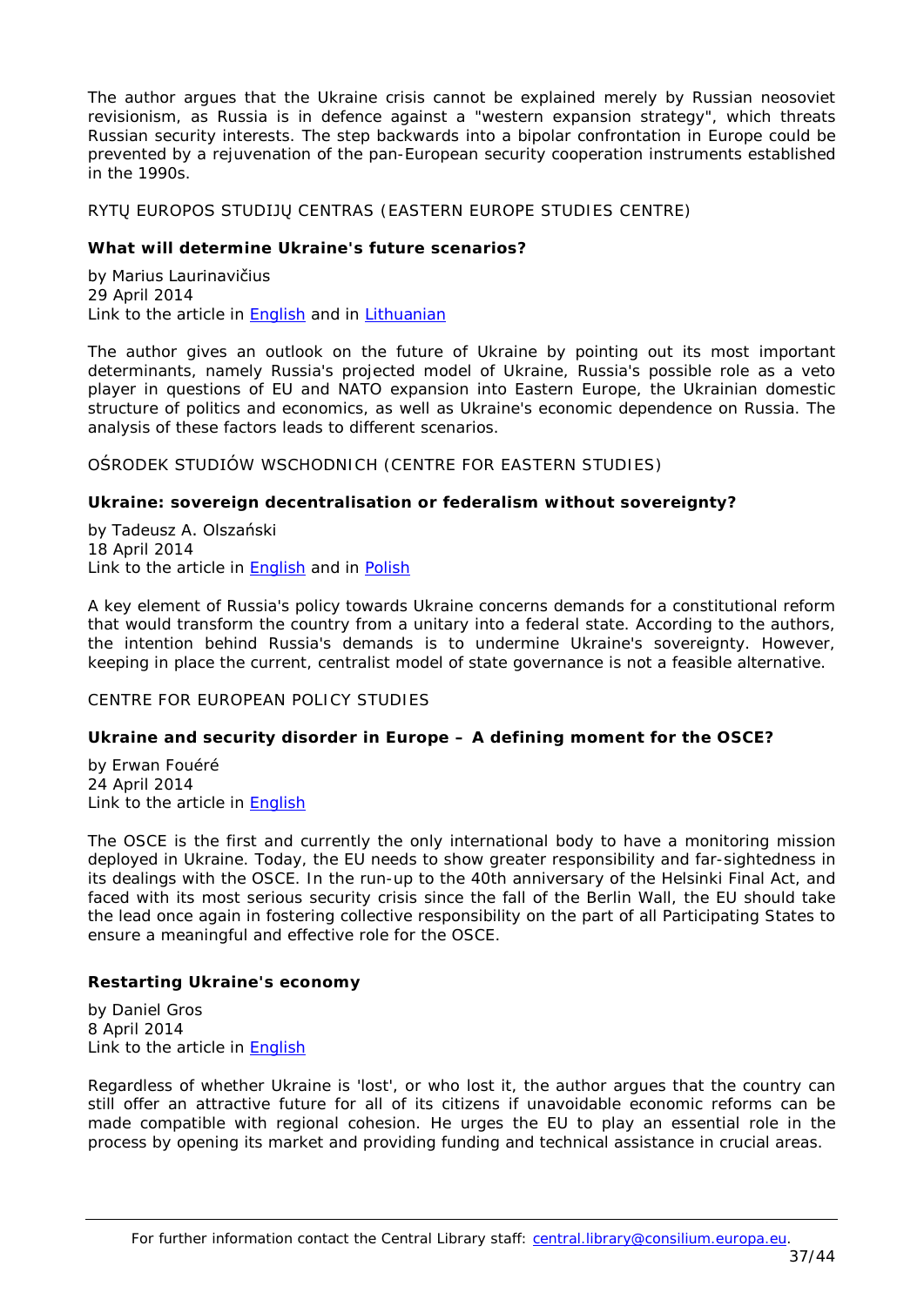The author argues that the Ukraine crisis cannot be explained merely by Russian neosoviet revisionism, as Russia is in defence against a "western expansion strategy", which threats Russian security interests. The step backwards into a bipolar confrontation in Europe could be prevented by a rejuvenation of the pan-European security cooperation instruments established in the 1990s.

RYTŲ EUROPOS STUDIJŲ CENTRAS (EASTERN EUROPE STUDIES CENTRE)

**What will determine Ukraine's future scenarios?**

by Marius Laurinavičius
29 April 2014
Link to the article in English and in Lithuanian

The author gives an outlook on the future of Ukraine by pointing out its most important determinants, namely Russia's projected model of Ukraine, Russia's possible role as a veto player in questions of EU and NATO expansion into Eastern Europe, the Ukrainian domestic structure of politics and economics, as well as Ukraine's economic dependence on Russia. The analysis of these factors leads to different scenarios.

OŚRODEK STUDIÓW WSCHODNICH (CENTRE FOR EASTERN STUDIES)

**Ukraine: sovereign decentralisation or federalism without sovereignty?**

by Tadeusz A. Olszański
18 April 2014
Link to the article in English and in Polish

A key element of Russia's policy towards Ukraine concerns demands for a constitutional reform that would transform the country from a unitary into a federal state. According to the authors, the intention behind Russia's demands is to undermine Ukraine's sovereignty. However, keeping in place the current, centralist model of state governance is not a feasible alternative.

CENTRE FOR EUROPEAN POLICY STUDIES

**Ukraine and security disorder in Europe – A defining moment for the OSCE?**

by Erwan Fouéré
24 April 2014
Link to the article in English

The OSCE is the first and currently the only international body to have a monitoring mission deployed in Ukraine. Today, the EU needs to show greater responsibility and far-sightedness in its dealings with the OSCE. In the run-up to the 40th anniversary of the Helsinki Final Act, and faced with its most serious security crisis since the fall of the Berlin Wall, the EU should take the lead once again in fostering collective responsibility on the part of all Participating States to ensure a meaningful and effective role for the OSCE.

**Restarting Ukraine's economy**

by Daniel Gros
8 April 2014
Link to the article in English

Regardless of whether Ukraine is 'lost', or who lost it, the author argues that the country can still offer an attractive future for all of its citizens if unavoidable economic reforms can be made compatible with regional cohesion. He urges the EU to play an essential role in the process by opening its market and providing funding and technical assistance in crucial areas.

For further information contact the Central Library staff: central.library@consilium.europa.eu.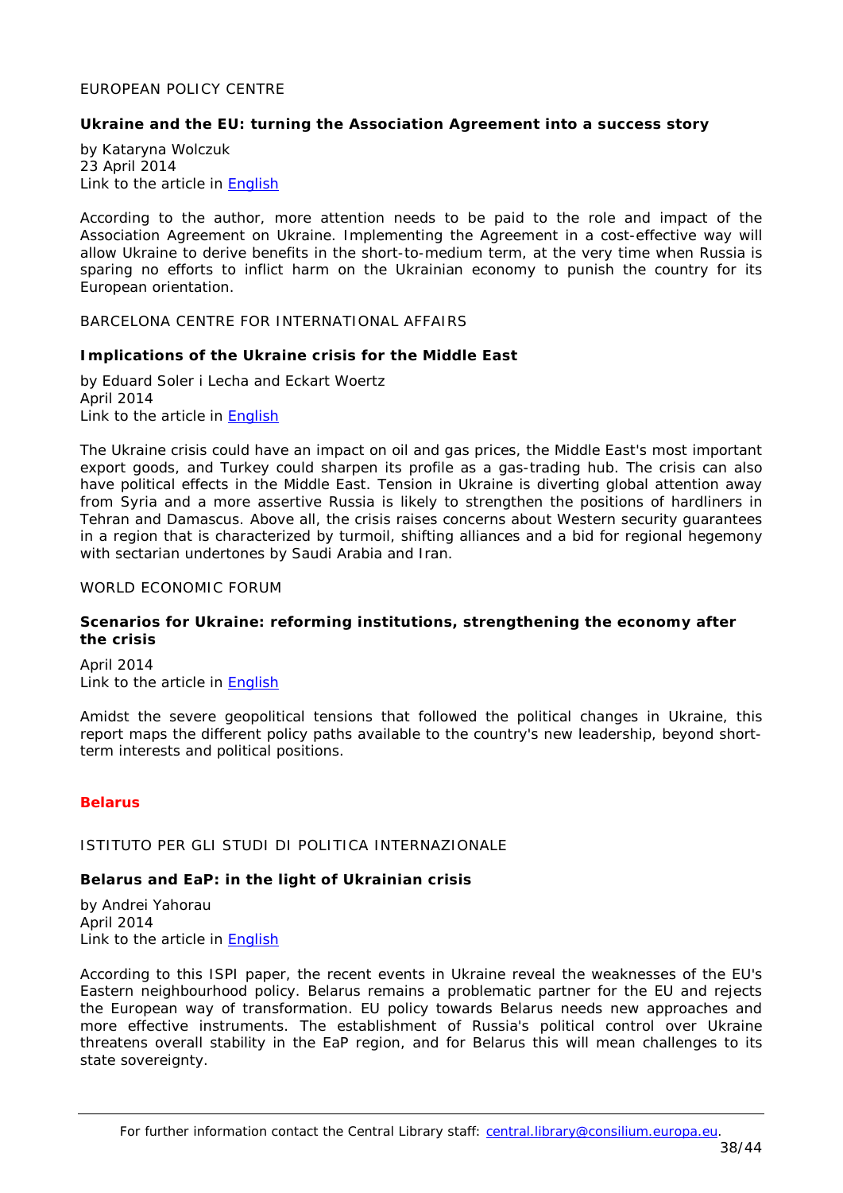EUROPEAN POLICY CENTRE

**Ukraine and the EU: turning the Association Agreement into a success story**

by Kataryna Wolczuk
23 April 2014
Link to the article in English

According to the author, more attention needs to be paid to the role and impact of the Association Agreement on Ukraine. Implementing the Agreement in a cost-effective way will allow Ukraine to derive benefits in the short-to-medium term, at the very time when Russia is sparing no efforts to inflict harm on the Ukrainian economy to punish the country for its European orientation.

BARCELONA CENTRE FOR INTERNATIONAL AFFAIRS

**Implications of the Ukraine crisis for the Middle East**

by Eduard Soler i Lecha and Eckart Woertz
April 2014
Link to the article in English

The Ukraine crisis could have an impact on oil and gas prices, the Middle East's most important export goods, and Turkey could sharpen its profile as a gas-trading hub. The crisis can also have political effects in the Middle East. Tension in Ukraine is diverting global attention away from Syria and a more assertive Russia is likely to strengthen the positions of hardliners in Tehran and Damascus. Above all, the crisis raises concerns about Western security guarantees in a region that is characterized by turmoil, shifting alliances and a bid for regional hegemony with sectarian undertones by Saudi Arabia and Iran.

WORLD ECONOMIC FORUM

**Scenarios for Ukraine: reforming institutions, strengthening the economy after the crisis**

April 2014
Link to the article in English

Amidst the severe geopolitical tensions that followed the political changes in Ukraine, this report maps the different policy paths available to the country's new leadership, beyond short-term interests and political positions.

## Belarus

ISTITUTO PER GLI STUDI DI POLITICA INTERNAZIONALE

**Belarus and EaP: in the light of Ukrainian crisis**

by Andrei Yahorau
April 2014
Link to the article in English

According to this ISPI paper, the recent events in Ukraine reveal the weaknesses of the EU's Eastern neighbourhood policy. Belarus remains a problematic partner for the EU and rejects the European way of transformation. EU policy towards Belarus needs new approaches and more effective instruments. The establishment of Russia's political control over Ukraine threatens overall stability in the EaP region, and for Belarus this will mean challenges to its state sovereignty.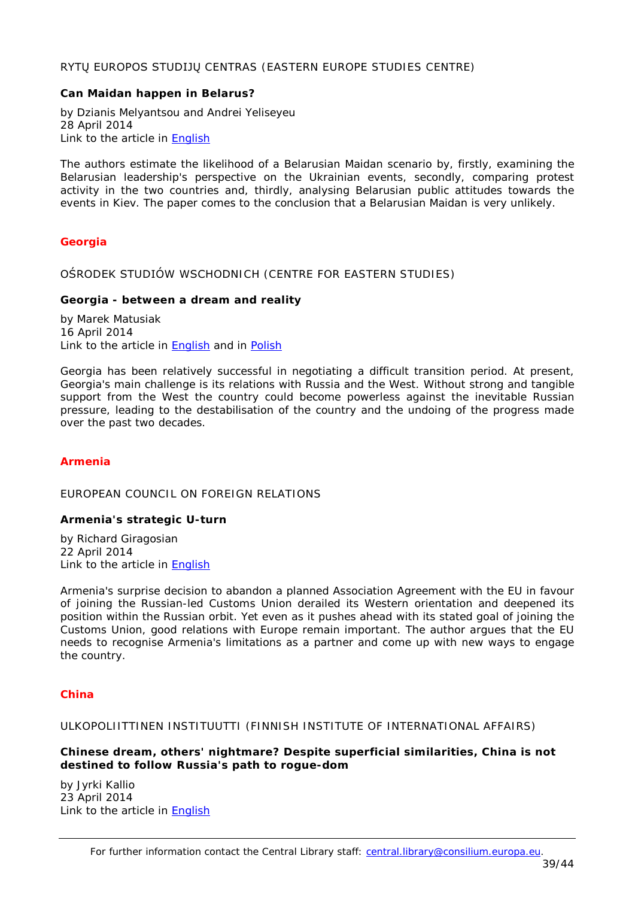RYTŲ EUROPOS STUDIJŲ CENTRAS (EASTERN EUROPE STUDIES CENTRE)

**Can Maidan happen in Belarus?**

by Dzianis Melyantsou and Andrei Yeliseyeu
28 April 2014
Link to the article in English

The authors estimate the likelihood of a Belarusian Maidan scenario by, firstly, examining the Belarusian leadership's perspective on the Ukrainian events, secondly, comparing protest activity in the two countries and, thirdly, analysing Belarusian public attitudes towards the events in Kiev. The paper comes to the conclusion that a Belarusian Maidan is very unlikely.

## Georgia

OŚRODEK STUDIÓW WSCHODNICH (CENTRE FOR EASTERN STUDIES)

**Georgia - between a dream and reality**

by Marek Matusiak
16 April 2014
Link to the article in English and in Polish

Georgia has been relatively successful in negotiating a difficult transition period. At present, Georgia's main challenge is its relations with Russia and the West. Without strong and tangible support from the West the country could become powerless against the inevitable Russian pressure, leading to the destabilisation of the country and the undoing of the progress made over the past two decades.

## Armenia

EUROPEAN COUNCIL ON FOREIGN RELATIONS

**Armenia's strategic U-turn**

by Richard Giragosian
22 April 2014
Link to the article in English

Armenia's surprise decision to abandon a planned Association Agreement with the EU in favour of joining the Russian-led Customs Union derailed its Western orientation and deepened its position within the Russian orbit. Yet even as it pushes ahead with its stated goal of joining the Customs Union, good relations with Europe remain important. The author argues that the EU needs to recognise Armenia's limitations as a partner and come up with new ways to engage the country.

## China

ULKOPOLIITTINEN INSTITUUTTI (FINNISH INSTITUTE OF INTERNATIONAL AFFAIRS)

**Chinese dream, others' nightmare? Despite superficial similarities, China is not destined to follow Russia's path to rogue-dom**

by Jyrki Kallio
23 April 2014
Link to the article in English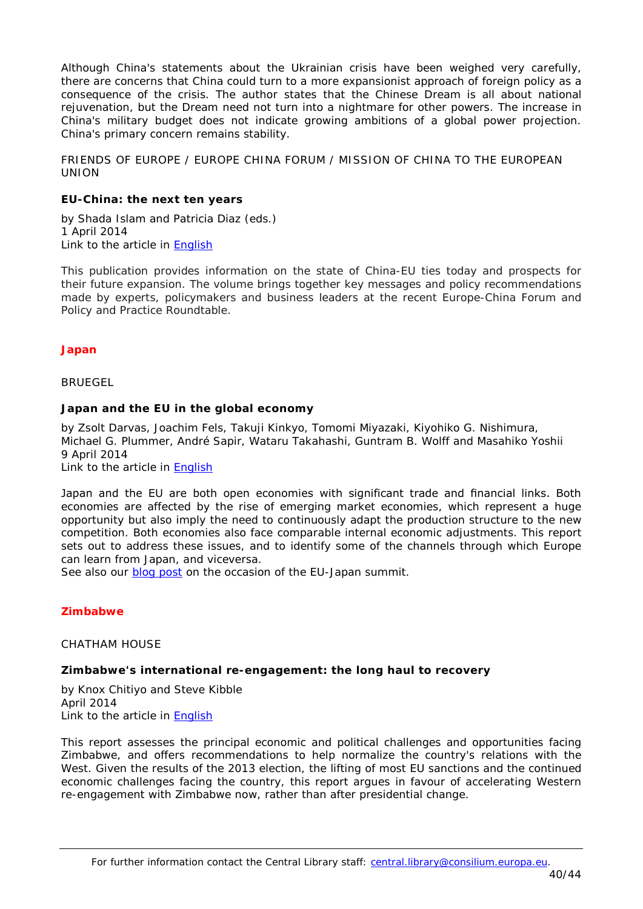Although China's statements about the Ukrainian crisis have been weighed very carefully, there are concerns that China could turn to a more expansionist approach of foreign policy as a consequence of the crisis. The author states that the Chinese Dream is all about national rejuvenation, but the Dream need not turn into a nightmare for other powers. The increase in China's military budget does not indicate growing ambitions of a global power projection. China's primary concern remains stability.

FRIENDS OF EUROPE / EUROPE CHINA FORUM / MISSION OF CHINA TO THE EUROPEAN UNION

**EU-China: the next ten years**

by Shada Islam and Patricia Diaz (eds.)
1 April 2014
Link to the article in English

This publication provides information on the state of China-EU ties today and prospects for their future expansion. The volume brings together key messages and policy recommendations made by experts, policymakers and business leaders at the recent Europe-China Forum and Policy and Practice Roundtable.

## Japan

BRUEGEL

**Japan and the EU in the global economy**

by Zsolt Darvas, Joachim Fels, Takuji Kinkyo, Tomomi Miyazaki, Kiyohiko G. Nishimura, Michael G. Plummer, André Sapir, Wataru Takahashi, Guntram B. Wolff and Masahiko Yoshii
9 April 2014
Link to the article in English

Japan and the EU are both open economies with significant trade and financial links. Both economies are affected by the rise of emerging market economies, which represent a huge opportunity but also imply the need to continuously adapt the production structure to the new competition. Both economies also face comparable internal economic adjustments. This report sets out to address these issues, and to identify some of the channels through which Europe can learn from Japan, and viceversa.
See also our blog post on the occasion of the EU-Japan summit.

## Zimbabwe

CHATHAM HOUSE

**Zimbabwe's international re-engagement: the long haul to recovery**

by Knox Chitiyo and Steve Kibble
April 2014
Link to the article in English

This report assesses the principal economic and political challenges and opportunities facing Zimbabwe, and offers recommendations to help normalize the country's relations with the West. Given the results of the 2013 election, the lifting of most EU sanctions and the continued economic challenges facing the country, this report argues in favour of accelerating Western re-engagement with Zimbabwe now, rather than after presidential change.

For further information contact the Central Library staff: central.library@consilium.europa.eu.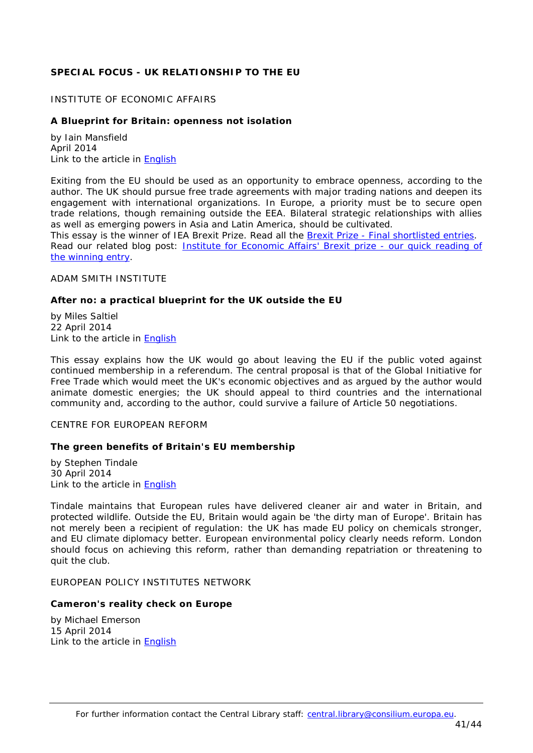## SPECIAL FOCUS - UK RELATIONSHIP TO THE EU

INSTITUTE OF ECONOMIC AFFAIRS

### A Blueprint for Britain: openness not isolation

by Iain Mansfield
April 2014
Link to the article in English

Exiting from the EU should be used as an opportunity to embrace openness, according to the author. The UK should pursue free trade agreements with major trading nations and deepen its engagement with international organizations. In Europe, a priority must be to secure open trade relations, though remaining outside the EEA. Bilateral strategic relationships with allies as well as emerging powers in Asia and Latin America, should be cultivated.
This essay is the winner of IEA Brexit Prize. Read all the Brexit Prize - Final shortlisted entries.
Read our related blog post: Institute for Economic Affairs' Brexit prize - our quick reading of the winning entry.

ADAM SMITH INSTITUTE

### After no: a practical blueprint for the UK outside the EU

by Miles Saltiel
22 April 2014
Link to the article in English

This essay explains how the UK would go about leaving the EU if the public voted against continued membership in a referendum. The central proposal is that of the Global Initiative for Free Trade which would meet the UK's economic objectives and as argued by the author would animate domestic energies; the UK should appeal to third countries and the international community and, according to the author, could survive a failure of Article 50 negotiations.

CENTRE FOR EUROPEAN REFORM

### The green benefits of Britain's EU membership

by Stephen Tindale
30 April 2014
Link to the article in English

Tindale maintains that European rules have delivered cleaner air and water in Britain, and protected wildlife. Outside the EU, Britain would again be 'the dirty man of Europe'. Britain has not merely been a recipient of regulation: the UK has made EU policy on chemicals stronger, and EU climate diplomacy better. European environmental policy clearly needs reform. London should focus on achieving this reform, rather than demanding repatriation or threatening to quit the club.

EUROPEAN POLICY INSTITUTES NETWORK

### Cameron's reality check on Europe

by Michael Emerson
15 April 2014
Link to the article in English

For further information contact the Central Library staff: central.library@consilium.europa.eu.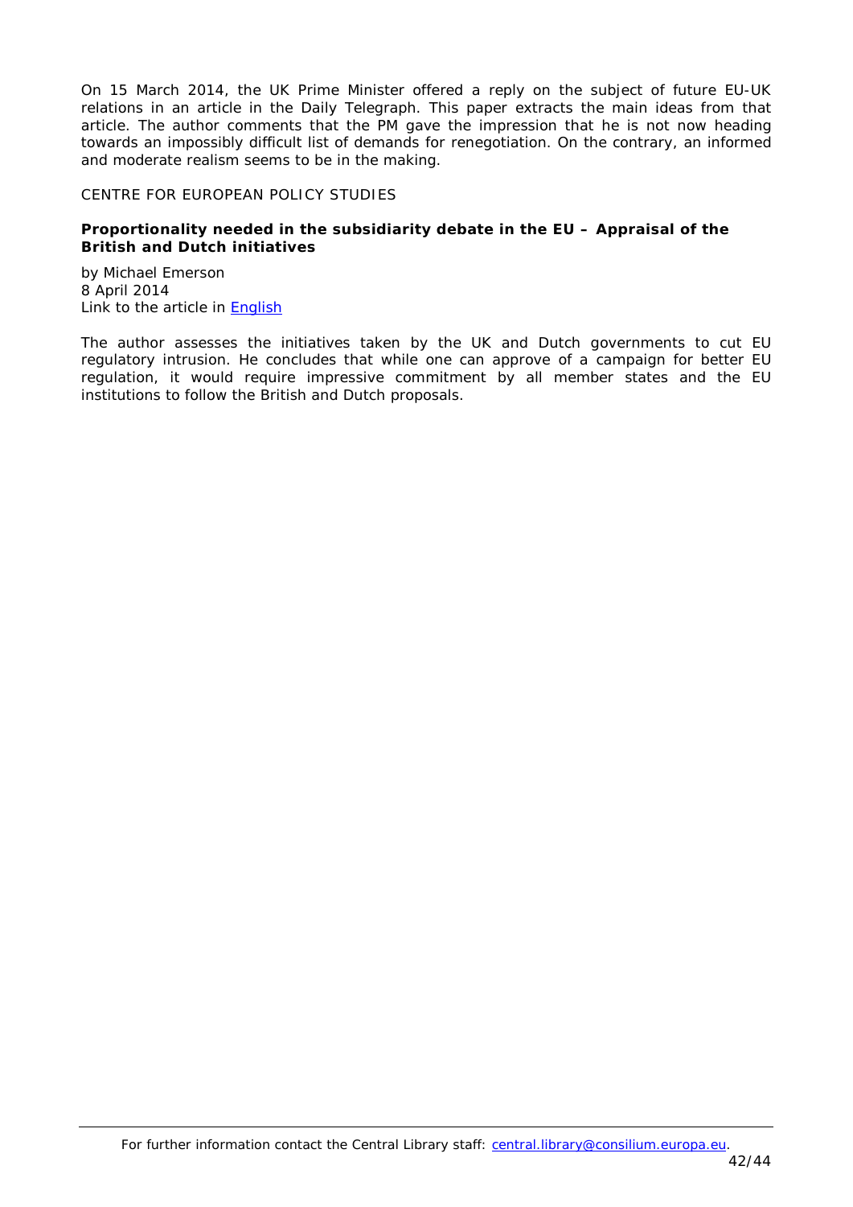On 15 March 2014, the UK Prime Minister offered a reply on the subject of future EU-UK relations in an article in the Daily Telegraph. This paper extracts the main ideas from that article. The author comments that the PM gave the impression that he is not now heading towards an impossibly difficult list of demands for renegotiation. On the contrary, an informed and moderate realism seems to be in the making.

CENTRE FOR EUROPEAN POLICY STUDIES

**Proportionality needed in the subsidiarity debate in the EU – Appraisal of the British and Dutch initiatives**

by Michael Emerson
8 April 2014
Link to the article in English

The author assesses the initiatives taken by the UK and Dutch governments to cut EU regulatory intrusion. He concludes that while one can approve of a campaign for better EU regulation, it would require impressive commitment by all member states and the EU institutions to follow the British and Dutch proposals.

For further information contact the Central Library staff: central.library@consilium.europa.eu.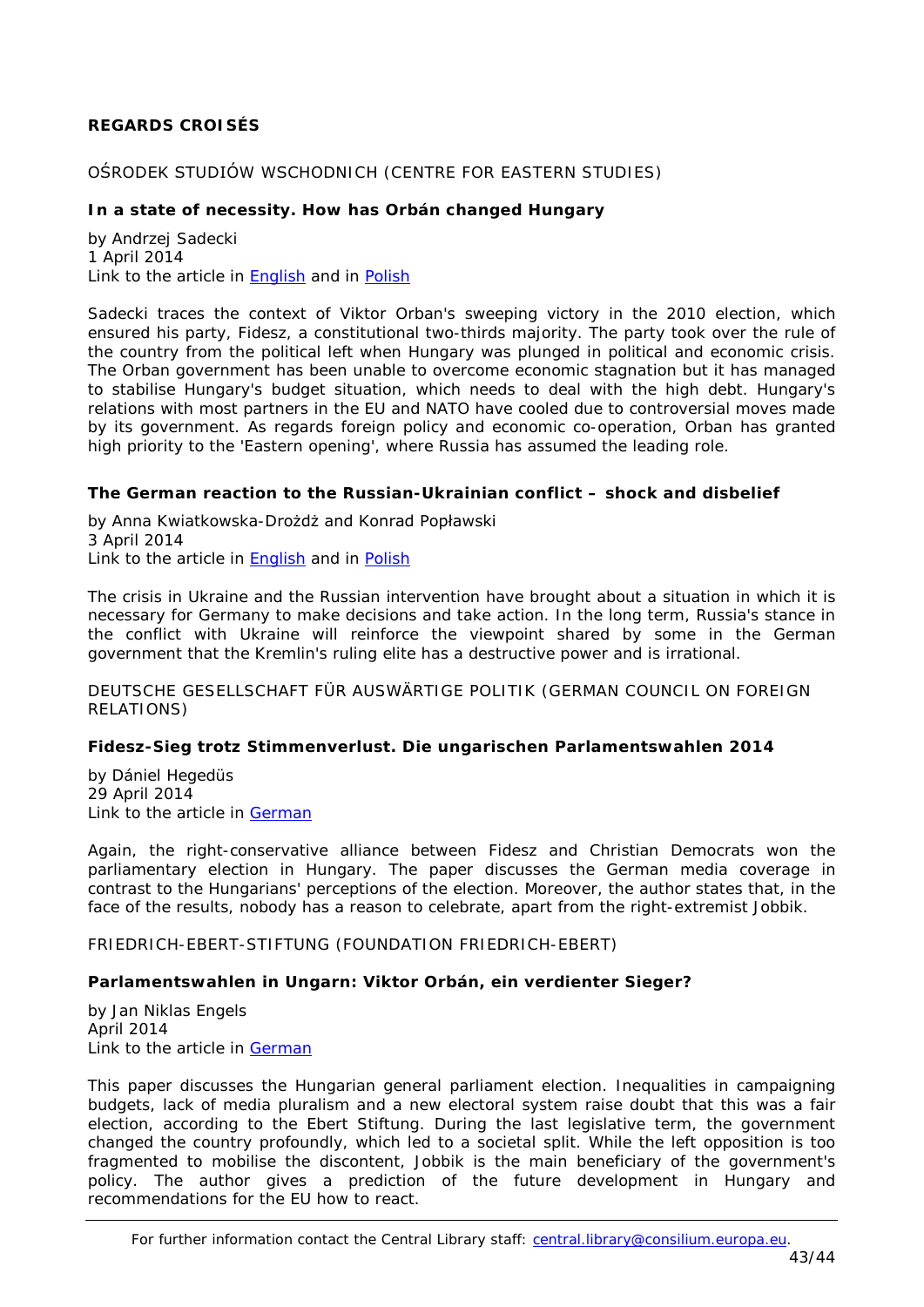## REGARDS CROISÉS

OŚRODEK STUDIÓW WSCHODNICH (CENTRE FOR EASTERN STUDIES)

### In a state of necessity. How has Orbán changed Hungary

by Andrzej Sadecki
1 April 2014
Link to the article in English and in Polish

Sadecki traces the context of Viktor Orban's sweeping victory in the 2010 election, which ensured his party, Fidesz, a constitutional two-thirds majority. The party took over the rule of the country from the political left when Hungary was plunged in political and economic crisis. The Orban government has been unable to overcome economic stagnation but it has managed to stabilise Hungary's budget situation, which needs to deal with the high debt. Hungary's relations with most partners in the EU and NATO have cooled due to controversial moves made by its government. As regards foreign policy and economic co-operation, Orban has granted high priority to the 'Eastern opening', where Russia has assumed the leading role.

### The German reaction to the Russian-Ukrainian conflict – shock and disbelief

by Anna Kwiatkowska-Drożdż and Konrad Popławski
3 April 2014
Link to the article in English and in Polish

The crisis in Ukraine and the Russian intervention have brought about a situation in which it is necessary for Germany to make decisions and take action. In the long term, Russia's stance in the conflict with Ukraine will reinforce the viewpoint shared by some in the German government that the Kremlin's ruling elite has a destructive power and is irrational.

DEUTSCHE GESELLSCHAFT FÜR AUSWÄRTIGE POLITIK (GERMAN COUNCIL ON FOREIGN RELATIONS)

### Fidesz-Sieg trotz Stimmenverlust. Die ungarischen Parlamentswahlen 2014

by Dániel Hegedüs
29 April 2014
Link to the article in German

Again, the right-conservative alliance between Fidesz and Christian Democrats won the parliamentary election in Hungary. The paper discusses the German media coverage in contrast to the Hungarians' perceptions of the election. Moreover, the author states that, in the face of the results, nobody has a reason to celebrate, apart from the right-extremist Jobbik.

FRIEDRICH-EBERT-STIFTUNG (FOUNDATION FRIEDRICH-EBERT)

### Parlamentswahlen in Ungarn: Viktor Orbán, ein verdienter Sieger?

by Jan Niklas Engels
April 2014
Link to the article in German

This paper discusses the Hungarian general parliament election. Inequalities in campaigning budgets, lack of media pluralism and a new electoral system raise doubt that this was a fair election, according to the Ebert Stiftung. During the last legislative term, the government changed the country profoundly, which led to a societal split. While the left opposition is too fragmented to mobilise the discontent, Jobbik is the main beneficiary of the government's policy. The author gives a prediction of the future development in Hungary and recommendations for the EU how to react.

For further information contact the Central Library staff: central.library@consilium.europa.eu.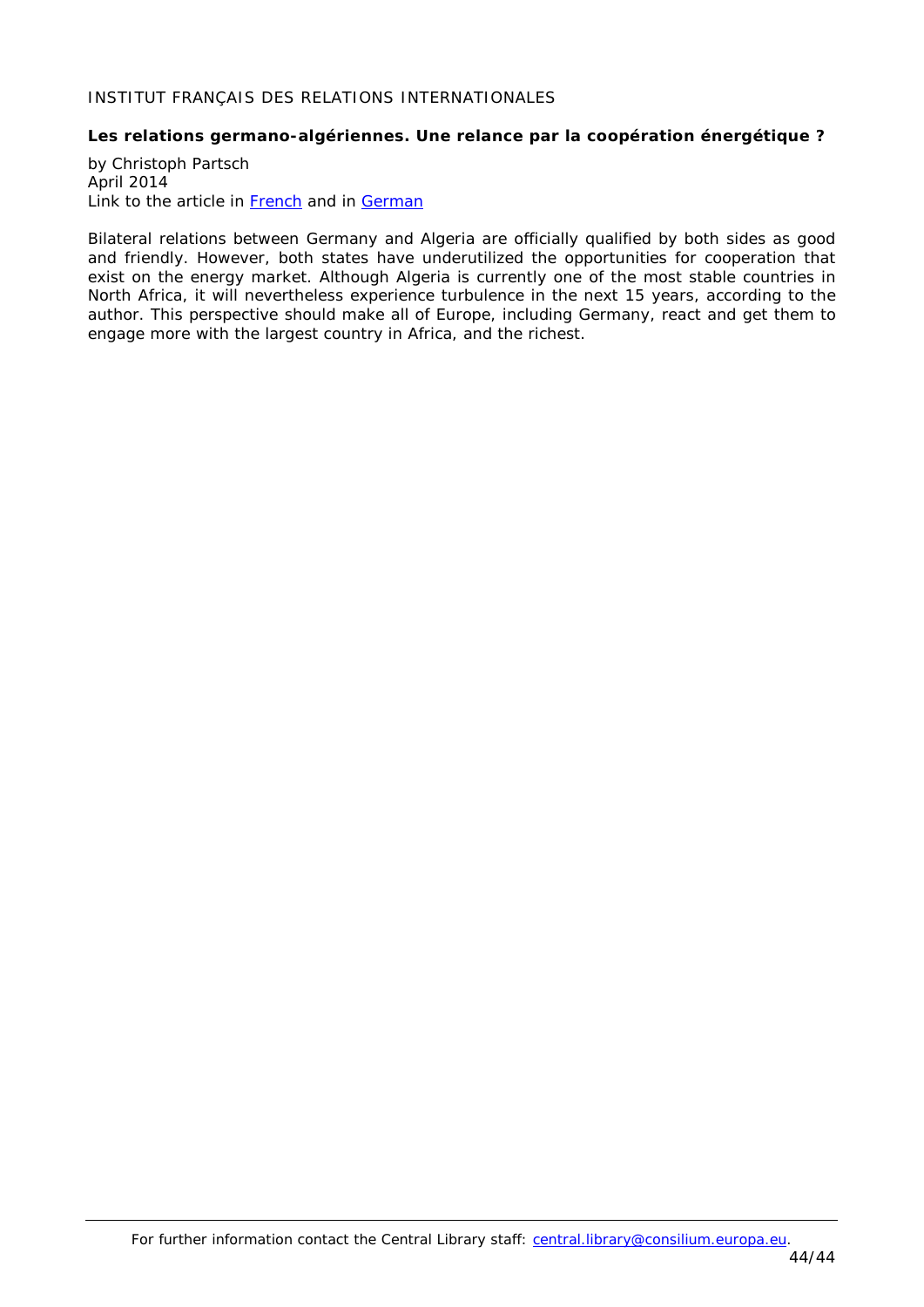INSTITUT FRANÇAIS DES RELATIONS INTERNATIONALES

**Les relations germano-algériennes. Une relance par la coopération énergétique ?**

by Christoph Partsch
April 2014
Link to the article in French and in German

Bilateral relations between Germany and Algeria are officially qualified by both sides as good and friendly. However, both states have underutilized the opportunities for cooperation that exist on the energy market. Although Algeria is currently one of the most stable countries in North Africa, it will nevertheless experience turbulence in the next 15 years, according to the author. This perspective should make all of Europe, including Germany, react and get them to engage more with the largest country in Africa, and the richest.

For further information contact the Central Library staff: central.library@consilium.europa.eu.